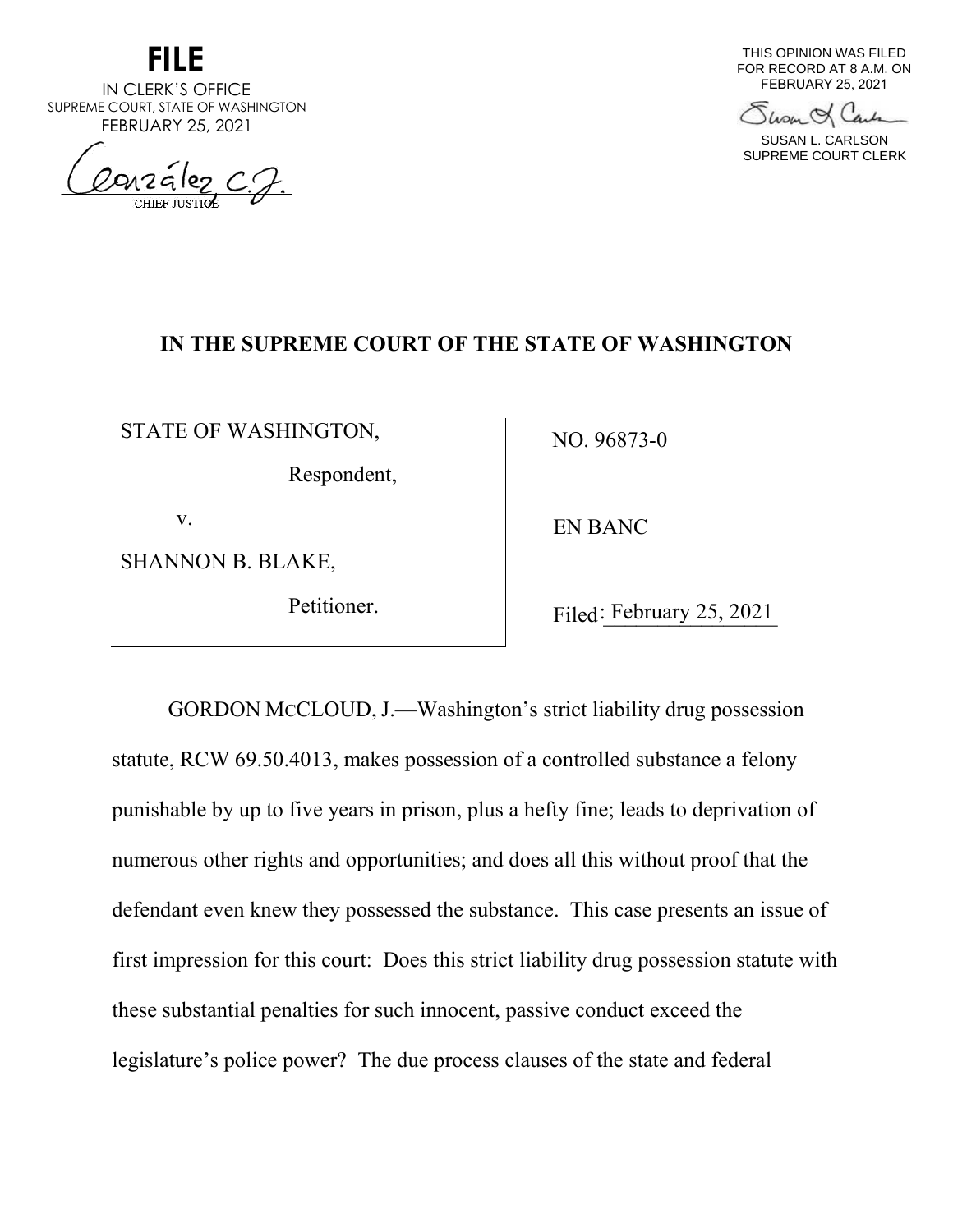**FILE**
IN CLERK'S OFFICE
SUPREME COURT, STATE OF WASHINGTON
FEBRUARY 25, 2021

González, C.J.
CHIEF JUSTICE

THIS OPINION WAS FILED
FOR RECORD AT 8 A.M. ON
FEBRUARY 25, 2021

SUSAN L. CARLSON
SUPREME COURT CLERK

# IN THE SUPREME COURT OF THE STATE OF WASHINGTON

| | |
|---|---|
| STATE OF WASHINGTON,<br>Respondent,<br>v.<br>SHANNON B. BLAKE,<br>Petitioner. | NO. 96873-0<br><br>EN BANC<br><br>Filed: February 25, 2021 |

GORDON McCLOUD, J.—Washington's strict liability drug possession statute, RCW 69.50.4013, makes possession of a controlled substance a felony punishable by up to five years in prison, plus a hefty fine; leads to deprivation of numerous other rights and opportunities; and does all this without proof that the defendant even knew they possessed the substance. This case presents an issue of first impression for this court: Does this strict liability drug possession statute with these substantial penalties for such innocent, passive conduct exceed the legislature's police power? The due process clauses of the state and federal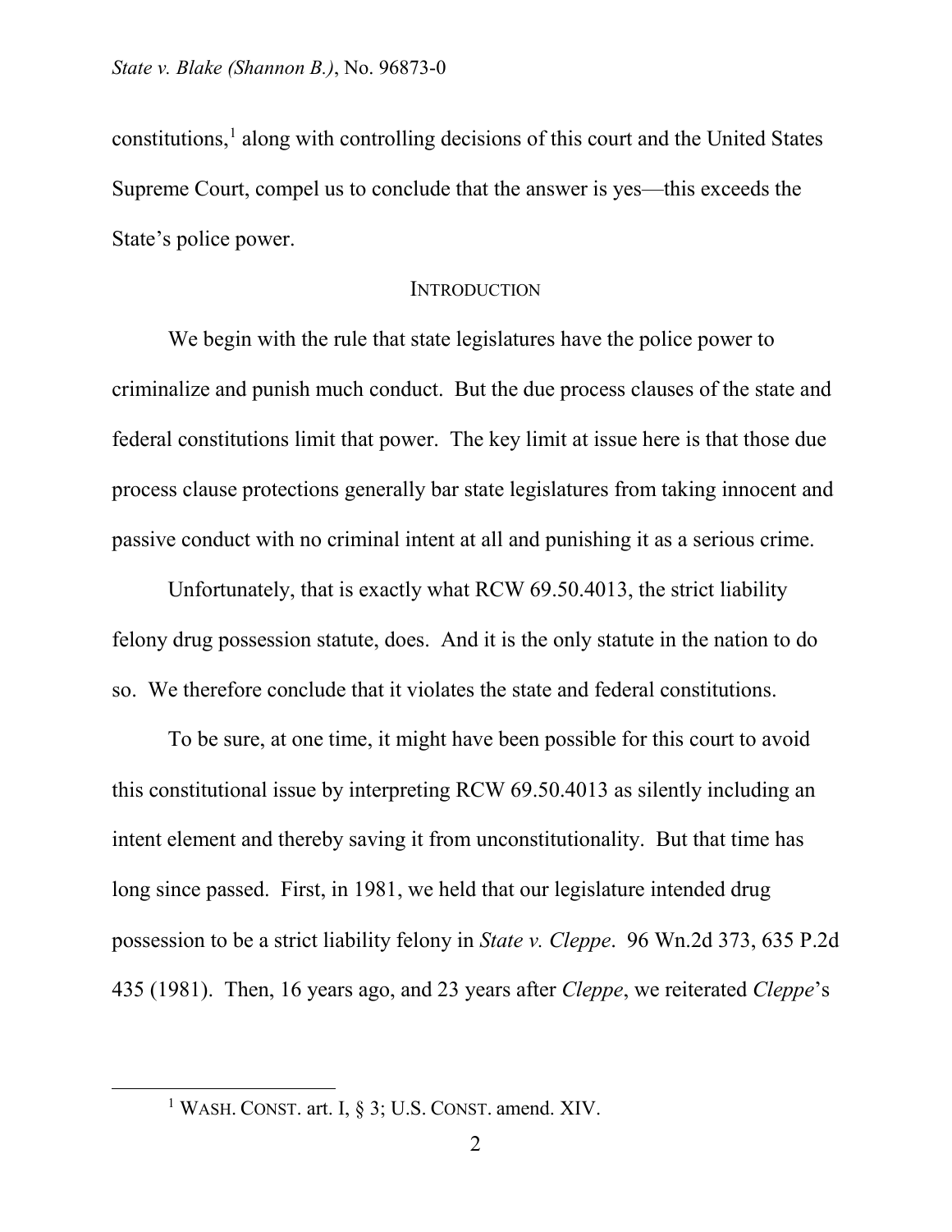constitutions,[1] along with controlling decisions of this court and the United States Supreme Court, compel us to conclude that the answer is yes—this exceeds the State's police power.

## INTRODUCTION

We begin with the rule that state legislatures have the police power to criminalize and punish much conduct. But the due process clauses of the state and federal constitutions limit that power. The key limit at issue here is that those due process clause protections generally bar state legislatures from taking innocent and passive conduct with no criminal intent at all and punishing it as a serious crime.

Unfortunately, that is exactly what RCW 69.50.4013, the strict liability felony drug possession statute, does. And it is the only statute in the nation to do so. We therefore conclude that it violates the state and federal constitutions.

To be sure, at one time, it might have been possible for this court to avoid this constitutional issue by interpreting RCW 69.50.4013 as silently including an intent element and thereby saving it from unconstitutionality. But that time has long since passed. First, in 1981, we held that our legislature intended drug possession to be a strict liability felony in *State v. Cleppe*. 96 Wn.2d 373, 635 P.2d 435 (1981). Then, 16 years ago, and 23 years after *Cleppe*, we reiterated *Cleppe*'s

---

[1] WASH. CONST. art. I, § 3; U.S. CONST. amend. XIV.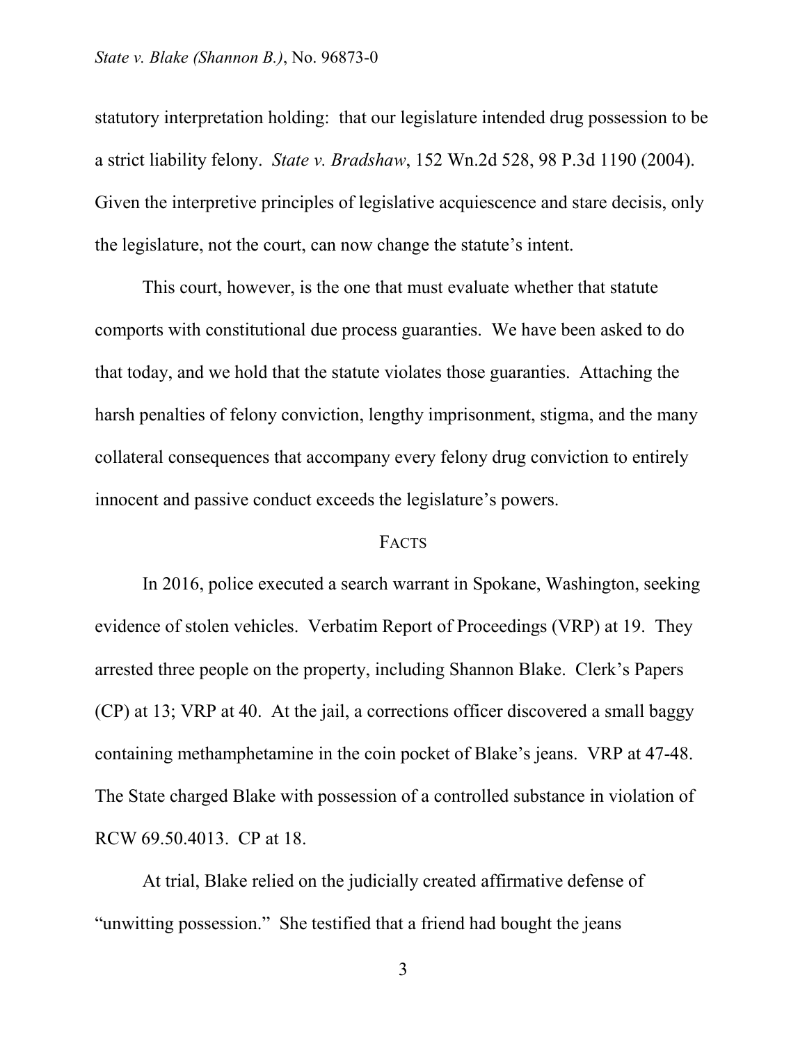statutory interpretation holding: that our legislature intended drug possession to be a strict liability felony. *State v. Bradshaw*, 152 Wn.2d 528, 98 P.3d 1190 (2004). Given the interpretive principles of legislative acquiescence and stare decisis, only the legislature, not the court, can now change the statute's intent.

This court, however, is the one that must evaluate whether that statute comports with constitutional due process guaranties. We have been asked to do that today, and we hold that the statute violates those guaranties. Attaching the harsh penalties of felony conviction, lengthy imprisonment, stigma, and the many collateral consequences that accompany every felony drug conviction to entirely innocent and passive conduct exceeds the legislature's powers.

## FACTS

In 2016, police executed a search warrant in Spokane, Washington, seeking evidence of stolen vehicles. Verbatim Report of Proceedings (VRP) at 19. They arrested three people on the property, including Shannon Blake. Clerk's Papers (CP) at 13; VRP at 40. At the jail, a corrections officer discovered a small baggy containing methamphetamine in the coin pocket of Blake's jeans. VRP at 47-48. The State charged Blake with possession of a controlled substance in violation of RCW 69.50.4013. CP at 18.

At trial, Blake relied on the judicially created affirmative defense of "unwitting possession." She testified that a friend had bought the jeans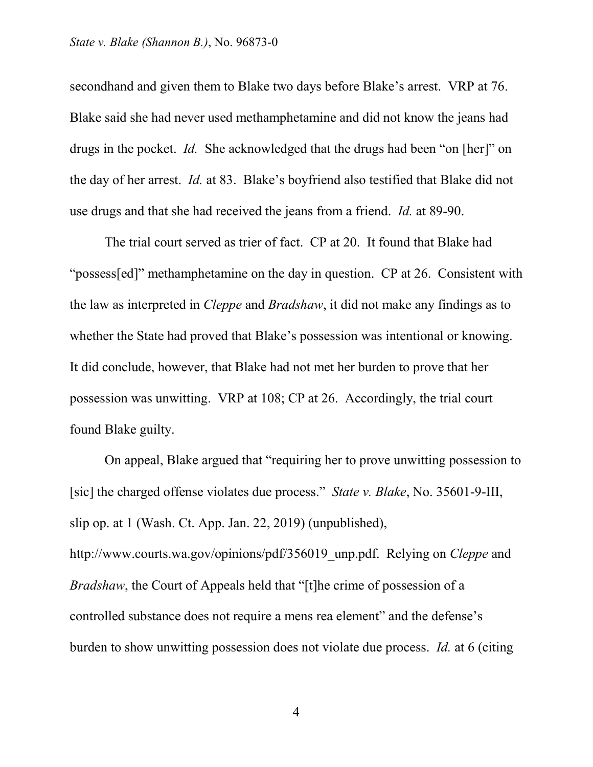secondhand and given them to Blake two days before Blake's arrest. VRP at 76. Blake said she had never used methamphetamine and did not know the jeans had drugs in the pocket. *Id.* She acknowledged that the drugs had been "on [her]" on the day of her arrest. *Id.* at 83. Blake's boyfriend also testified that Blake did not use drugs and that she had received the jeans from a friend. *Id.* at 89-90.

The trial court served as trier of fact. CP at 20. It found that Blake had "possess[ed]" methamphetamine on the day in question. CP at 26. Consistent with the law as interpreted in *Cleppe* and *Bradshaw*, it did not make any findings as to whether the State had proved that Blake's possession was intentional or knowing. It did conclude, however, that Blake had not met her burden to prove that her possession was unwitting. VRP at 108; CP at 26. Accordingly, the trial court found Blake guilty.

On appeal, Blake argued that "requiring her to prove unwitting possession to [sic] the charged offense violates due process." *State v. Blake*, No. 35601-9-III, slip op. at 1 (Wash. Ct. App. Jan. 22, 2019) (unpublished), http://www.courts.wa.gov/opinions/pdf/356019_unp.pdf. Relying on *Cleppe* and *Bradshaw*, the Court of Appeals held that "[t]he crime of possession of a controlled substance does not require a mens rea element" and the defense's burden to show unwitting possession does not violate due process. *Id.* at 6 (citing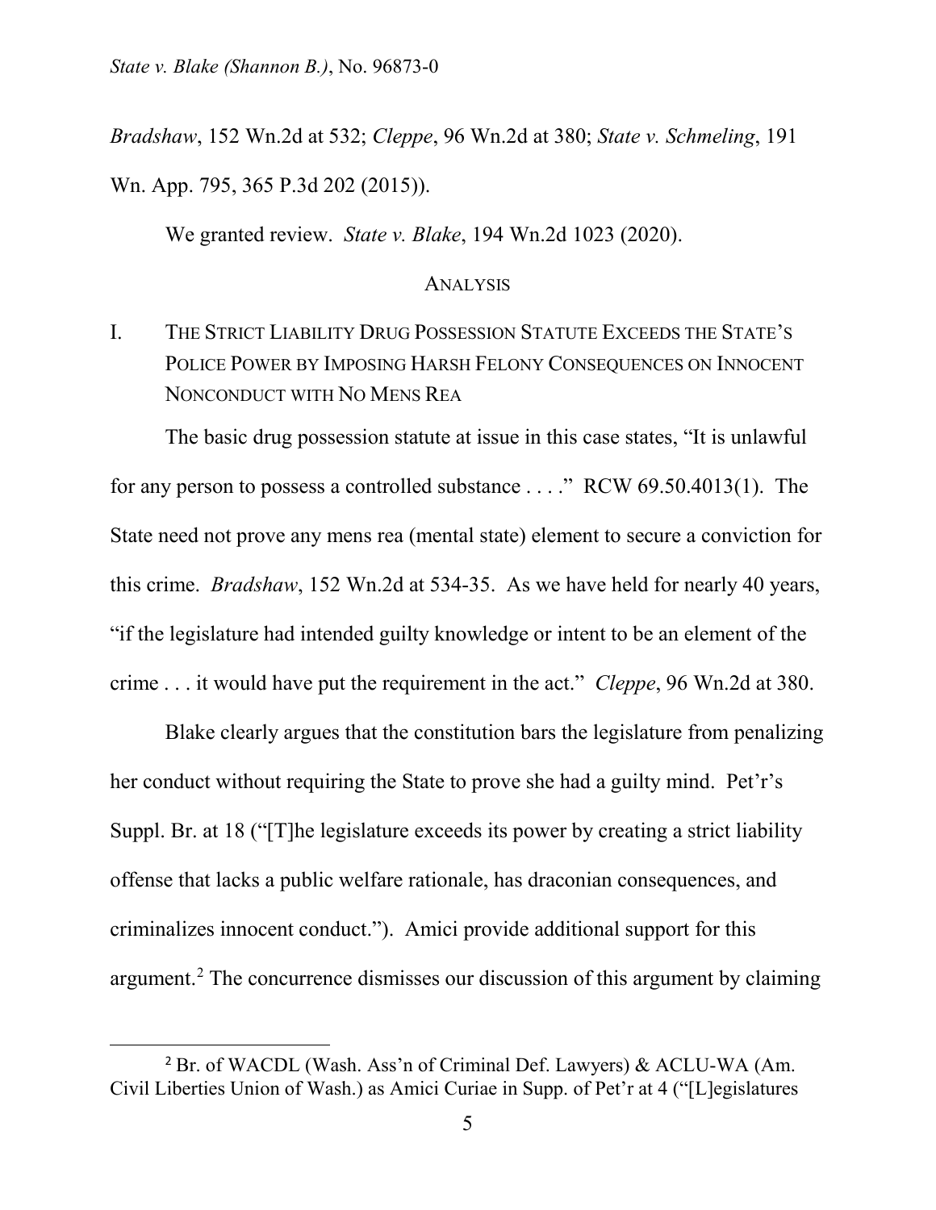*Bradshaw*, 152 Wn.2d at 532; *Cleppe*, 96 Wn.2d at 380; *State v. Schmeling*, 191 Wn. App. 795, 365 P.3d 202 (2015)).

We granted review. *State v. Blake*, 194 Wn.2d 1023 (2020).

## ANALYSIS

### I. THE STRICT LIABILITY DRUG POSSESSION STATUTE EXCEEDS THE STATE'S POLICE POWER BY IMPOSING HARSH FELONY CONSEQUENCES ON INNOCENT NONCONDUCT WITH NO MENS REA

The basic drug possession statute at issue in this case states, "It is unlawful for any person to possess a controlled substance . . . ." RCW 69.50.4013(1). The State need not prove any mens rea (mental state) element to secure a conviction for this crime. *Bradshaw*, 152 Wn.2d at 534-35. As we have held for nearly 40 years, "if the legislature had intended guilty knowledge or intent to be an element of the crime . . . it would have put the requirement in the act." *Cleppe*, 96 Wn.2d at 380.

Blake clearly argues that the constitution bars the legislature from penalizing her conduct without requiring the State to prove she had a guilty mind. Pet'r's Suppl. Br. at 18 ("[T]he legislature exceeds its power by creating a strict liability offense that lacks a public welfare rationale, has draconian consequences, and criminalizes innocent conduct."). Amici provide additional support for this argument.[2] The concurrence dismisses our discussion of this argument by claiming

[2] Br. of WACDL (Wash. Ass'n of Criminal Def. Lawyers) & ACLU-WA (Am. Civil Liberties Union of Wash.) as Amici Curiae in Supp. of Pet'r at 4 ("[L]egislatures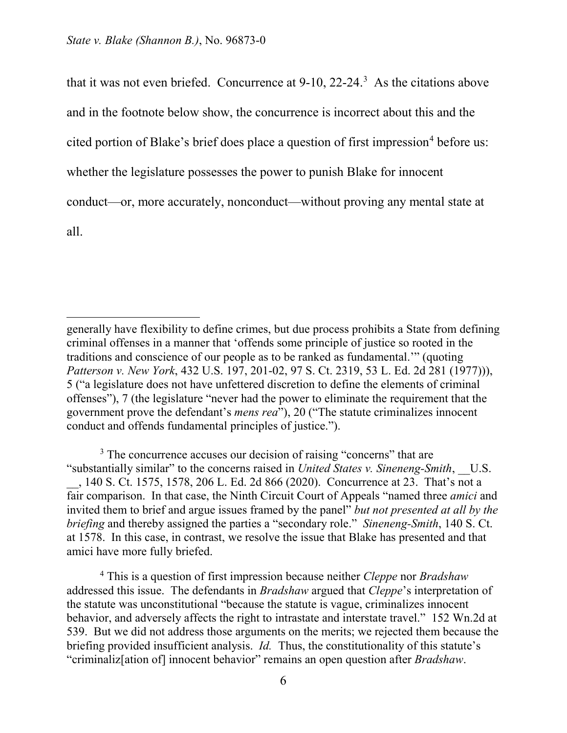that it was not even briefed. Concurrence at 9-10, 22-24.[3] As the citations above and in the footnote below show, the concurrence is incorrect about this and the cited portion of Blake's brief does place a question of first impression[4] before us: whether the legislature possesses the power to punish Blake for innocent conduct—or, more accurately, nonconduct—without proving any mental state at all.

---

generally have flexibility to define crimes, but due process prohibits a State from defining criminal offenses in a manner that 'offends some principle of justice so rooted in the traditions and conscience of our people as to be ranked as fundamental.'" (quoting *Patterson v. New York*, 432 U.S. 197, 201-02, 97 S. Ct. 2319, 53 L. Ed. 2d 281 (1977))), 5 ("a legislature does not have unfettered discretion to define the elements of criminal offenses"), 7 (the legislature "never had the power to eliminate the requirement that the government prove the defendant's *mens rea*"), 20 ("The statute criminalizes innocent conduct and offends fundamental principles of justice.").

[3] The concurrence accuses our decision of raising "concerns" that are "substantially similar" to the concerns raised in *United States v. Sineneng-Smith*, __U.S. __, 140 S. Ct. 1575, 1578, 206 L. Ed. 2d 866 (2020). Concurrence at 23. That's not a fair comparison. In that case, the Ninth Circuit Court of Appeals "named three *amici* and invited them to brief and argue issues framed by the panel" *but not presented at all by the briefing* and thereby assigned the parties a "secondary role." *Sineneng-Smith*, 140 S. Ct. at 1578. In this case, in contrast, we resolve the issue that Blake has presented and that amici have more fully briefed.

[4] This is a question of first impression because neither *Cleppe* nor *Bradshaw* addressed this issue. The defendants in *Bradshaw* argued that *Cleppe*'s interpretation of the statute was unconstitutional "because the statute is vague, criminalizes innocent behavior, and adversely affects the right to intrastate and interstate travel." 152 Wn.2d at 539. But we did not address those arguments on the merits; we rejected them because the briefing provided insufficient analysis. *Id.* Thus, the constitutionality of this statute's "criminaliz[ation of] innocent behavior" remains an open question after *Bradshaw*.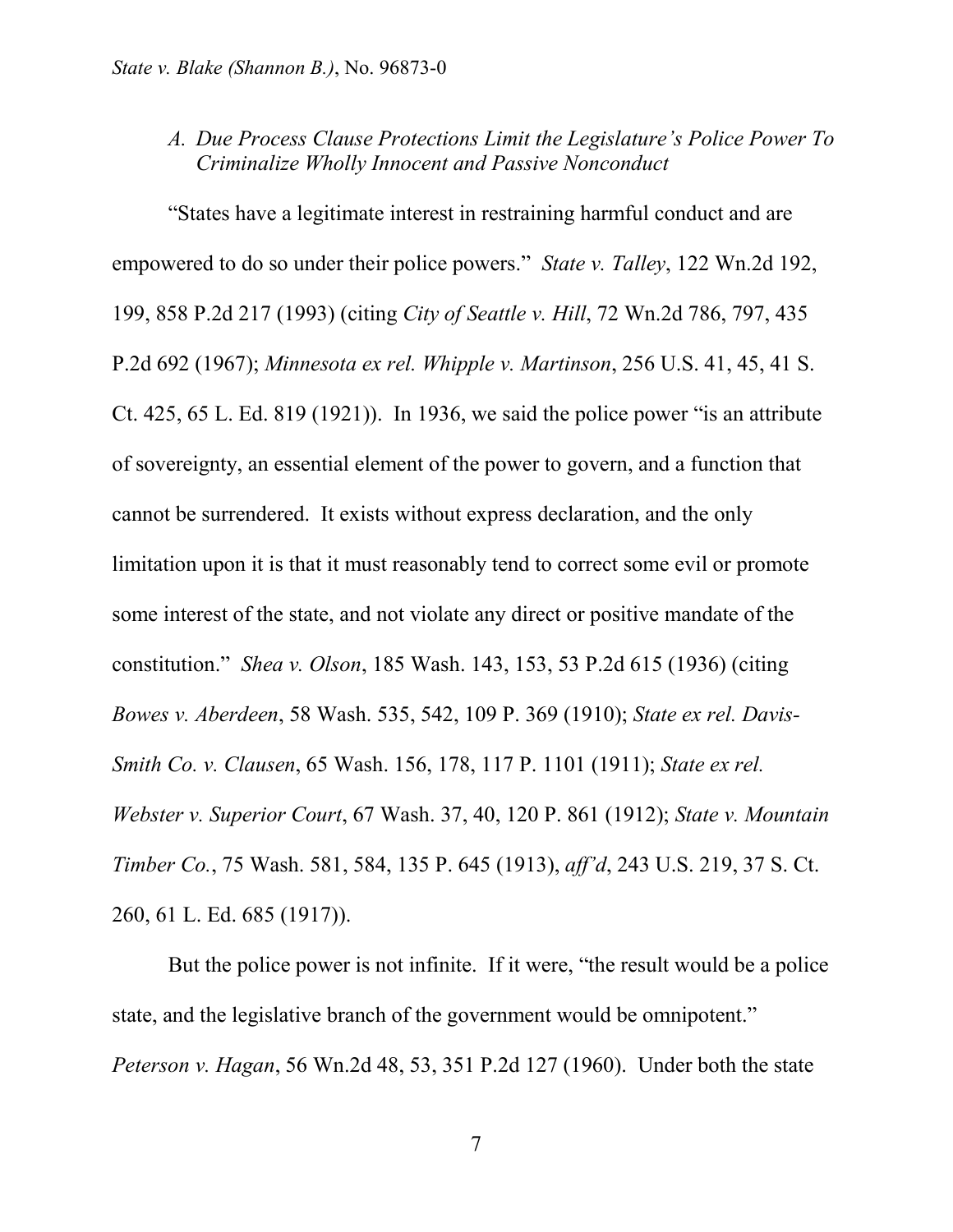### *A. Due Process Clause Protections Limit the Legislature's Police Power To Criminalize Wholly Innocent and Passive Nonconduct*

"States have a legitimate interest in restraining harmful conduct and are empowered to do so under their police powers." *State v. Talley*, 122 Wn.2d 192, 199, 858 P.2d 217 (1993) (citing *City of Seattle v. Hill*, 72 Wn.2d 786, 797, 435 P.2d 692 (1967); *Minnesota ex rel. Whipple v. Martinson*, 256 U.S. 41, 45, 41 S. Ct. 425, 65 L. Ed. 819 (1921)). In 1936, we said the police power "is an attribute of sovereignty, an essential element of the power to govern, and a function that cannot be surrendered. It exists without express declaration, and the only limitation upon it is that it must reasonably tend to correct some evil or promote some interest of the state, and not violate any direct or positive mandate of the constitution." *Shea v. Olson*, 185 Wash. 143, 153, 53 P.2d 615 (1936) (citing *Bowes v. Aberdeen*, 58 Wash. 535, 542, 109 P. 369 (1910); *State ex rel. Davis-Smith Co. v. Clausen*, 65 Wash. 156, 178, 117 P. 1101 (1911); *State ex rel. Webster v. Superior Court*, 67 Wash. 37, 40, 120 P. 861 (1912); *State v. Mountain Timber Co.*, 75 Wash. 581, 584, 135 P. 645 (1913), *aff'd*, 243 U.S. 219, 37 S. Ct. 260, 61 L. Ed. 685 (1917)).

But the police power is not infinite. If it were, "the result would be a police state, and the legislative branch of the government would be omnipotent." *Peterson v. Hagan*, 56 Wn.2d 48, 53, 351 P.2d 127 (1960). Under both the state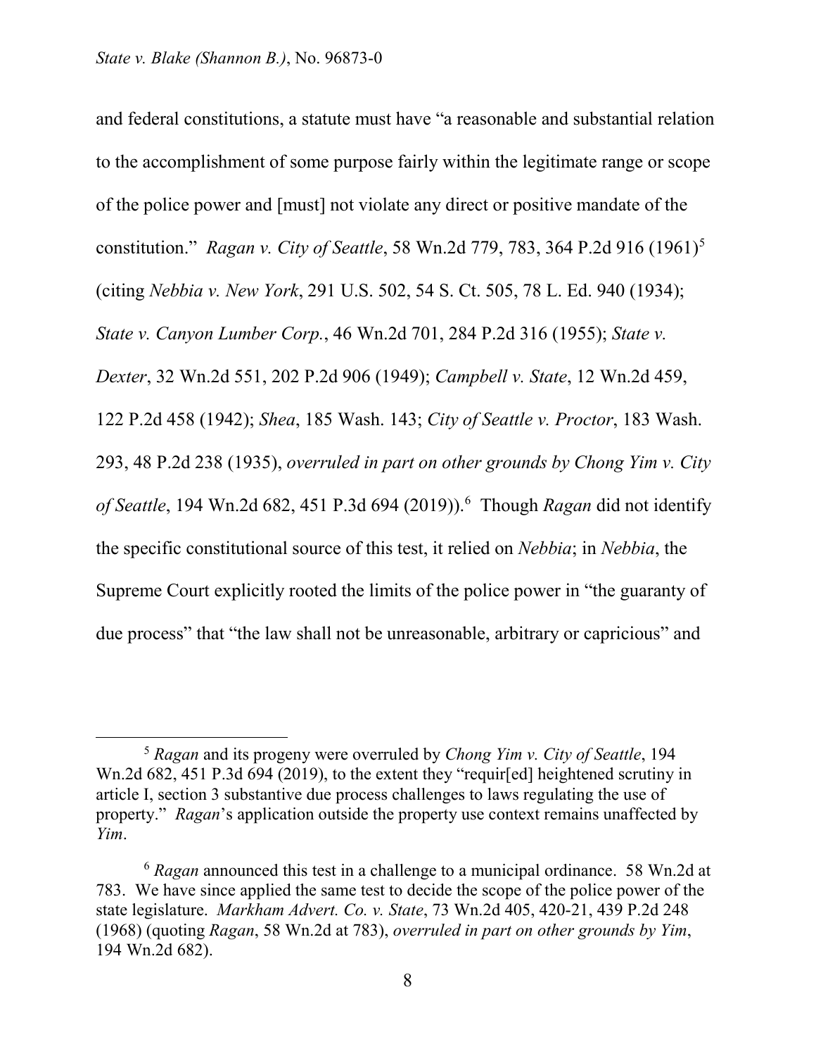and federal constitutions, a statute must have "a reasonable and substantial relation to the accomplishment of some purpose fairly within the legitimate range or scope of the police power and [must] not violate any direct or positive mandate of the constitution." *Ragan v. City of Seattle*, 58 Wn.2d 779, 783, 364 P.2d 916 (1961)[5] (citing *Nebbia v. New York*, 291 U.S. 502, 54 S. Ct. 505, 78 L. Ed. 940 (1934); *State v. Canyon Lumber Corp.*, 46 Wn.2d 701, 284 P.2d 316 (1955); *State v. Dexter*, 32 Wn.2d 551, 202 P.2d 906 (1949); *Campbell v. State*, 12 Wn.2d 459, 122 P.2d 458 (1942); *Shea*, 185 Wash. 143; *City of Seattle v. Proctor*, 183 Wash. 293, 48 P.2d 238 (1935), *overruled in part on other grounds by Chong Yim v. City of Seattle*, 194 Wn.2d 682, 451 P.3d 694 (2019)).[6] Though *Ragan* did not identify the specific constitutional source of this test, it relied on *Nebbia*; in *Nebbia*, the Supreme Court explicitly rooted the limits of the police power in "the guaranty of due process" that "the law shall not be unreasonable, arbitrary or capricious" and

---

[5] *Ragan* and its progeny were overruled by *Chong Yim v. City of Seattle*, 194 Wn.2d 682, 451 P.3d 694 (2019), to the extent they "requir[ed] heightened scrutiny in article I, section 3 substantive due process challenges to laws regulating the use of property." *Ragan*'s application outside the property use context remains unaffected by *Yim*.

[6] *Ragan* announced this test in a challenge to a municipal ordinance. 58 Wn.2d at 783. We have since applied the same test to decide the scope of the police power of the state legislature. *Markham Advert. Co. v. State*, 73 Wn.2d 405, 420-21, 439 P.2d 248 (1968) (quoting *Ragan*, 58 Wn.2d at 783), *overruled in part on other grounds by Yim*, 194 Wn.2d 682).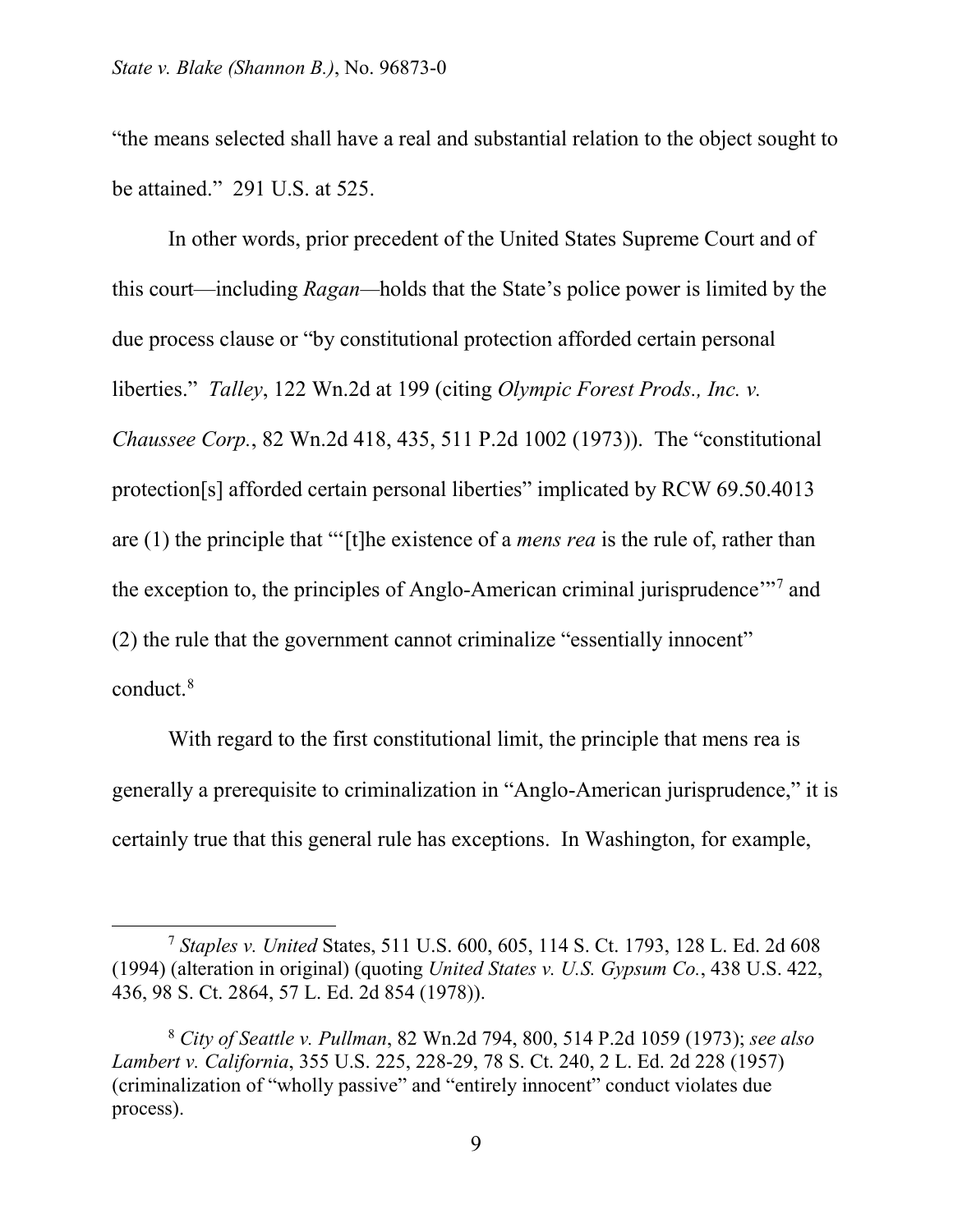"the means selected shall have a real and substantial relation to the object sought to be attained." 291 U.S. at 525.

In other words, prior precedent of the United States Supreme Court and of this court—including *Ragan*—holds that the State's police power is limited by the due process clause or "by constitutional protection afforded certain personal liberties." *Talley*, 122 Wn.2d at 199 (citing *Olympic Forest Prods., Inc. v. Chaussee Corp.*, 82 Wn.2d 418, 435, 511 P.2d 1002 (1973)). The "constitutional protection[s] afforded certain personal liberties" implicated by RCW 69.50.4013 are (1) the principle that "'[t]he existence of a *mens rea* is the rule of, rather than the exception to, the principles of Anglo-American criminal jurisprudence'"[7] and (2) the rule that the government cannot criminalize "essentially innocent" conduct.[8]

With regard to the first constitutional limit, the principle that mens rea is generally a prerequisite to criminalization in "Anglo-American jurisprudence," it is certainly true that this general rule has exceptions. In Washington, for example,

---

[7] *Staples v. United* States, 511 U.S. 600, 605, 114 S. Ct. 1793, 128 L. Ed. 2d 608 (1994) (alteration in original) (quoting *United States v. U.S. Gypsum Co.*, 438 U.S. 422, 436, 98 S. Ct. 2864, 57 L. Ed. 2d 854 (1978)).

[8] *City of Seattle v. Pullman*, 82 Wn.2d 794, 800, 514 P.2d 1059 (1973); *see also Lambert v. California*, 355 U.S. 225, 228-29, 78 S. Ct. 240, 2 L. Ed. 2d 228 (1957) (criminalization of "wholly passive" and "entirely innocent" conduct violates due process).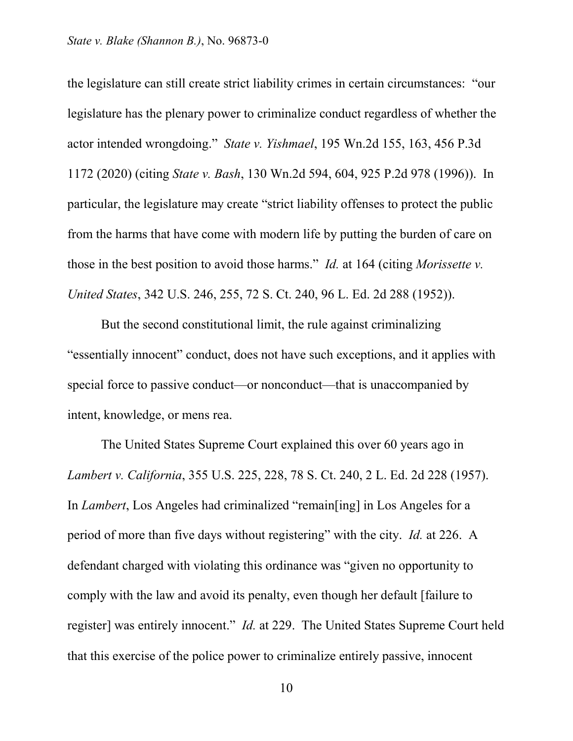the legislature can still create strict liability crimes in certain circumstances: "our legislature has the plenary power to criminalize conduct regardless of whether the actor intended wrongdoing." *State v. Yishmael*, 195 Wn.2d 155, 163, 456 P.3d 1172 (2020) (citing *State v. Bash*, 130 Wn.2d 594, 604, 925 P.2d 978 (1996)). In particular, the legislature may create "strict liability offenses to protect the public from the harms that have come with modern life by putting the burden of care on those in the best position to avoid those harms." *Id.* at 164 (citing *Morissette v. United States*, 342 U.S. 246, 255, 72 S. Ct. 240, 96 L. Ed. 2d 288 (1952)).

But the second constitutional limit, the rule against criminalizing "essentially innocent" conduct, does not have such exceptions, and it applies with special force to passive conduct—or nonconduct—that is unaccompanied by intent, knowledge, or mens rea.

The United States Supreme Court explained this over 60 years ago in *Lambert v. California*, 355 U.S. 225, 228, 78 S. Ct. 240, 2 L. Ed. 2d 228 (1957). In *Lambert*, Los Angeles had criminalized "remain[ing] in Los Angeles for a period of more than five days without registering" with the city. *Id.* at 226. A defendant charged with violating this ordinance was "given no opportunity to comply with the law and avoid its penalty, even though her default [failure to register] was entirely innocent." *Id.* at 229. The United States Supreme Court held that this exercise of the police power to criminalize entirely passive, innocent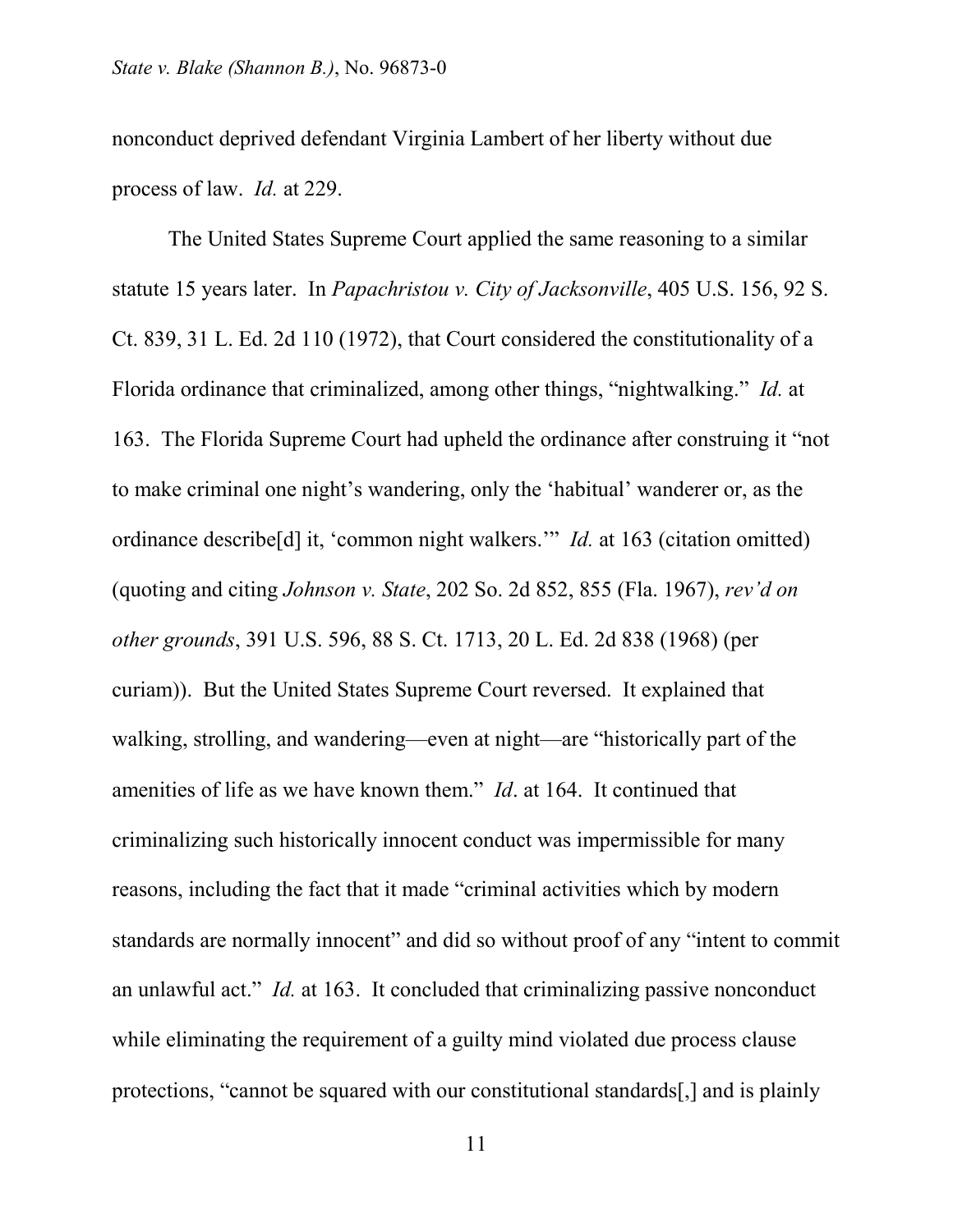nonconduct deprived defendant Virginia Lambert of her liberty without due process of law. *Id.* at 229.

The United States Supreme Court applied the same reasoning to a similar statute 15 years later. In *Papachristou v. City of Jacksonville*, 405 U.S. 156, 92 S. Ct. 839, 31 L. Ed. 2d 110 (1972), that Court considered the constitutionality of a Florida ordinance that criminalized, among other things, "nightwalking." *Id.* at 163. The Florida Supreme Court had upheld the ordinance after construing it "not to make criminal one night's wandering, only the 'habitual' wanderer or, as the ordinance describe[d] it, 'common night walkers.'" *Id.* at 163 (citation omitted) (quoting and citing *Johnson v. State*, 202 So. 2d 852, 855 (Fla. 1967), *rev'd on other grounds*, 391 U.S. 596, 88 S. Ct. 1713, 20 L. Ed. 2d 838 (1968) (per curiam)). But the United States Supreme Court reversed. It explained that walking, strolling, and wandering—even at night—are "historically part of the amenities of life as we have known them." *Id*. at 164. It continued that criminalizing such historically innocent conduct was impermissible for many reasons, including the fact that it made "criminal activities which by modern standards are normally innocent" and did so without proof of any "intent to commit an unlawful act." *Id.* at 163. It concluded that criminalizing passive nonconduct while eliminating the requirement of a guilty mind violated due process clause protections, "cannot be squared with our constitutional standards[,] and is plainly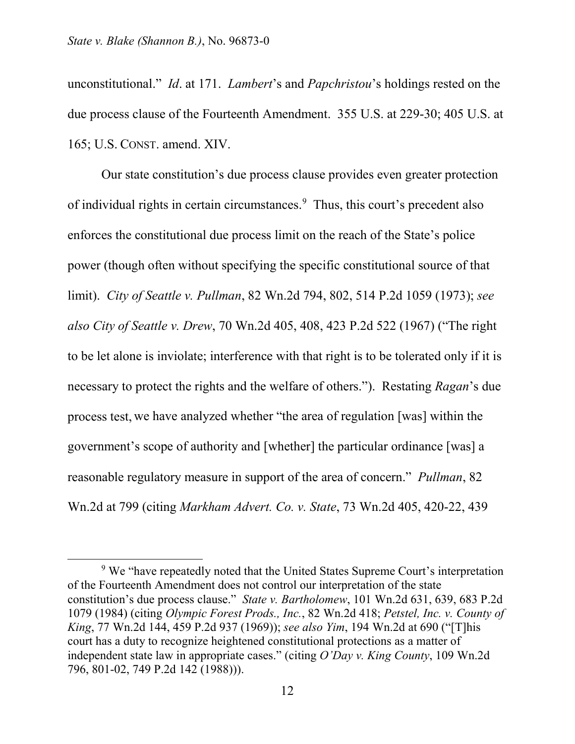unconstitutional." *Id*. at 171. *Lambert*'s and *Papchristou*'s holdings rested on the due process clause of the Fourteenth Amendment. 355 U.S. at 229-30; 405 U.S. at 165; U.S. CONST. amend. XIV.

Our state constitution's due process clause provides even greater protection of individual rights in certain circumstances.[9] Thus, this court's precedent also enforces the constitutional due process limit on the reach of the State's police power (though often without specifying the specific constitutional source of that limit). *City of Seattle v. Pullman*, 82 Wn.2d 794, 802, 514 P.2d 1059 (1973); *see also City of Seattle v. Drew*, 70 Wn.2d 405, 408, 423 P.2d 522 (1967) ("The right to be let alone is inviolate; interference with that right is to be tolerated only if it is necessary to protect the rights and the welfare of others."). Restating *Ragan*'s due process test, we have analyzed whether "the area of regulation [was] within the government's scope of authority and [whether] the particular ordinance [was] a reasonable regulatory measure in support of the area of concern." *Pullman*, 82 Wn.2d at 799 (citing *Markham Advert. Co. v. State*, 73 Wn.2d 405, 420-22, 439

---

[9] We "have repeatedly noted that the United States Supreme Court's interpretation of the Fourteenth Amendment does not control our interpretation of the state constitution's due process clause." *State v. Bartholomew*, 101 Wn.2d 631, 639, 683 P.2d 1079 (1984) (citing *Olympic Forest Prods., Inc.*, 82 Wn.2d 418; *Petstel, Inc. v. County of King*, 77 Wn.2d 144, 459 P.2d 937 (1969)); *see also Yim*, 194 Wn.2d at 690 ("[T]his court has a duty to recognize heightened constitutional protections as a matter of independent state law in appropriate cases." (citing *O'Day v. King County*, 109 Wn.2d 796, 801-02, 749 P.2d 142 (1988))).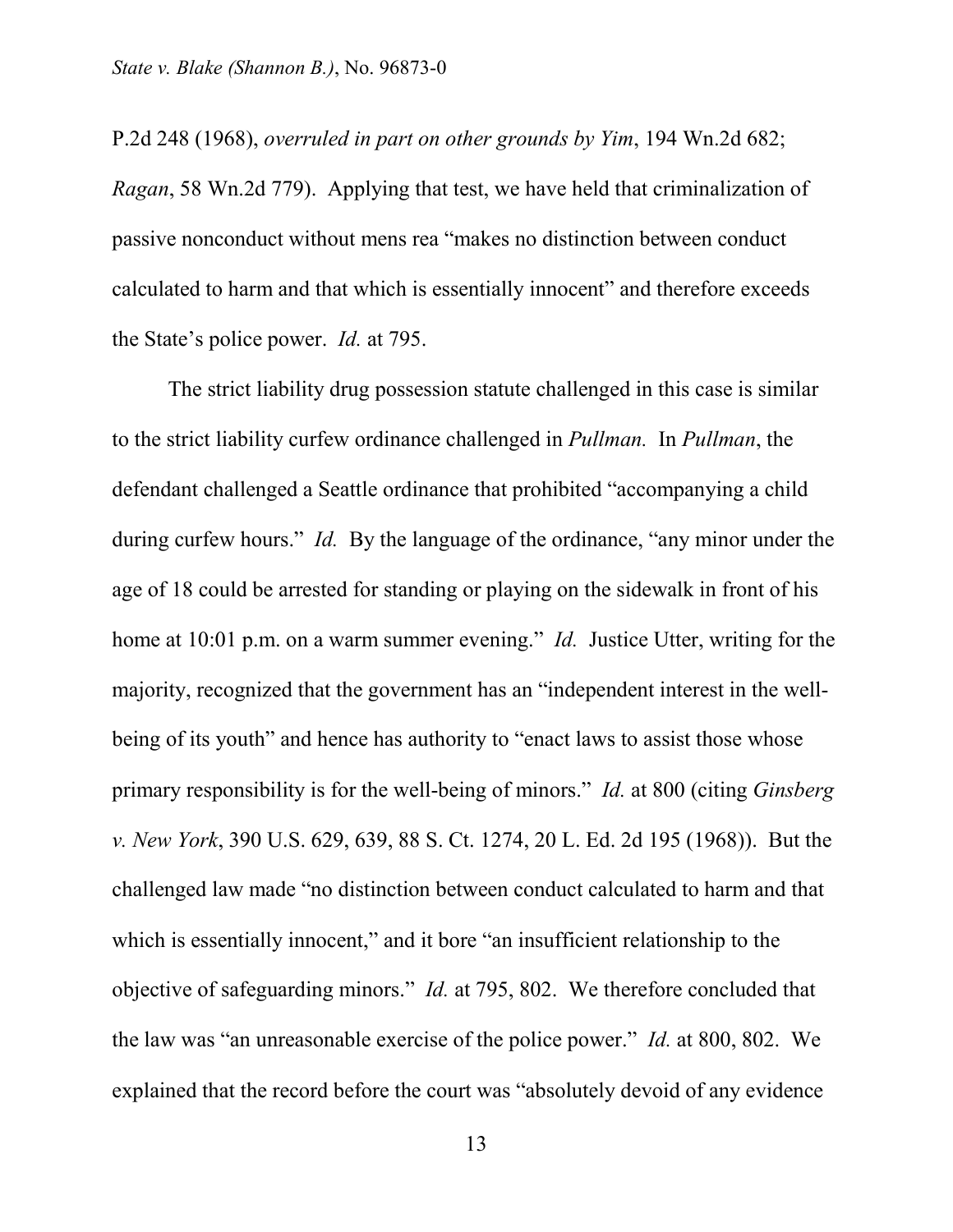P.2d 248 (1968), *overruled in part on other grounds by Yim*, 194 Wn.2d 682; *Ragan*, 58 Wn.2d 779). Applying that test, we have held that criminalization of passive nonconduct without mens rea "makes no distinction between conduct calculated to harm and that which is essentially innocent" and therefore exceeds the State's police power. *Id.* at 795.

The strict liability drug possession statute challenged in this case is similar to the strict liability curfew ordinance challenged in *Pullman.* In *Pullman*, the defendant challenged a Seattle ordinance that prohibited "accompanying a child during curfew hours." *Id.* By the language of the ordinance, "any minor under the age of 18 could be arrested for standing or playing on the sidewalk in front of his home at 10:01 p.m. on a warm summer evening." *Id.* Justice Utter, writing for the majority, recognized that the government has an "independent interest in the well-being of its youth" and hence has authority to "enact laws to assist those whose primary responsibility is for the well-being of minors." *Id.* at 800 (citing *Ginsberg v. New York*, 390 U.S. 629, 639, 88 S. Ct. 1274, 20 L. Ed. 2d 195 (1968)). But the challenged law made "no distinction between conduct calculated to harm and that which is essentially innocent," and it bore "an insufficient relationship to the objective of safeguarding minors." *Id.* at 795, 802. We therefore concluded that the law was "an unreasonable exercise of the police power." *Id.* at 800, 802. We explained that the record before the court was "absolutely devoid of any evidence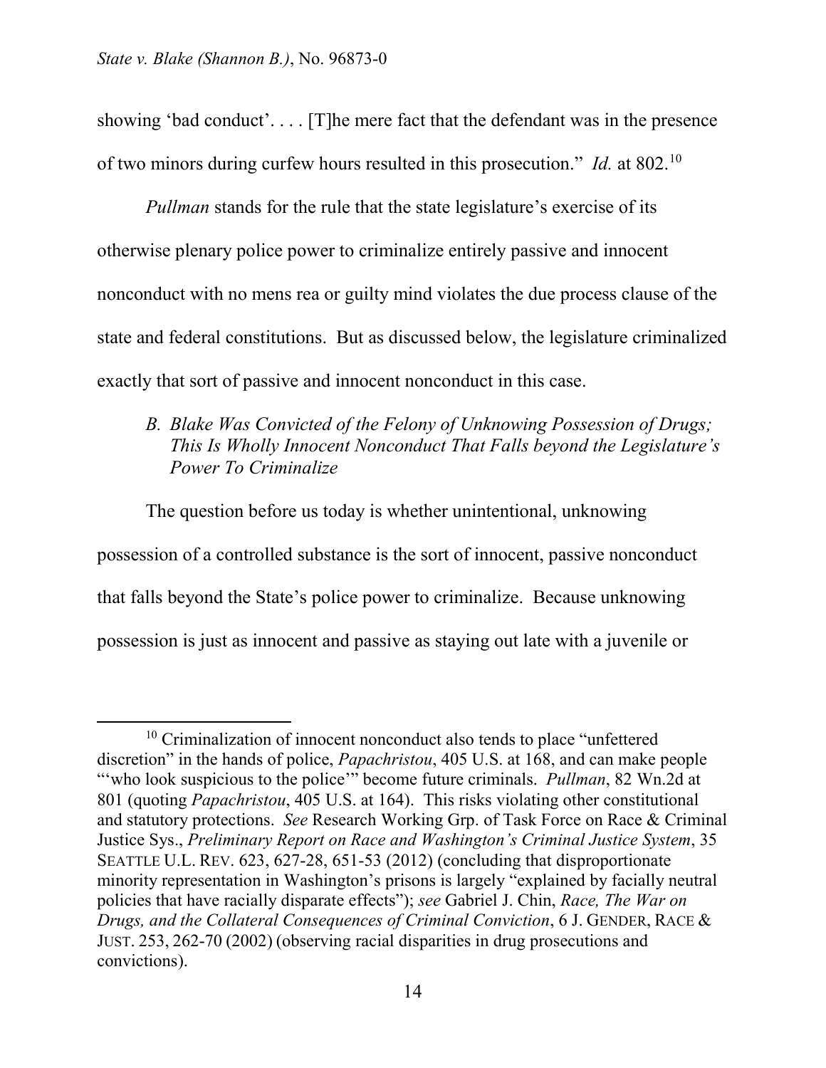showing 'bad conduct'. . . . [T]he mere fact that the defendant was in the presence of two minors during curfew hours resulted in this prosecution." *Id.* at 802.[10]

*Pullman* stands for the rule that the state legislature's exercise of its otherwise plenary police power to criminalize entirely passive and innocent nonconduct with no mens rea or guilty mind violates the due process clause of the state and federal constitutions. But as discussed below, the legislature criminalized exactly that sort of passive and innocent nonconduct in this case.

### *B. Blake Was Convicted of the Felony of Unknowing Possession of Drugs; This Is Wholly Innocent Nonconduct That Falls beyond the Legislature's Power To Criminalize*

The question before us today is whether unintentional, unknowing possession of a controlled substance is the sort of innocent, passive nonconduct that falls beyond the State's police power to criminalize. Because unknowing possession is just as innocent and passive as staying out late with a juvenile or

---

[10] Criminalization of innocent nonconduct also tends to place "unfettered discretion" in the hands of police, *Papachristou*, 405 U.S. at 168, and can make people "'who look suspicious to the police'" become future criminals. *Pullman*, 82 Wn.2d at 801 (quoting *Papachristou*, 405 U.S. at 164). This risks violating other constitutional and statutory protections. *See* Research Working Grp. of Task Force on Race & Criminal Justice Sys., *Preliminary Report on Race and Washington's Criminal Justice System*, 35 SEATTLE U.L. REV. 623, 627-28, 651-53 (2012) (concluding that disproportionate minority representation in Washington's prisons is largely "explained by facially neutral policies that have racially disparate effects"); *see* Gabriel J. Chin, *Race, The War on Drugs, and the Collateral Consequences of Criminal Conviction*, 6 J. GENDER, RACE & JUST. 253, 262-70 (2002) (observing racial disparities in drug prosecutions and convictions).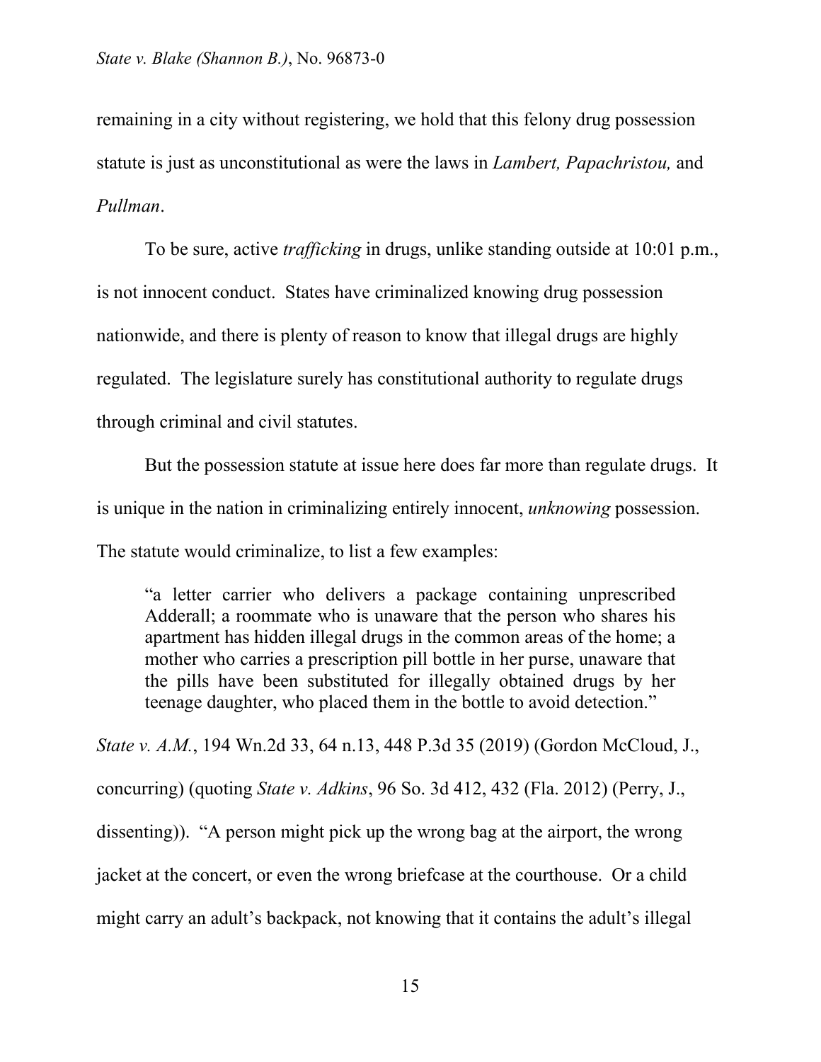remaining in a city without registering, we hold that this felony drug possession statute is just as unconstitutional as were the laws in *Lambert, Papachristou,* and *Pullman*.

To be sure, active *trafficking* in drugs, unlike standing outside at 10:01 p.m., is not innocent conduct. States have criminalized knowing drug possession nationwide, and there is plenty of reason to know that illegal drugs are highly regulated. The legislature surely has constitutional authority to regulate drugs through criminal and civil statutes.

But the possession statute at issue here does far more than regulate drugs. It is unique in the nation in criminalizing entirely innocent, *unknowing* possession. The statute would criminalize, to list a few examples:

> "a letter carrier who delivers a package containing unprescribed Adderall; a roommate who is unaware that the person who shares his apartment has hidden illegal drugs in the common areas of the home; a mother who carries a prescription pill bottle in her purse, unaware that the pills have been substituted for illegally obtained drugs by her teenage daughter, who placed them in the bottle to avoid detection."

*State v. A.M.*, 194 Wn.2d 33, 64 n.13, 448 P.3d 35 (2019) (Gordon McCloud, J., concurring) (quoting *State v. Adkins*, 96 So. 3d 412, 432 (Fla. 2012) (Perry, J., dissenting)). "A person might pick up the wrong bag at the airport, the wrong jacket at the concert, or even the wrong briefcase at the courthouse. Or a child might carry an adult's backpack, not knowing that it contains the adult's illegal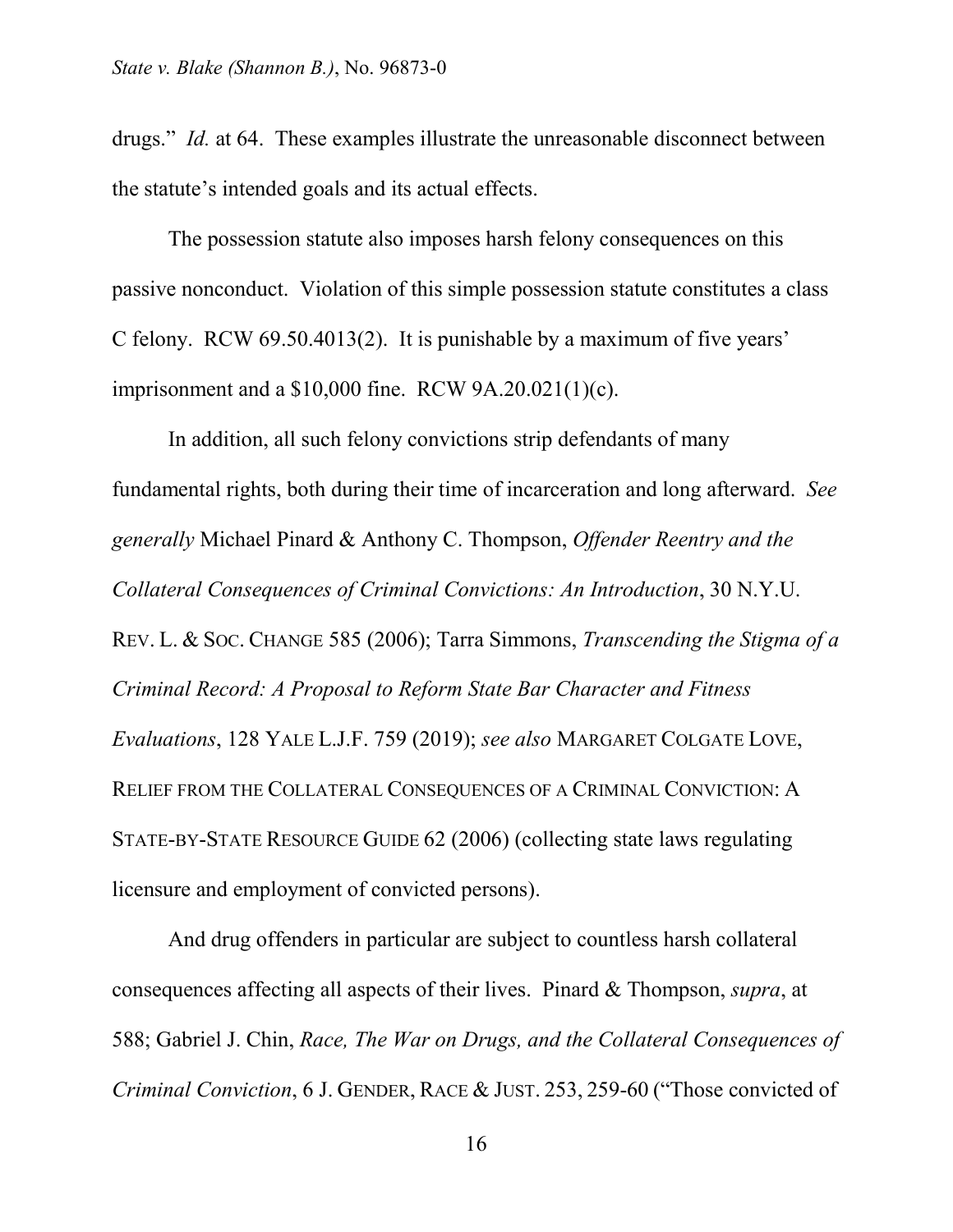drugs." *Id.* at 64. These examples illustrate the unreasonable disconnect between the statute's intended goals and its actual effects.

The possession statute also imposes harsh felony consequences on this passive nonconduct. Violation of this simple possession statute constitutes a class C felony. RCW 69.50.4013(2). It is punishable by a maximum of five years' imprisonment and a $10,000 fine. RCW 9A.20.021(1)(c).

In addition, all such felony convictions strip defendants of many fundamental rights, both during their time of incarceration and long afterward. *See generally* Michael Pinard & Anthony C. Thompson, *Offender Reentry and the Collateral Consequences of Criminal Convictions: An Introduction*, 30 N.Y.U. REV. L. & SOC. CHANGE 585 (2006); Tarra Simmons, *Transcending the Stigma of a Criminal Record: A Proposal to Reform State Bar Character and Fitness Evaluations*, 128 YALE L.J.F. 759 (2019); *see also* MARGARET COLGATE LOVE, RELIEF FROM THE COLLATERAL CONSEQUENCES OF A CRIMINAL CONVICTION: A STATE-BY-STATE RESOURCE GUIDE 62 (2006) (collecting state laws regulating licensure and employment of convicted persons).

And drug offenders in particular are subject to countless harsh collateral consequences affecting all aspects of their lives. Pinard & Thompson, *supra*, at 588; Gabriel J. Chin, *Race, The War on Drugs, and the Collateral Consequences of Criminal Conviction*, 6 J. GENDER, RACE & JUST. 253, 259-60 ("Those convicted of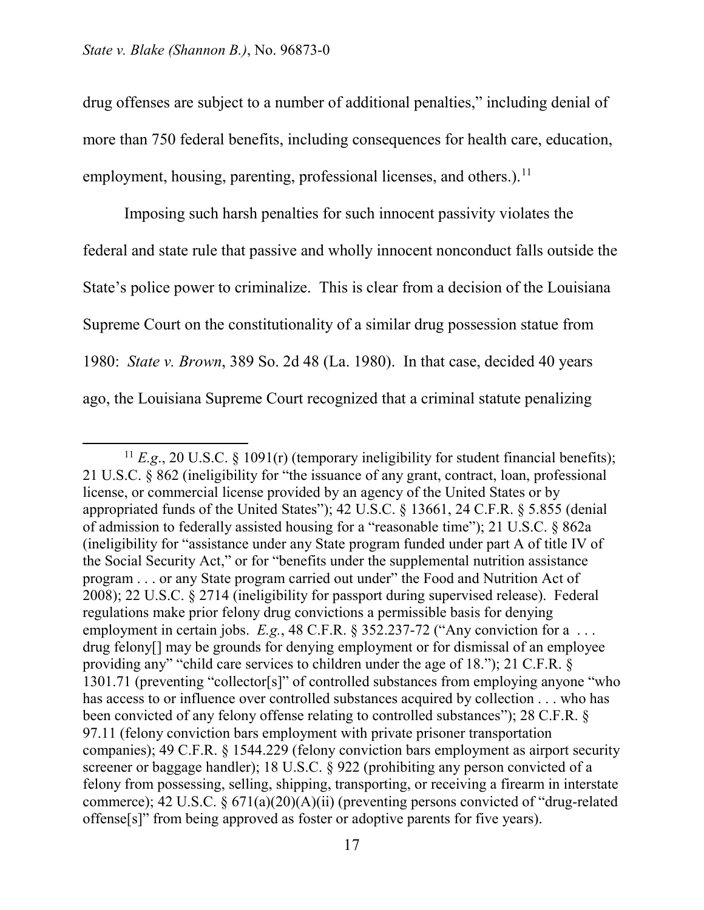drug offenses are subject to a number of additional penalties," including denial of more than 750 federal benefits, including consequences for health care, education, employment, housing, parenting, professional licenses, and others.).[11]

Imposing such harsh penalties for such innocent passivity violates the federal and state rule that passive and wholly innocent nonconduct falls outside the State's police power to criminalize. This is clear from a decision of the Louisiana Supreme Court on the constitutionality of a similar drug possession statue from 1980: *State v. Brown*, 389 So. 2d 48 (La. 1980). In that case, decided 40 years ago, the Louisiana Supreme Court recognized that a criminal statute penalizing

---

[11] *E.g*., 20 U.S.C. § 1091(r) (temporary ineligibility for student financial benefits); 21 U.S.C. § 862 (ineligibility for "the issuance of any grant, contract, loan, professional license, or commercial license provided by an agency of the United States or by appropriated funds of the United States"); 42 U.S.C. § 13661, 24 C.F.R. § 5.855 (denial of admission to federally assisted housing for a "reasonable time"); 21 U.S.C. § 862a (ineligibility for "assistance under any State program funded under part A of title IV of the Social Security Act," or for "benefits under the supplemental nutrition assistance program . . . or any State program carried out under" the Food and Nutrition Act of 2008); 22 U.S.C. § 2714 (ineligibility for passport during supervised release). Federal regulations make prior felony drug convictions a permissible basis for denying employment in certain jobs. *E.g.*, 48 C.F.R. § 352.237-72 ("Any conviction for a . . . drug felony[] may be grounds for denying employment or for dismissal of an employee providing any" "child care services to children under the age of 18."); 21 C.F.R. § 1301.71 (preventing "collector[s]" of controlled substances from employing anyone "who has access to or influence over controlled substances acquired by collection . . . who has been convicted of any felony offense relating to controlled substances"); 28 C.F.R. § 97.11 (felony conviction bars employment with private prisoner transportation companies); 49 C.F.R. § 1544.229 (felony conviction bars employment as airport security screener or baggage handler); 18 U.S.C. § 922 (prohibiting any person convicted of a felony from possessing, selling, shipping, transporting, or receiving a firearm in interstate commerce); 42 U.S.C. § 671(a)(20)(A)(ii) (preventing persons convicted of "drug-related offense[s]" from being approved as foster or adoptive parents for five years).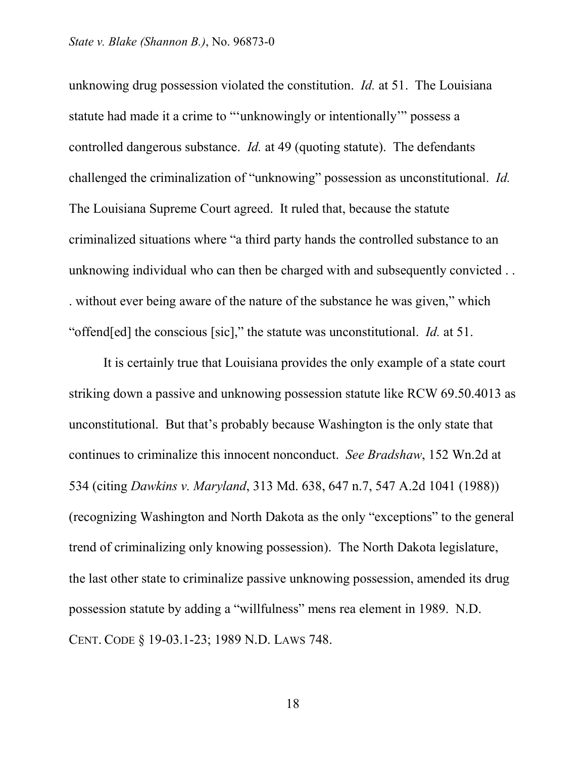unknowing drug possession violated the constitution. *Id.* at 51. The Louisiana statute had made it a crime to "'unknowingly or intentionally'" possess a controlled dangerous substance. *Id.* at 49 (quoting statute). The defendants challenged the criminalization of "unknowing" possession as unconstitutional. *Id.* The Louisiana Supreme Court agreed. It ruled that, because the statute criminalized situations where "a third party hands the controlled substance to an unknowing individual who can then be charged with and subsequently convicted . . . without ever being aware of the nature of the substance he was given," which "offend[ed] the conscious [sic]," the statute was unconstitutional. *Id.* at 51.

It is certainly true that Louisiana provides the only example of a state court striking down a passive and unknowing possession statute like RCW 69.50.4013 as unconstitutional. But that's probably because Washington is the only state that continues to criminalize this innocent nonconduct. *See Bradshaw*, 152 Wn.2d at 534 (citing *Dawkins v. Maryland*, 313 Md. 638, 647 n.7, 547 A.2d 1041 (1988)) (recognizing Washington and North Dakota as the only "exceptions" to the general trend of criminalizing only knowing possession). The North Dakota legislature, the last other state to criminalize passive unknowing possession, amended its drug possession statute by adding a "willfulness" mens rea element in 1989. N.D. CENT. CODE § 19-03.1-23; 1989 N.D. LAWS 748.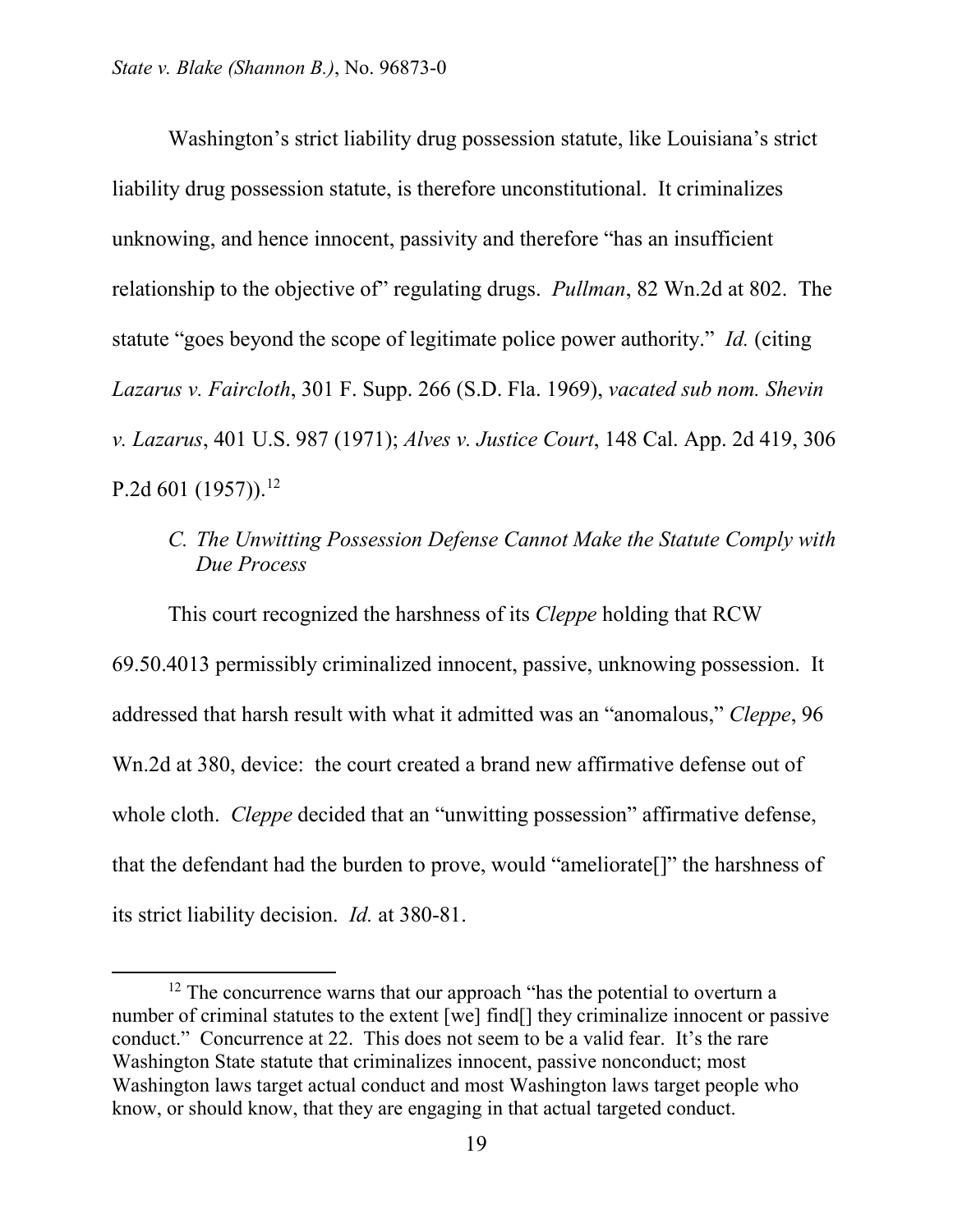Washington's strict liability drug possession statute, like Louisiana's strict liability drug possession statute, is therefore unconstitutional. It criminalizes unknowing, and hence innocent, passivity and therefore "has an insufficient relationship to the objective of" regulating drugs. *Pullman*, 82 Wn.2d at 802. The statute "goes beyond the scope of legitimate police power authority." *Id.* (citing *Lazarus v. Faircloth*, 301 F. Supp. 266 (S.D. Fla. 1969), *vacated sub nom. Shevin v. Lazarus*, 401 U.S. 987 (1971); *Alves v. Justice Court*, 148 Cal. App. 2d 419, 306 P.2d 601 (1957)).[12]

### *C. The Unwitting Possession Defense Cannot Make the Statute Comply with Due Process*

This court recognized the harshness of its *Cleppe* holding that RCW 69.50.4013 permissibly criminalized innocent, passive, unknowing possession. It addressed that harsh result with what it admitted was an "anomalous," *Cleppe*, 96 Wn.2d at 380, device: the court created a brand new affirmative defense out of whole cloth. *Cleppe* decided that an "unwitting possession" affirmative defense, that the defendant had the burden to prove, would "ameliorate[]" the harshness of its strict liability decision. *Id.* at 380-81.

---

[12] The concurrence warns that our approach "has the potential to overturn a number of criminal statutes to the extent [we] find[] they criminalize innocent or passive conduct." Concurrence at 22. This does not seem to be a valid fear. It's the rare Washington State statute that criminalizes innocent, passive nonconduct; most Washington laws target actual conduct and most Washington laws target people who know, or should know, that they are engaging in that actual targeted conduct.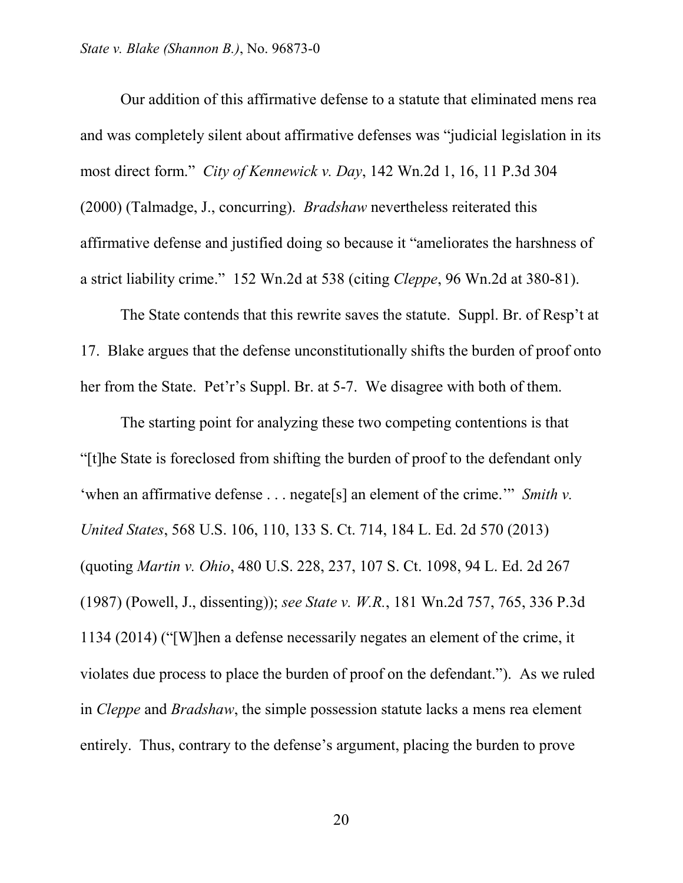Our addition of this affirmative defense to a statute that eliminated mens rea and was completely silent about affirmative defenses was "judicial legislation in its most direct form." *City of Kennewick v. Day*, 142 Wn.2d 1, 16, 11 P.3d 304 (2000) (Talmadge, J., concurring). *Bradshaw* nevertheless reiterated this affirmative defense and justified doing so because it "ameliorates the harshness of a strict liability crime." 152 Wn.2d at 538 (citing *Cleppe*, 96 Wn.2d at 380-81).

The State contends that this rewrite saves the statute. Suppl. Br. of Resp't at 17. Blake argues that the defense unconstitutionally shifts the burden of proof onto her from the State. Pet'r's Suppl. Br. at 5-7. We disagree with both of them.

The starting point for analyzing these two competing contentions is that "[t]he State is foreclosed from shifting the burden of proof to the defendant only 'when an affirmative defense . . . negate[s] an element of the crime.'" *Smith v. United States*, 568 U.S. 106, 110, 133 S. Ct. 714, 184 L. Ed. 2d 570 (2013) (quoting *Martin v. Ohio*, 480 U.S. 228, 237, 107 S. Ct. 1098, 94 L. Ed. 2d 267 (1987) (Powell, J., dissenting)); *see State v. W.R.*, 181 Wn.2d 757, 765, 336 P.3d 1134 (2014) ("[W]hen a defense necessarily negates an element of the crime, it violates due process to place the burden of proof on the defendant."). As we ruled in *Cleppe* and *Bradshaw*, the simple possession statute lacks a mens rea element entirely. Thus, contrary to the defense's argument, placing the burden to prove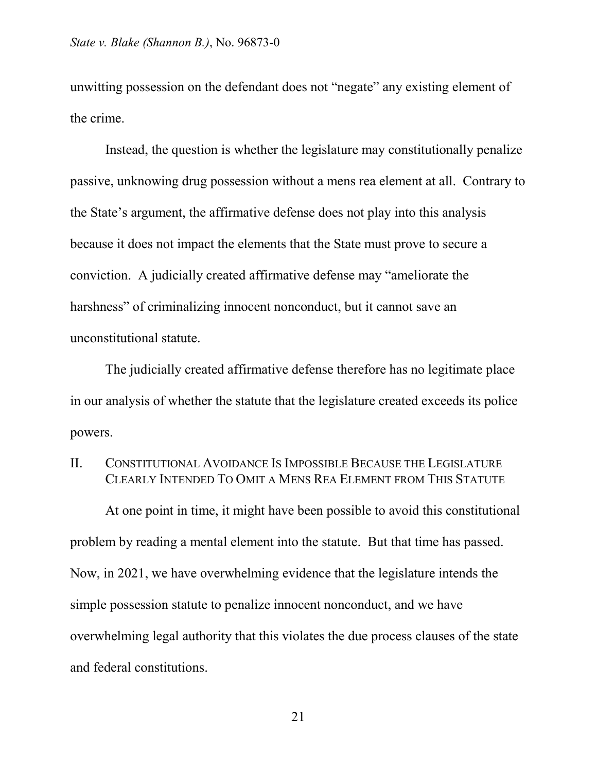unwitting possession on the defendant does not "negate" any existing element of the crime.

Instead, the question is whether the legislature may constitutionally penalize passive, unknowing drug possession without a mens rea element at all. Contrary to the State's argument, the affirmative defense does not play into this analysis because it does not impact the elements that the State must prove to secure a conviction. A judicially created affirmative defense may "ameliorate the harshness" of criminalizing innocent nonconduct, but it cannot save an unconstitutional statute.

The judicially created affirmative defense therefore has no legitimate place in our analysis of whether the statute that the legislature created exceeds its police powers.

## II. Constitutional Avoidance Is Impossible Because the Legislature Clearly Intended To Omit a Mens Rea Element from This Statute

At one point in time, it might have been possible to avoid this constitutional problem by reading a mental element into the statute. But that time has passed. Now, in 2021, we have overwhelming evidence that the legislature intends the simple possession statute to penalize innocent nonconduct, and we have overwhelming legal authority that this violates the due process clauses of the state and federal constitutions.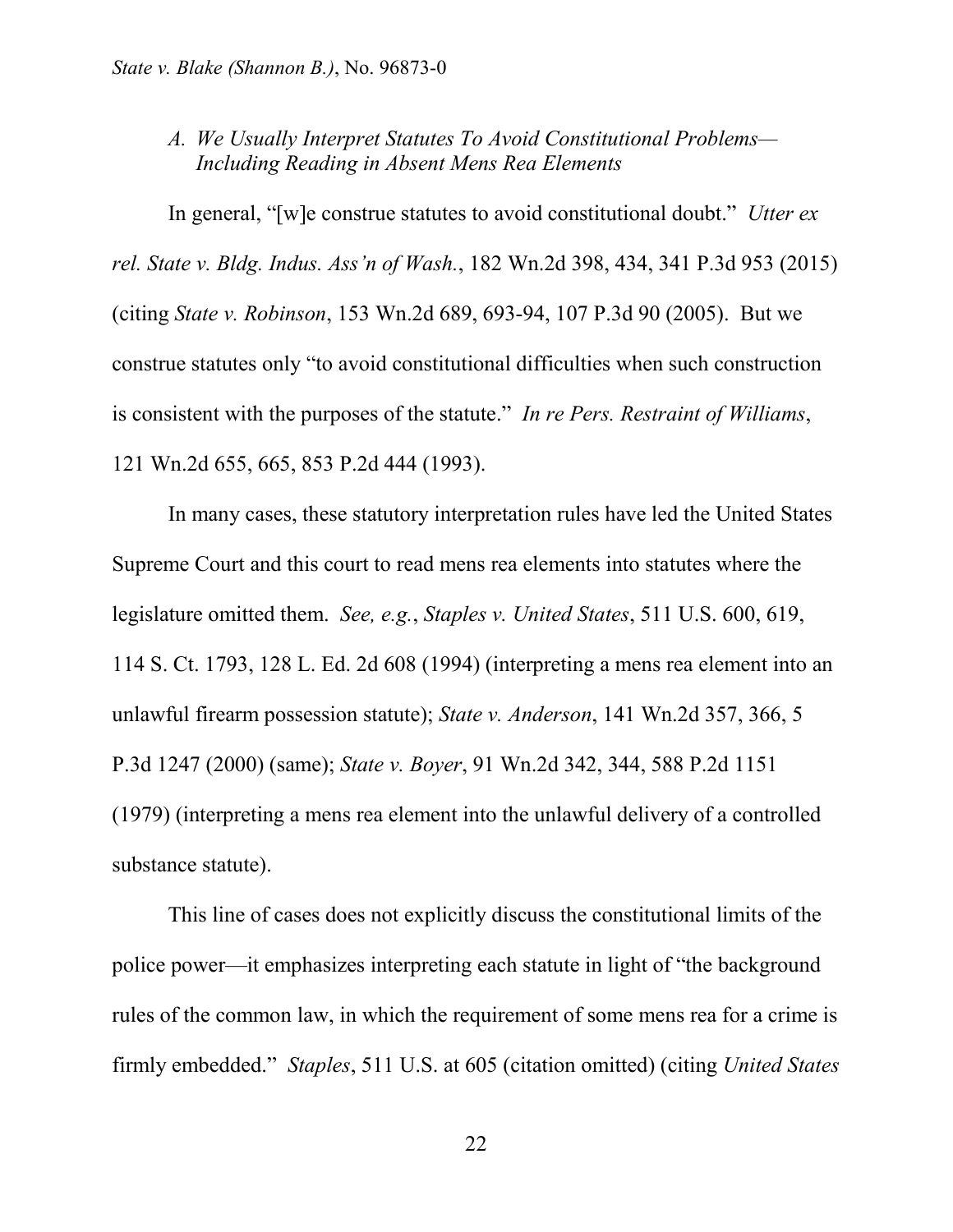### *A. We Usually Interpret Statutes To Avoid Constitutional Problems—Including Reading in Absent Mens Rea Elements*

In general, "[w]e construe statutes to avoid constitutional doubt." *Utter ex rel. State v. Bldg. Indus. Ass'n of Wash.*, 182 Wn.2d 398, 434, 341 P.3d 953 (2015) (citing *State v. Robinson*, 153 Wn.2d 689, 693-94, 107 P.3d 90 (2005). But we construe statutes only "to avoid constitutional difficulties when such construction is consistent with the purposes of the statute." *In re Pers. Restraint of Williams*, 121 Wn.2d 655, 665, 853 P.2d 444 (1993).

In many cases, these statutory interpretation rules have led the United States Supreme Court and this court to read mens rea elements into statutes where the legislature omitted them. *See, e.g.*, *Staples v. United States*, 511 U.S. 600, 619, 114 S. Ct. 1793, 128 L. Ed. 2d 608 (1994) (interpreting a mens rea element into an unlawful firearm possession statute); *State v. Anderson*, 141 Wn.2d 357, 366, 5 P.3d 1247 (2000) (same); *State v. Boyer*, 91 Wn.2d 342, 344, 588 P.2d 1151 (1979) (interpreting a mens rea element into the unlawful delivery of a controlled substance statute).

This line of cases does not explicitly discuss the constitutional limits of the police power—it emphasizes interpreting each statute in light of "the background rules of the common law, in which the requirement of some mens rea for a crime is firmly embedded." *Staples*, 511 U.S. at 605 (citation omitted) (citing *United States*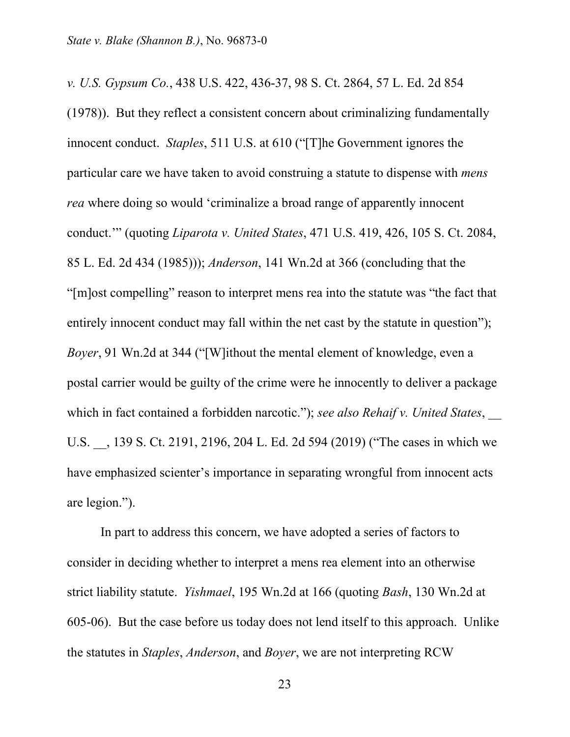*v. U.S. Gypsum Co.*, 438 U.S. 422, 436-37, 98 S. Ct. 2864, 57 L. Ed. 2d 854 (1978)). But they reflect a consistent concern about criminalizing fundamentally innocent conduct. *Staples*, 511 U.S. at 610 ("[T]he Government ignores the particular care we have taken to avoid construing a statute to dispense with *mens rea* where doing so would 'criminalize a broad range of apparently innocent conduct.'" (quoting *Liparota v. United States*, 471 U.S. 419, 426, 105 S. Ct. 2084, 85 L. Ed. 2d 434 (1985))); *Anderson*, 141 Wn.2d at 366 (concluding that the "[m]ost compelling" reason to interpret mens rea into the statute was "the fact that entirely innocent conduct may fall within the net cast by the statute in question"); *Boyer*, 91 Wn.2d at 344 ("[W]ithout the mental element of knowledge, even a postal carrier would be guilty of the crime were he innocently to deliver a package which in fact contained a forbidden narcotic."); *see also Rehaif v. United States*, __ U.S. __, 139 S. Ct. 2191, 2196, 204 L. Ed. 2d 594 (2019) ("The cases in which we have emphasized scienter's importance in separating wrongful from innocent acts are legion.").

In part to address this concern, we have adopted a series of factors to consider in deciding whether to interpret a mens rea element into an otherwise strict liability statute. *Yishmael*, 195 Wn.2d at 166 (quoting *Bash*, 130 Wn.2d at 605-06). But the case before us today does not lend itself to this approach. Unlike the statutes in *Staples*, *Anderson*, and *Boyer*, we are not interpreting RCW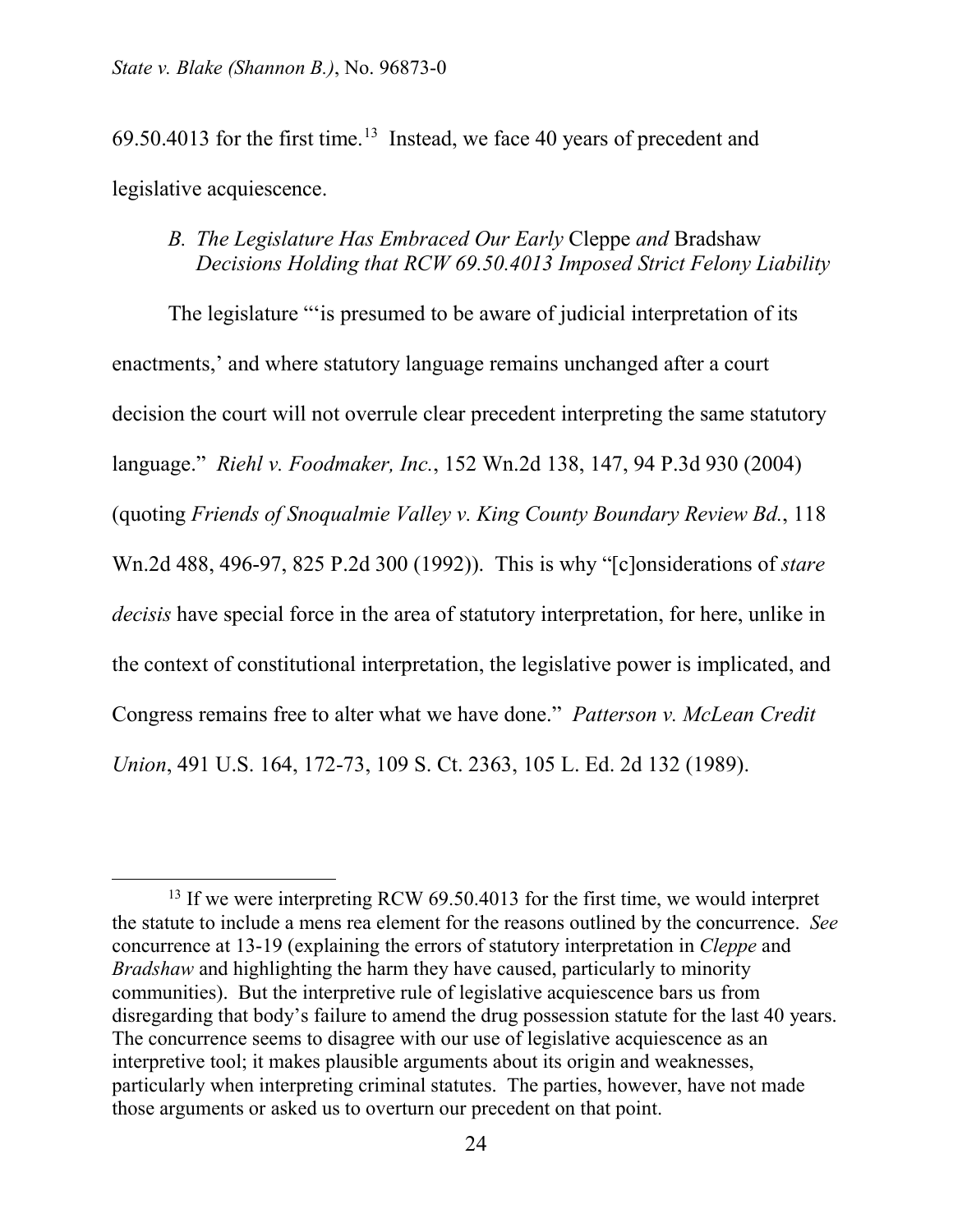69.50.4013 for the first time.[13] Instead, we face 40 years of precedent and legislative acquiescence.

### *B. The Legislature Has Embraced Our Early* Cleppe *and* Bradshaw *Decisions Holding that RCW 69.50.4013 Imposed Strict Felony Liability*

The legislature "'is presumed to be aware of judicial interpretation of its enactments,' and where statutory language remains unchanged after a court decision the court will not overrule clear precedent interpreting the same statutory language." *Riehl v. Foodmaker, Inc.*, 152 Wn.2d 138, 147, 94 P.3d 930 (2004) (quoting *Friends of Snoqualmie Valley v. King County Boundary Review Bd.*, 118 Wn.2d 488, 496-97, 825 P.2d 300 (1992)). This is why "[c]onsiderations of *stare decisis* have special force in the area of statutory interpretation, for here, unlike in the context of constitutional interpretation, the legislative power is implicated, and Congress remains free to alter what we have done." *Patterson v. McLean Credit Union*, 491 U.S. 164, 172-73, 109 S. Ct. 2363, 105 L. Ed. 2d 132 (1989).

---

[13] If we were interpreting RCW 69.50.4013 for the first time, we would interpret the statute to include a mens rea element for the reasons outlined by the concurrence. *See* concurrence at 13-19 (explaining the errors of statutory interpretation in *Cleppe* and *Bradshaw* and highlighting the harm they have caused, particularly to minority communities). But the interpretive rule of legislative acquiescence bars us from disregarding that body's failure to amend the drug possession statute for the last 40 years. The concurrence seems to disagree with our use of legislative acquiescence as an interpretive tool; it makes plausible arguments about its origin and weaknesses, particularly when interpreting criminal statutes. The parties, however, have not made those arguments or asked us to overturn our precedent on that point.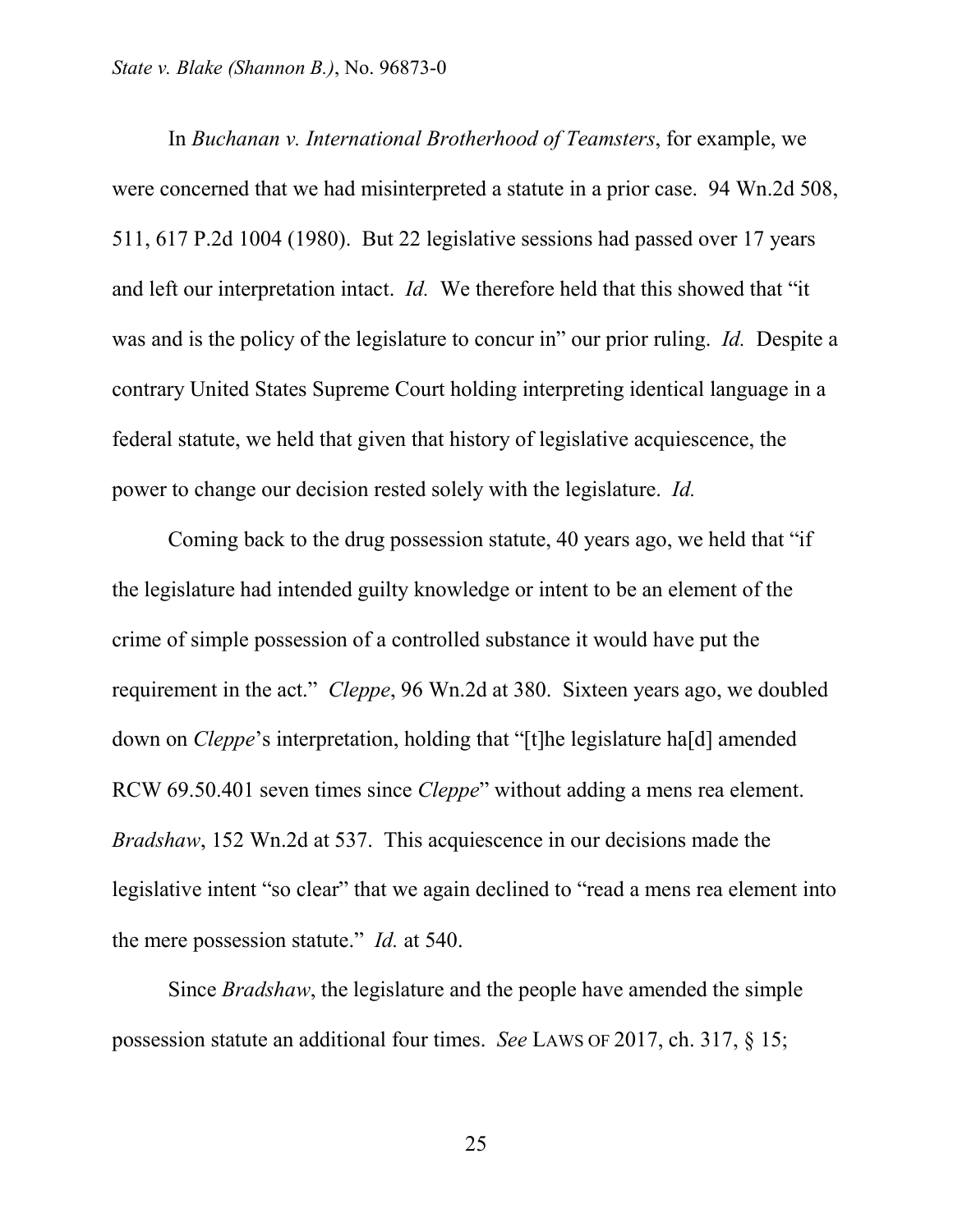In *Buchanan v. International Brotherhood of Teamsters*, for example, we were concerned that we had misinterpreted a statute in a prior case. 94 Wn.2d 508, 511, 617 P.2d 1004 (1980). But 22 legislative sessions had passed over 17 years and left our interpretation intact. *Id.* We therefore held that this showed that "it was and is the policy of the legislature to concur in" our prior ruling. *Id.* Despite a contrary United States Supreme Court holding interpreting identical language in a federal statute, we held that given that history of legislative acquiescence, the power to change our decision rested solely with the legislature. *Id.*

Coming back to the drug possession statute, 40 years ago, we held that "if the legislature had intended guilty knowledge or intent to be an element of the crime of simple possession of a controlled substance it would have put the requirement in the act." *Cleppe*, 96 Wn.2d at 380. Sixteen years ago, we doubled down on *Cleppe*'s interpretation, holding that "[t]he legislature ha[d] amended RCW 69.50.401 seven times since *Cleppe*" without adding a mens rea element. *Bradshaw*, 152 Wn.2d at 537. This acquiescence in our decisions made the legislative intent "so clear" that we again declined to "read a mens rea element into the mere possession statute." *Id.* at 540.

Since *Bradshaw*, the legislature and the people have amended the simple possession statute an additional four times. *See* LAWS OF 2017, ch. 317, § 15;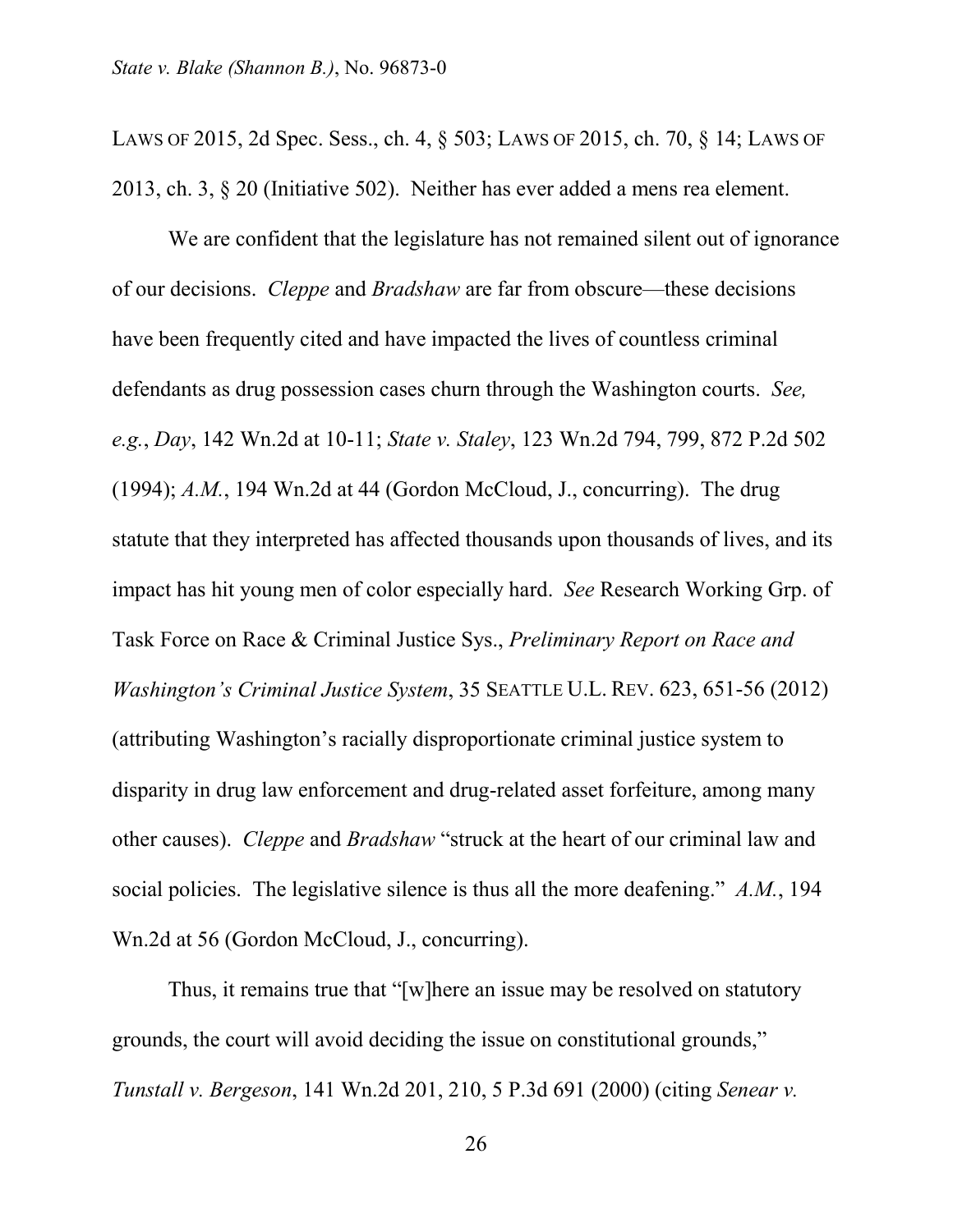LAWS OF 2015, 2d Spec. Sess., ch. 4, § 503; LAWS OF 2015, ch. 70, § 14; LAWS OF 2013, ch. 3, § 20 (Initiative 502). Neither has ever added a mens rea element.

We are confident that the legislature has not remained silent out of ignorance of our decisions. *Cleppe* and *Bradshaw* are far from obscure—these decisions have been frequently cited and have impacted the lives of countless criminal defendants as drug possession cases churn through the Washington courts. *See, e.g.*, *Day*, 142 Wn.2d at 10-11; *State v. Staley*, 123 Wn.2d 794, 799, 872 P.2d 502 (1994); *A.M.*, 194 Wn.2d at 44 (Gordon McCloud, J., concurring). The drug statute that they interpreted has affected thousands upon thousands of lives, and its impact has hit young men of color especially hard. *See* Research Working Grp. of Task Force on Race & Criminal Justice Sys., *Preliminary Report on Race and Washington's Criminal Justice System*, 35 SEATTLE U.L. REV. 623, 651-56 (2012) (attributing Washington's racially disproportionate criminal justice system to disparity in drug law enforcement and drug-related asset forfeiture, among many other causes). *Cleppe* and *Bradshaw* "struck at the heart of our criminal law and social policies. The legislative silence is thus all the more deafening." *A.M.*, 194 Wn.2d at 56 (Gordon McCloud, J., concurring).

Thus, it remains true that "[w]here an issue may be resolved on statutory grounds, the court will avoid deciding the issue on constitutional grounds," *Tunstall v. Bergeson*, 141 Wn.2d 201, 210, 5 P.3d 691 (2000) (citing *Senear v.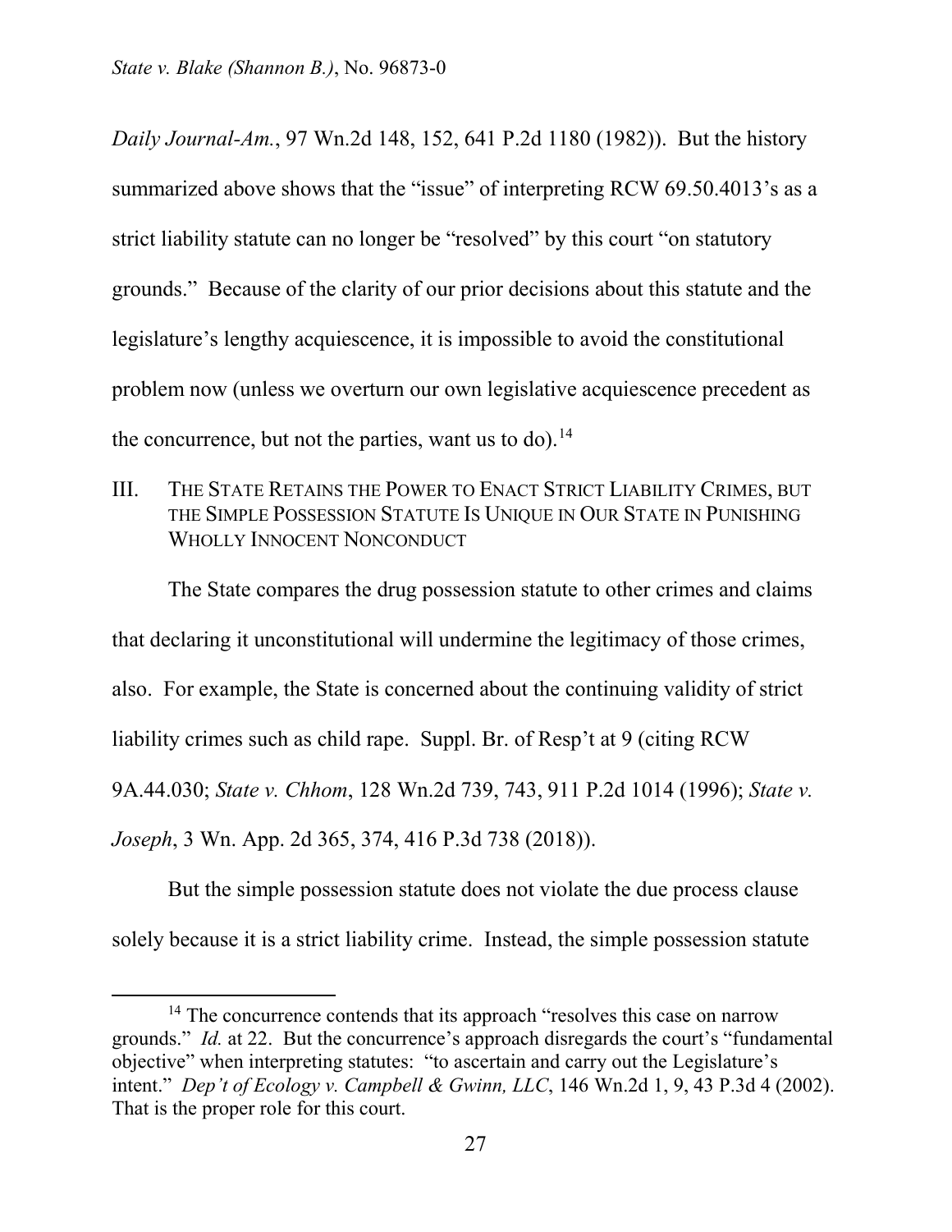*Daily Journal-Am.*, 97 Wn.2d 148, 152, 641 P.2d 1180 (1982)). But the history summarized above shows that the "issue" of interpreting RCW 69.50.4013's as a strict liability statute can no longer be "resolved" by this court "on statutory grounds." Because of the clarity of our prior decisions about this statute and the legislature's lengthy acquiescence, it is impossible to avoid the constitutional problem now (unless we overturn our own legislative acquiescence precedent as the concurrence, but not the parties, want us to do).[14]

## III. THE STATE RETAINS THE POWER TO ENACT STRICT LIABILITY CRIMES, BUT THE SIMPLE POSSESSION STATUTE IS UNIQUE IN OUR STATE IN PUNISHING WHOLLY INNOCENT NONCONDUCT

The State compares the drug possession statute to other crimes and claims that declaring it unconstitutional will undermine the legitimacy of those crimes, also. For example, the State is concerned about the continuing validity of strict liability crimes such as child rape. Suppl. Br. of Resp't at 9 (citing RCW 9A.44.030; *State v. Chhom*, 128 Wn.2d 739, 743, 911 P.2d 1014 (1996); *State v. Joseph*, 3 Wn. App. 2d 365, 374, 416 P.3d 738 (2018)).

But the simple possession statute does not violate the due process clause solely because it is a strict liability crime. Instead, the simple possession statute

---

[14] The concurrence contends that its approach "resolves this case on narrow grounds." *Id.* at 22. But the concurrence's approach disregards the court's "fundamental objective" when interpreting statutes: "to ascertain and carry out the Legislature's intent." *Dep't of Ecology v. Campbell & Gwinn, LLC*, 146 Wn.2d 1, 9, 43 P.3d 4 (2002). That is the proper role for this court.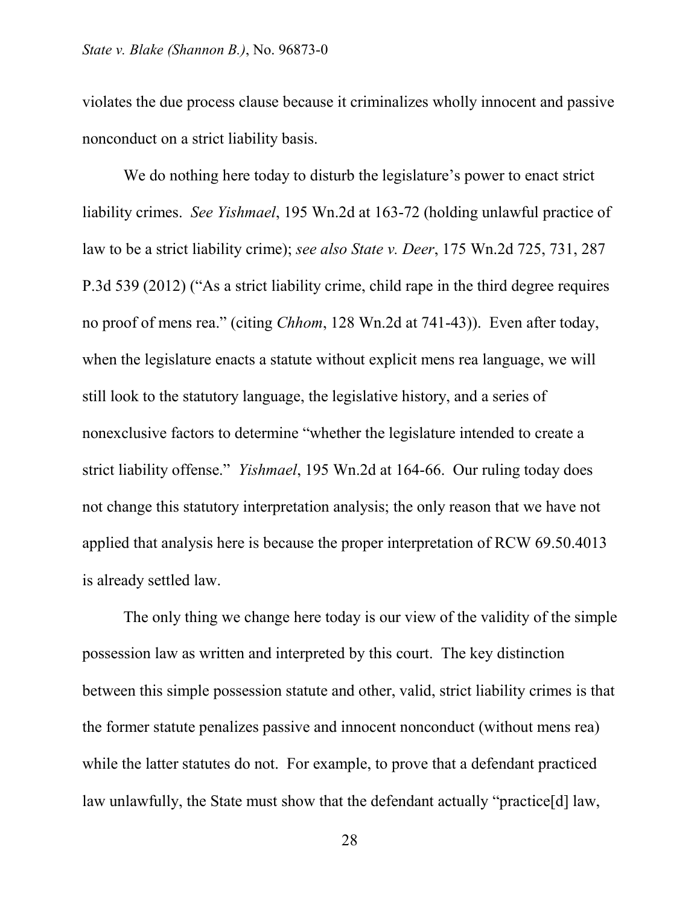violates the due process clause because it criminalizes wholly innocent and passive nonconduct on a strict liability basis.

We do nothing here today to disturb the legislature's power to enact strict liability crimes. *See Yishmael*, 195 Wn.2d at 163-72 (holding unlawful practice of law to be a strict liability crime); *see also State v. Deer*, 175 Wn.2d 725, 731, 287 P.3d 539 (2012) ("As a strict liability crime, child rape in the third degree requires no proof of mens rea." (citing *Chhom*, 128 Wn.2d at 741-43)). Even after today, when the legislature enacts a statute without explicit mens rea language, we will still look to the statutory language, the legislative history, and a series of nonexclusive factors to determine "whether the legislature intended to create a strict liability offense." *Yishmael*, 195 Wn.2d at 164-66. Our ruling today does not change this statutory interpretation analysis; the only reason that we have not applied that analysis here is because the proper interpretation of RCW 69.50.4013 is already settled law.

The only thing we change here today is our view of the validity of the simple possession law as written and interpreted by this court. The key distinction between this simple possession statute and other, valid, strict liability crimes is that the former statute penalizes passive and innocent nonconduct (without mens rea) while the latter statutes do not. For example, to prove that a defendant practiced law unlawfully, the State must show that the defendant actually "practice[d] law,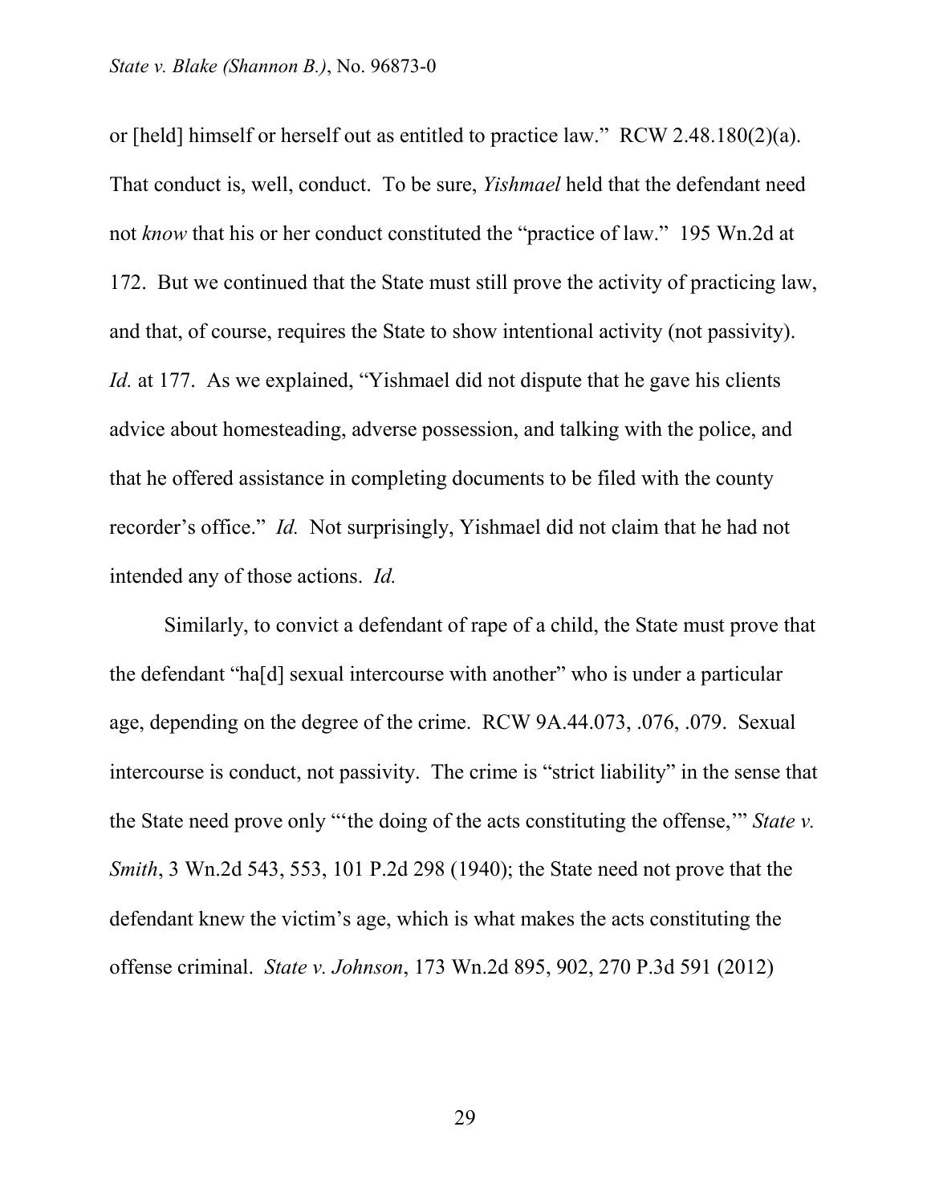or [held] himself or herself out as entitled to practice law." RCW 2.48.180(2)(a). That conduct is, well, conduct. To be sure, *Yishmael* held that the defendant need not *know* that his or her conduct constituted the "practice of law." 195 Wn.2d at 172. But we continued that the State must still prove the activity of practicing law, and that, of course, requires the State to show intentional activity (not passivity). *Id.* at 177. As we explained, "Yishmael did not dispute that he gave his clients advice about homesteading, adverse possession, and talking with the police, and that he offered assistance in completing documents to be filed with the county recorder's office." *Id.* Not surprisingly, Yishmael did not claim that he had not intended any of those actions. *Id.*

Similarly, to convict a defendant of rape of a child, the State must prove that the defendant "ha[d] sexual intercourse with another" who is under a particular age, depending on the degree of the crime. RCW 9A.44.073, .076, .079. Sexual intercourse is conduct, not passivity. The crime is "strict liability" in the sense that the State need prove only "'the doing of the acts constituting the offense,'" *State v. Smith*, 3 Wn.2d 543, 553, 101 P.2d 298 (1940); the State need not prove that the defendant knew the victim's age, which is what makes the acts constituting the offense criminal. *State v. Johnson*, 173 Wn.2d 895, 902, 270 P.3d 591 (2012)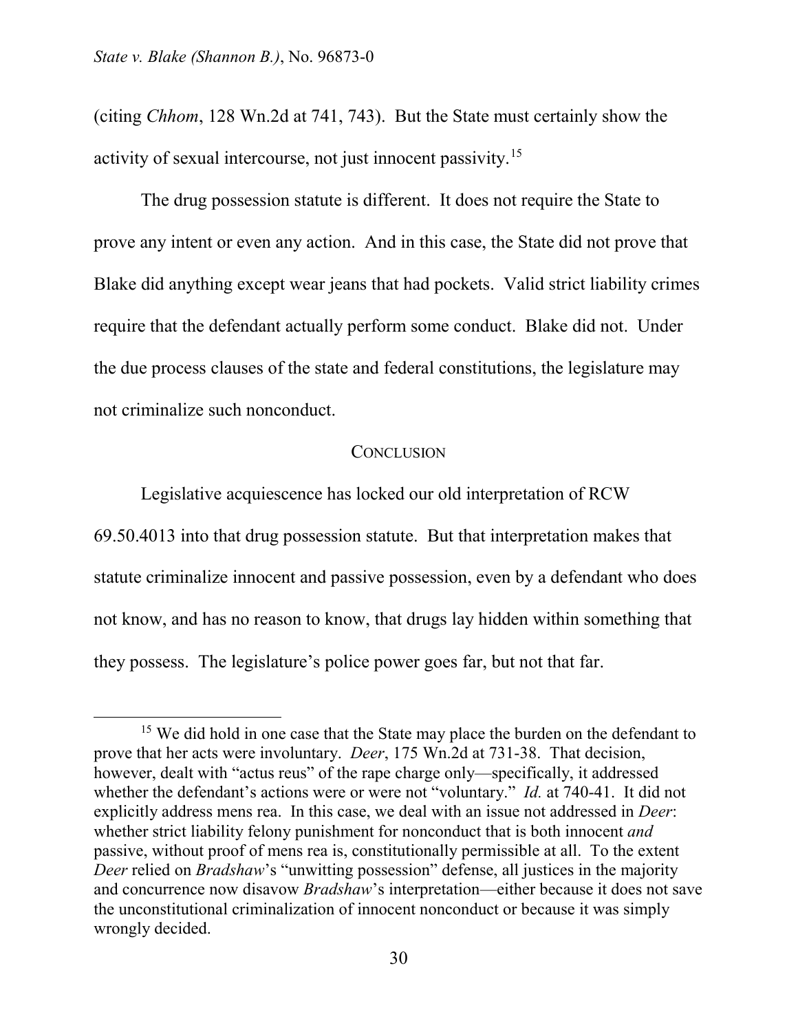(citing *Chhom*, 128 Wn.2d at 741, 743). But the State must certainly show the activity of sexual intercourse, not just innocent passivity.[15]

The drug possession statute is different. It does not require the State to prove any intent or even any action. And in this case, the State did not prove that Blake did anything except wear jeans that had pockets. Valid strict liability crimes require that the defendant actually perform some conduct. Blake did not. Under the due process clauses of the state and federal constitutions, the legislature may not criminalize such nonconduct.

## CONCLUSION

Legislative acquiescence has locked our old interpretation of RCW 69.50.4013 into that drug possession statute. But that interpretation makes that statute criminalize innocent and passive possession, even by a defendant who does not know, and has no reason to know, that drugs lay hidden within something that they possess. The legislature's police power goes far, but not that far.

---

[15] We did hold in one case that the State may place the burden on the defendant to prove that her acts were involuntary. *Deer*, 175 Wn.2d at 731-38. That decision, however, dealt with "actus reus" of the rape charge only—specifically, it addressed whether the defendant's actions were or were not "voluntary." *Id.* at 740-41. It did not explicitly address mens rea. In this case, we deal with an issue not addressed in *Deer*: whether strict liability felony punishment for nonconduct that is both innocent *and* passive, without proof of mens rea is, constitutionally permissible at all. To the extent *Deer* relied on *Bradshaw*'s "unwitting possession" defense, all justices in the majority and concurrence now disavow *Bradshaw*'s interpretation—either because it does not save the unconstitutional criminalization of innocent nonconduct or because it was simply wrongly decided.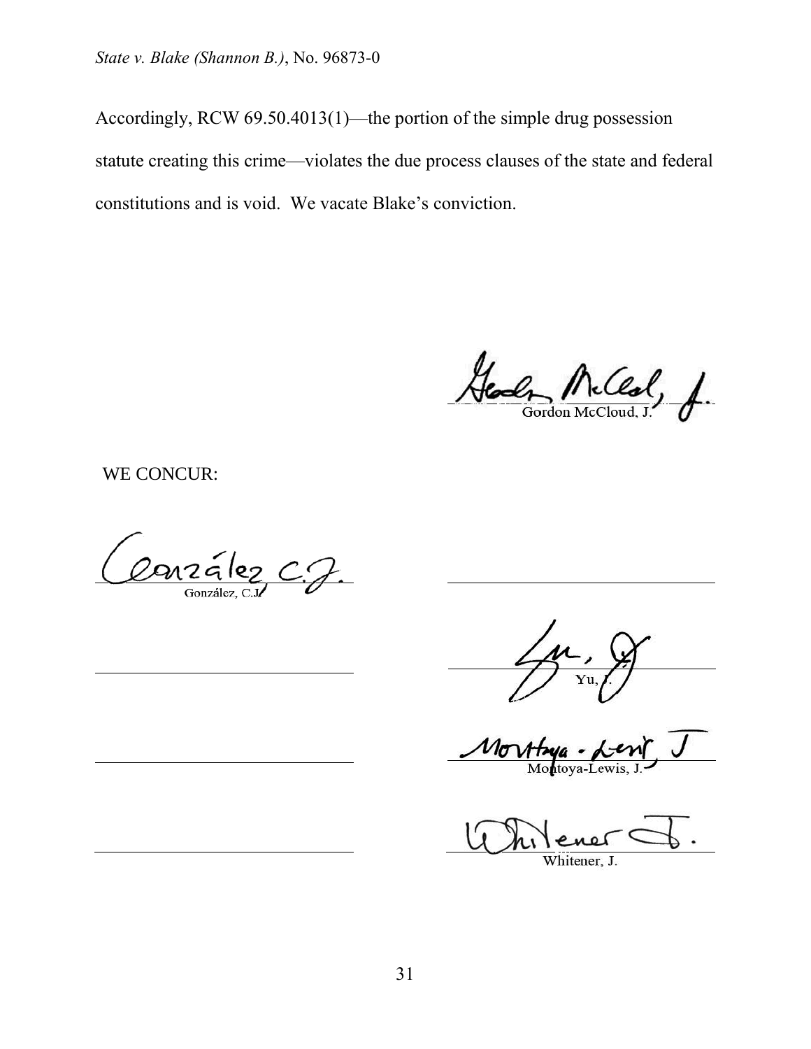Accordingly, RCW 69.50.4013(1)—the portion of the simple drug possession statute creating this crime—violates the due process clauses of the state and federal constitutions and is void. We vacate Blake's conviction.

Gordon McCloud, J.

WE CONCUR:

González, C.J.

Yu, J.

Montoya-Lewis, J.

Whitener, J.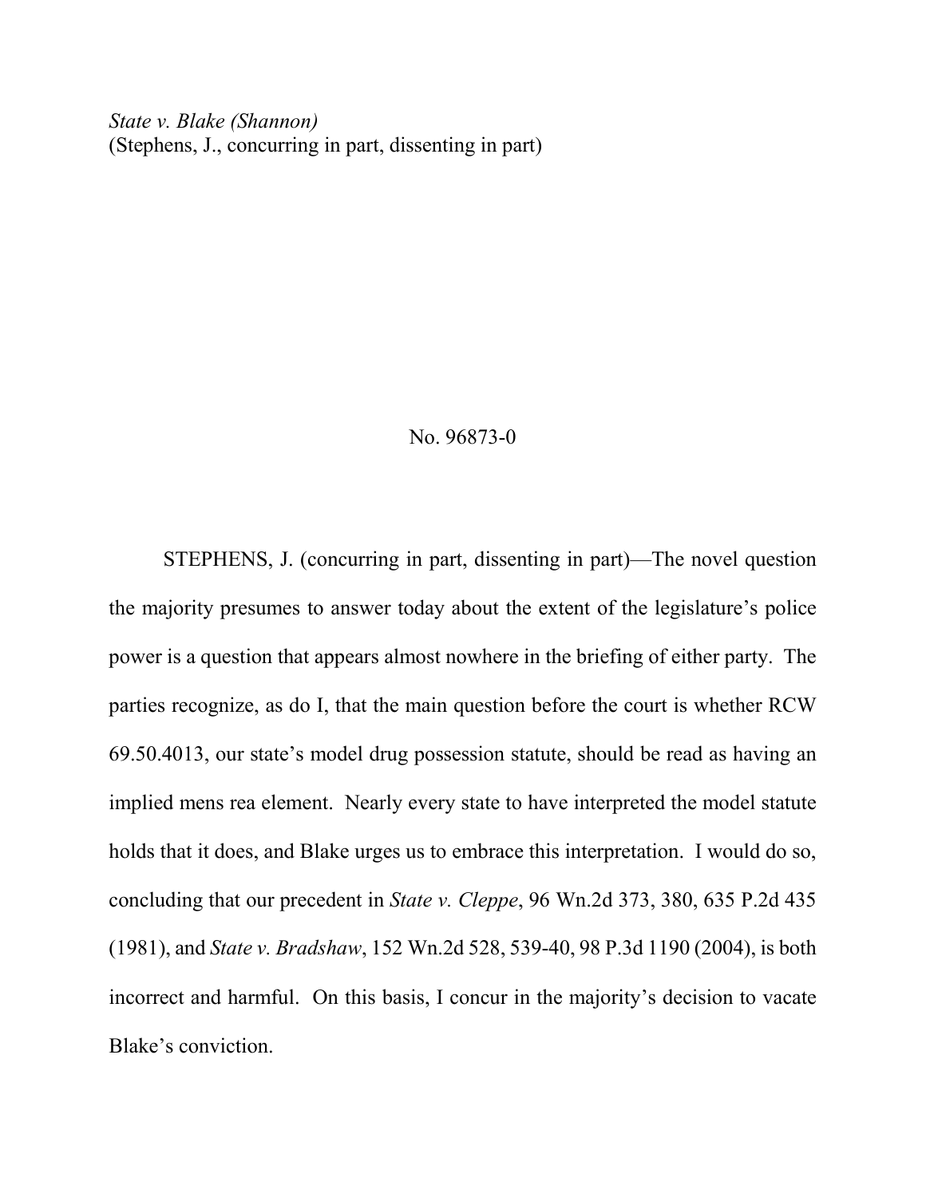*State v. Blake (Shannon)*
(Stephens, J., concurring in part, dissenting in part)

No. 96873-0

STEPHENS, J. (concurring in part, dissenting in part)—The novel question the majority presumes to answer today about the extent of the legislature's police power is a question that appears almost nowhere in the briefing of either party. The parties recognize, as do I, that the main question before the court is whether RCW 69.50.4013, our state's model drug possession statute, should be read as having an implied mens rea element. Nearly every state to have interpreted the model statute holds that it does, and Blake urges us to embrace this interpretation. I would do so, concluding that our precedent in *State v. Cleppe*, 96 Wn.2d 373, 380, 635 P.2d 435 (1981), and *State v. Bradshaw*, 152 Wn.2d 528, 539-40, 98 P.3d 1190 (2004), is both incorrect and harmful. On this basis, I concur in the majority's decision to vacate Blake's conviction.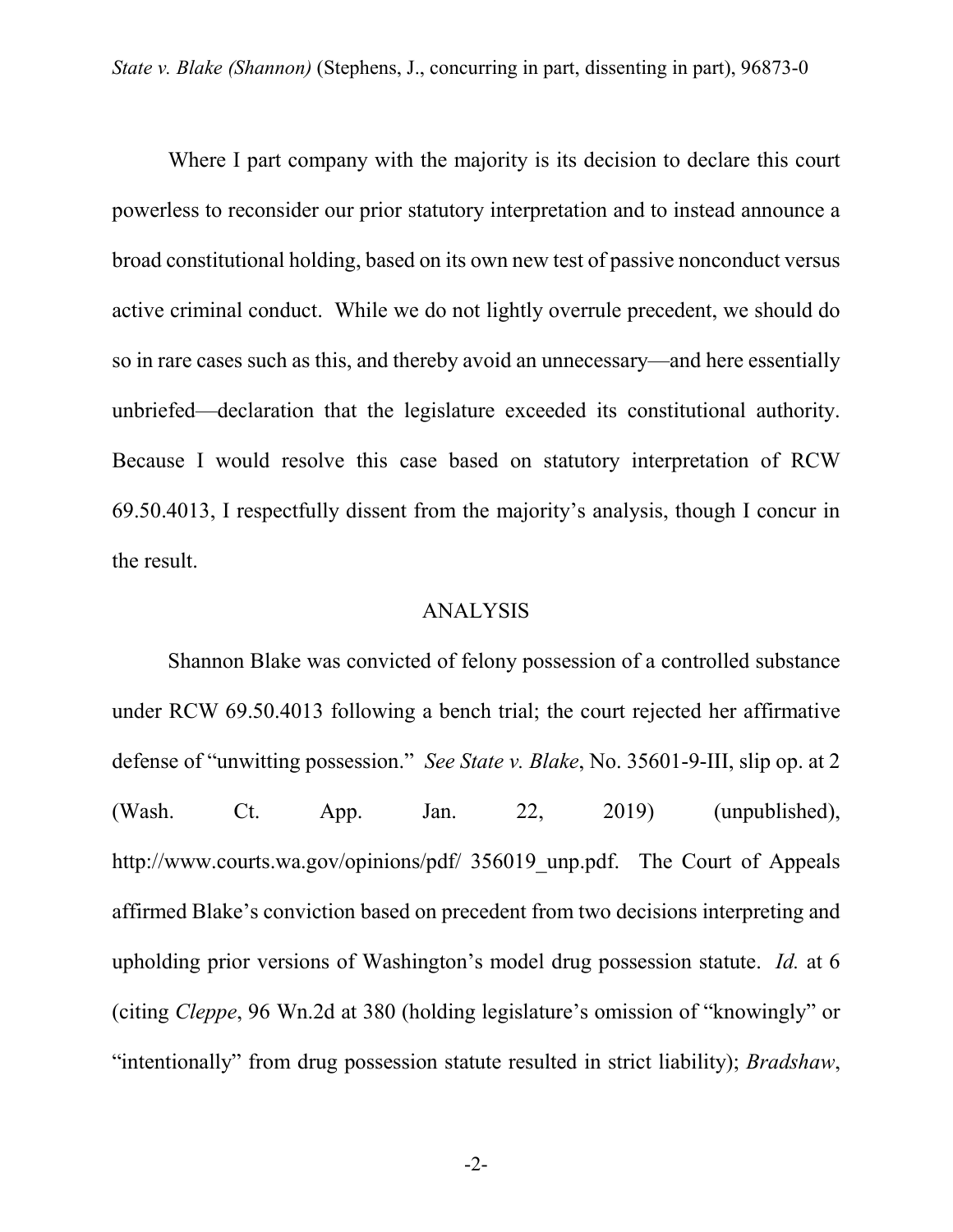Where I part company with the majority is its decision to declare this court powerless to reconsider our prior statutory interpretation and to instead announce a broad constitutional holding, based on its own new test of passive nonconduct versus active criminal conduct. While we do not lightly overrule precedent, we should do so in rare cases such as this, and thereby avoid an unnecessary—and here essentially unbriefed—declaration that the legislature exceeded its constitutional authority. Because I would resolve this case based on statutory interpretation of RCW 69.50.4013, I respectfully dissent from the majority's analysis, though I concur in the result.

## ANALYSIS

Shannon Blake was convicted of felony possession of a controlled substance under RCW 69.50.4013 following a bench trial; the court rejected her affirmative defense of "unwitting possession." *See State v. Blake*, No. 35601-9-III, slip op. at 2 (Wash. Ct. App. Jan. 22, 2019) (unpublished), http://www.courts.wa.gov/opinions/pdf/ 356019_unp.pdf. The Court of Appeals affirmed Blake's conviction based on precedent from two decisions interpreting and upholding prior versions of Washington's model drug possession statute. *Id.* at 6 (citing *Cleppe*, 96 Wn.2d at 380 (holding legislature's omission of "knowingly" or "intentionally" from drug possession statute resulted in strict liability); *Bradshaw*,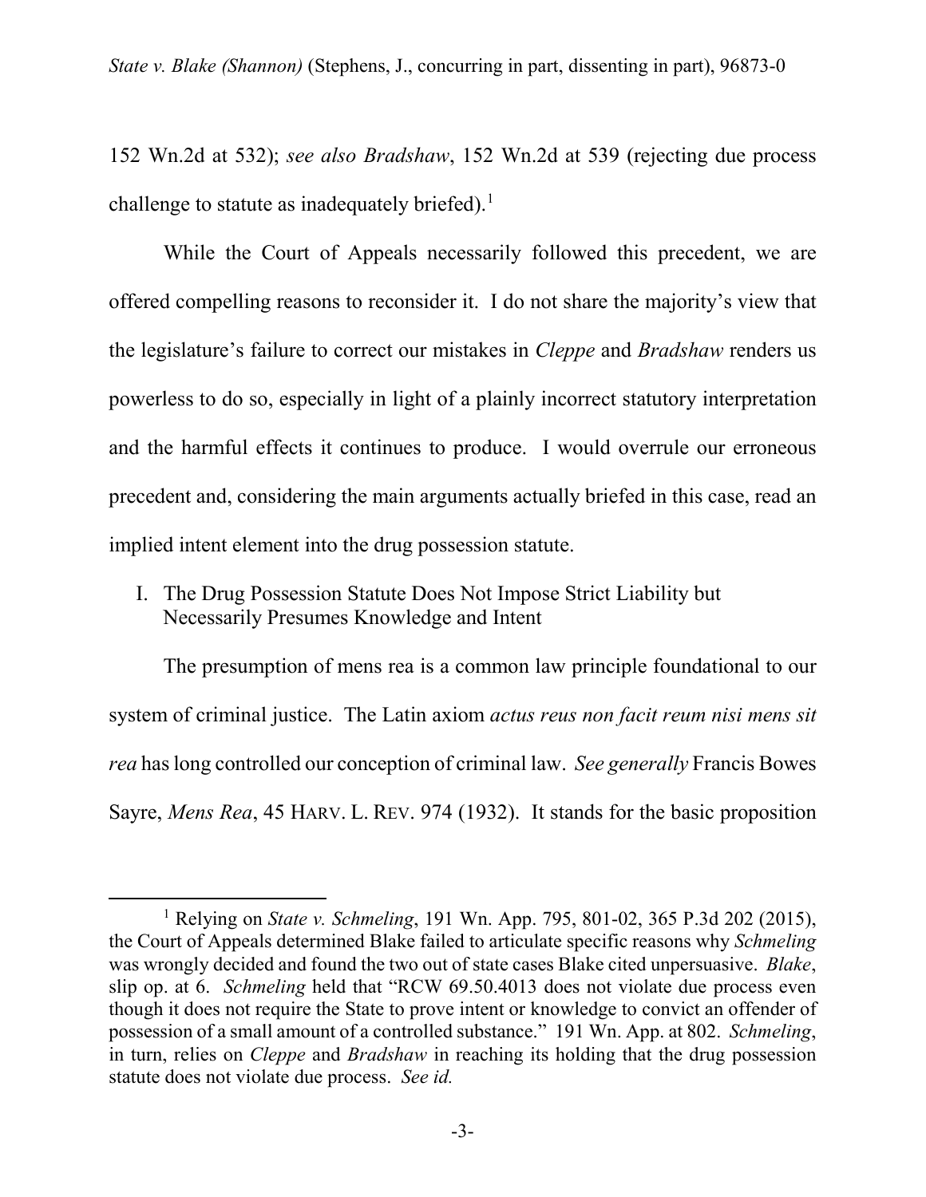152 Wn.2d at 532); *see also Bradshaw*, 152 Wn.2d at 539 (rejecting due process challenge to statute as inadequately briefed).[1]

While the Court of Appeals necessarily followed this precedent, we are offered compelling reasons to reconsider it. I do not share the majority's view that the legislature's failure to correct our mistakes in *Cleppe* and *Bradshaw* renders us powerless to do so, especially in light of a plainly incorrect statutory interpretation and the harmful effects it continues to produce. I would overrule our erroneous precedent and, considering the main arguments actually briefed in this case, read an implied intent element into the drug possession statute.

## I. The Drug Possession Statute Does Not Impose Strict Liability but Necessarily Presumes Knowledge and Intent

The presumption of mens rea is a common law principle foundational to our system of criminal justice. The Latin axiom *actus reus non facit reum nisi mens sit rea* has long controlled our conception of criminal law. *See generally* Francis Bowes Sayre, *Mens Rea*, 45 HARV. L. REV. 974 (1932). It stands for the basic proposition

---

[1] Relying on *State v. Schmeling*, 191 Wn. App. 795, 801-02, 365 P.3d 202 (2015), the Court of Appeals determined Blake failed to articulate specific reasons why *Schmeling* was wrongly decided and found the two out of state cases Blake cited unpersuasive. *Blake*, slip op. at 6. *Schmeling* held that "RCW 69.50.4013 does not violate due process even though it does not require the State to prove intent or knowledge to convict an offender of possession of a small amount of a controlled substance." 191 Wn. App. at 802. *Schmeling*, in turn, relies on *Cleppe* and *Bradshaw* in reaching its holding that the drug possession statute does not violate due process. *See id.*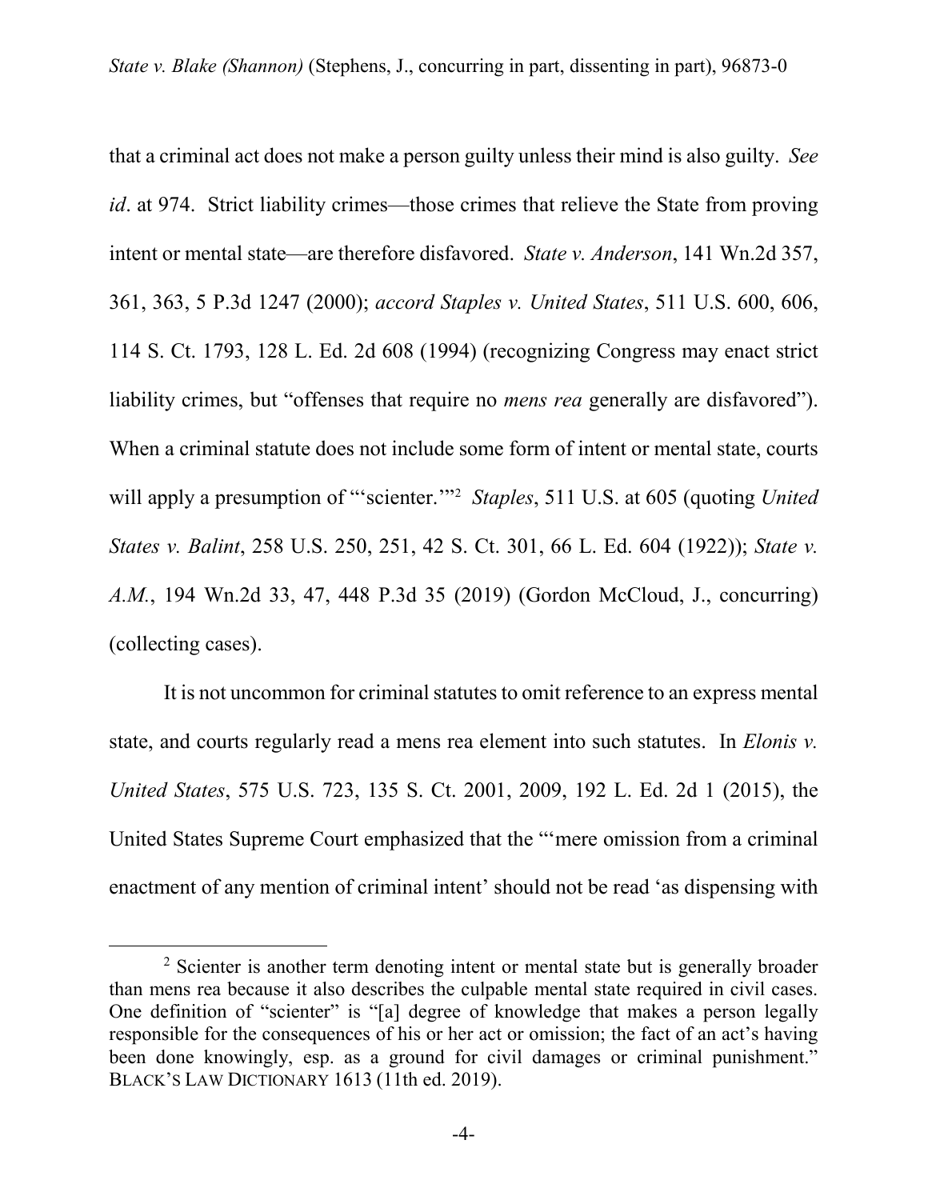that a criminal act does not make a person guilty unless their mind is also guilty. *See id*. at 974. Strict liability crimes—those crimes that relieve the State from proving intent or mental state—are therefore disfavored. *State v. Anderson*, 141 Wn.2d 357, 361, 363, 5 P.3d 1247 (2000); *accord Staples v. United States*, 511 U.S. 600, 606, 114 S. Ct. 1793, 128 L. Ed. 2d 608 (1994) (recognizing Congress may enact strict liability crimes, but "offenses that require no *mens rea* generally are disfavored"). When a criminal statute does not include some form of intent or mental state, courts will apply a presumption of "'scienter.'"[2] *Staples*, 511 U.S. at 605 (quoting *United States v. Balint*, 258 U.S. 250, 251, 42 S. Ct. 301, 66 L. Ed. 604 (1922)); *State v. A.M.*, 194 Wn.2d 33, 47, 448 P.3d 35 (2019) (Gordon McCloud, J., concurring) (collecting cases).

It is not uncommon for criminal statutes to omit reference to an express mental state, and courts regularly read a mens rea element into such statutes. In *Elonis v. United States*, 575 U.S. 723, 135 S. Ct. 2001, 2009, 192 L. Ed. 2d 1 (2015), the United States Supreme Court emphasized that the "'mere omission from a criminal enactment of any mention of criminal intent' should not be read 'as dispensing with

---

[2] Scienter is another term denoting intent or mental state but is generally broader than mens rea because it also describes the culpable mental state required in civil cases. One definition of "scienter" is "[a] degree of knowledge that makes a person legally responsible for the consequences of his or her act or omission; the fact of an act's having been done knowingly, esp. as a ground for civil damages or criminal punishment." BLACK'S LAW DICTIONARY 1613 (11th ed. 2019).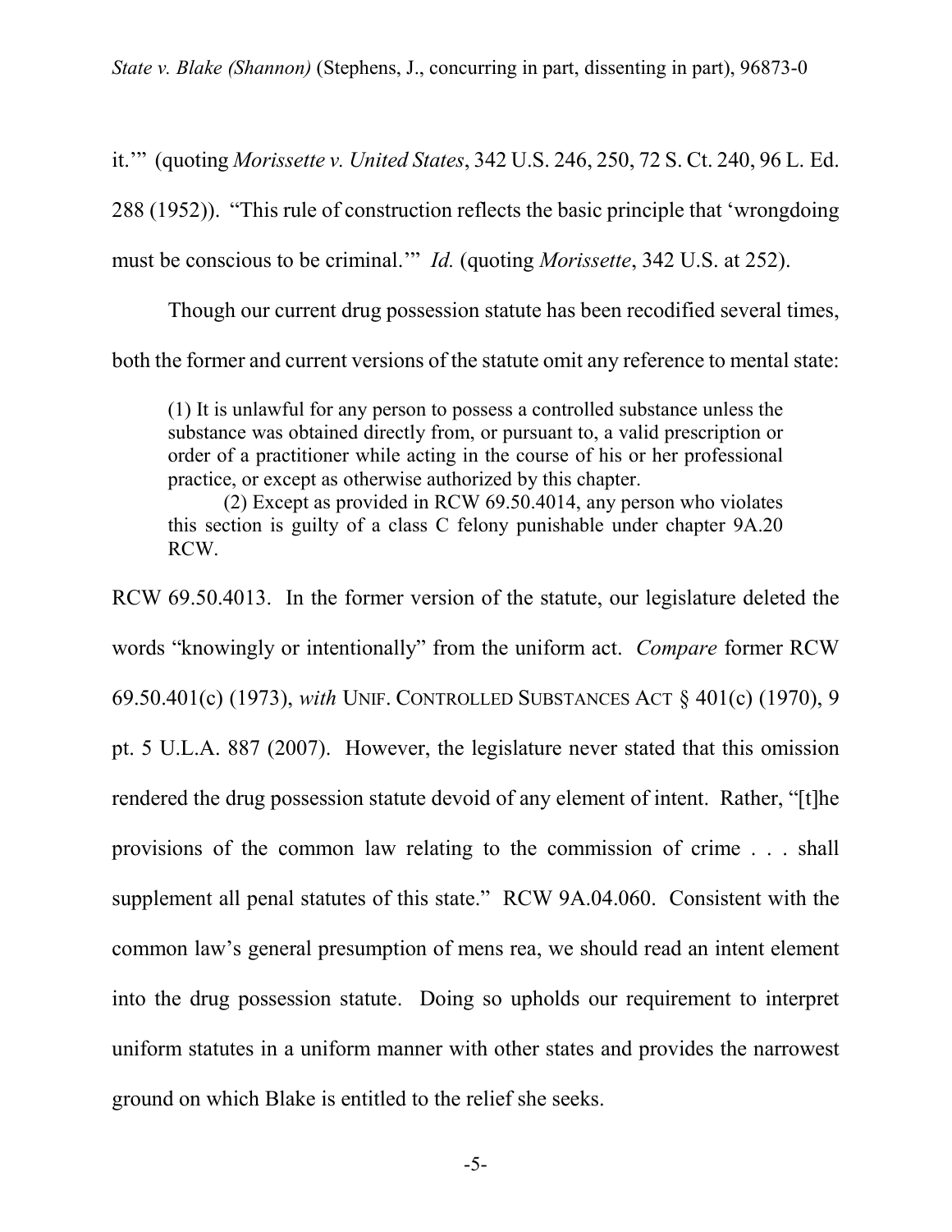it.'" (quoting *Morissette v. United States*, 342 U.S. 246, 250, 72 S. Ct. 240, 96 L. Ed. 288 (1952)). "This rule of construction reflects the basic principle that 'wrongdoing must be conscious to be criminal.'" *Id.* (quoting *Morissette*, 342 U.S. at 252).

Though our current drug possession statute has been recodified several times, both the former and current versions of the statute omit any reference to mental state:

> (1) It is unlawful for any person to possess a controlled substance unless the substance was obtained directly from, or pursuant to, a valid prescription or order of a practitioner while acting in the course of his or her professional practice, or except as otherwise authorized by this chapter.
>
> (2) Except as provided in RCW 69.50.4014, any person who violates this section is guilty of a class C felony punishable under chapter 9A.20 RCW.

RCW 69.50.4013. In the former version of the statute, our legislature deleted the words "knowingly or intentionally" from the uniform act. *Compare* former RCW 69.50.401(c) (1973), *with* UNIF. CONTROLLED SUBSTANCES ACT § 401(c) (1970), 9 pt. 5 U.L.A. 887 (2007). However, the legislature never stated that this omission rendered the drug possession statute devoid of any element of intent. Rather, "[t]he provisions of the common law relating to the commission of crime . . . shall supplement all penal statutes of this state." RCW 9A.04.060. Consistent with the common law's general presumption of mens rea, we should read an intent element into the drug possession statute. Doing so upholds our requirement to interpret uniform statutes in a uniform manner with other states and provides the narrowest ground on which Blake is entitled to the relief she seeks.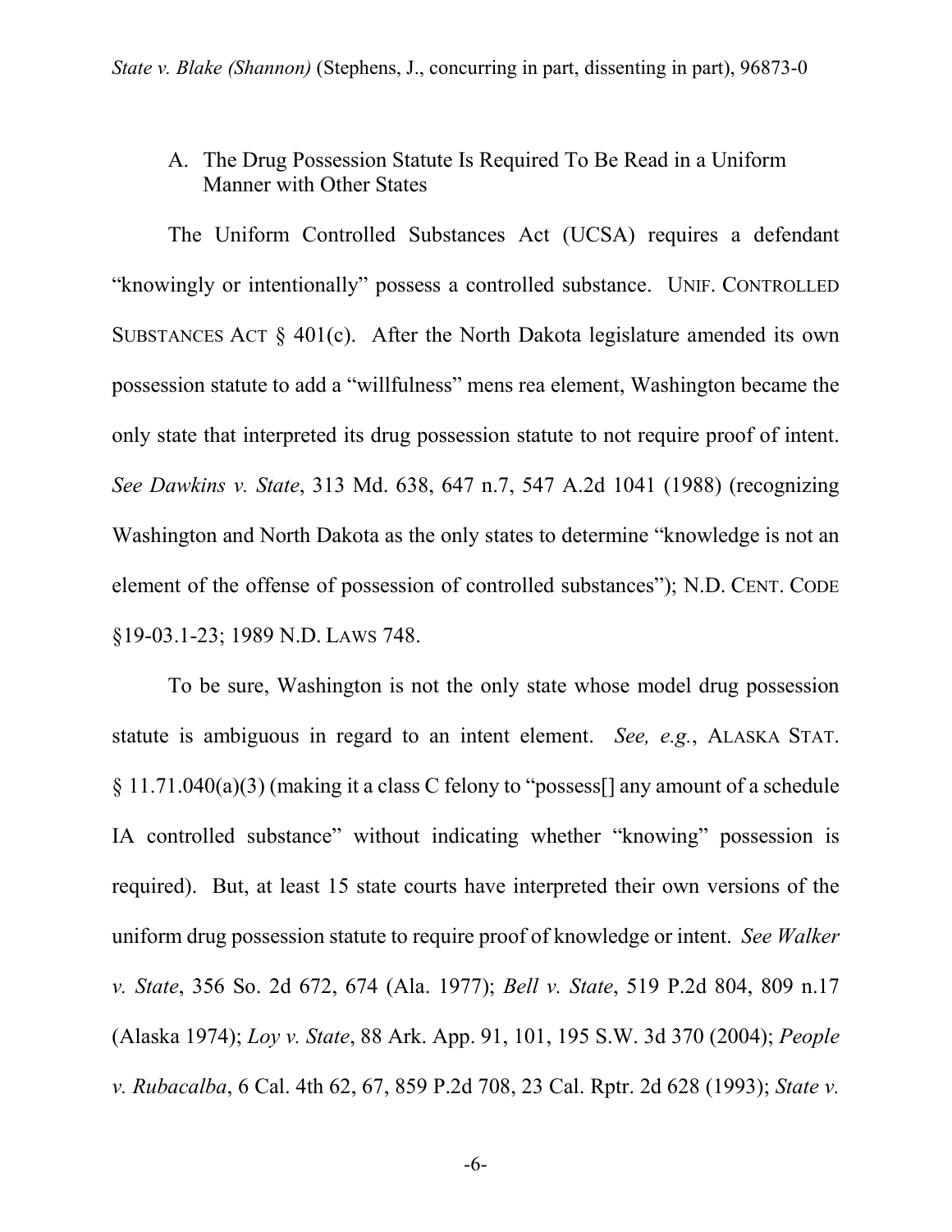A. The Drug Possession Statute Is Required To Be Read in a Uniform Manner with Other States

The Uniform Controlled Substances Act (UCSA) requires a defendant "knowingly or intentionally" possess a controlled substance. UNIF. CONTROLLED SUBSTANCES ACT § 401(c). After the North Dakota legislature amended its own possession statute to add a "willfulness" mens rea element, Washington became the only state that interpreted its drug possession statute to not require proof of intent. *See Dawkins v. State*, 313 Md. 638, 647 n.7, 547 A.2d 1041 (1988) (recognizing Washington and North Dakota as the only states to determine "knowledge is not an element of the offense of possession of controlled substances"); N.D. CENT. CODE §19-03.1-23; 1989 N.D. LAWS 748.

To be sure, Washington is not the only state whose model drug possession statute is ambiguous in regard to an intent element. *See, e.g.*, ALASKA STAT. § 11.71.040(a)(3) (making it a class C felony to "possess[] any amount of a schedule IA controlled substance" without indicating whether "knowing" possession is required). But, at least 15 state courts have interpreted their own versions of the uniform drug possession statute to require proof of knowledge or intent. *See Walker v. State*, 356 So. 2d 672, 674 (Ala. 1977); *Bell v. State*, 519 P.2d 804, 809 n.17 (Alaska 1974); *Loy v. State*, 88 Ark. App. 91, 101, 195 S.W. 3d 370 (2004); *People v. Rubacalba*, 6 Cal. 4th 62, 67, 859 P.2d 708, 23 Cal. Rptr. 2d 628 (1993); *State v.*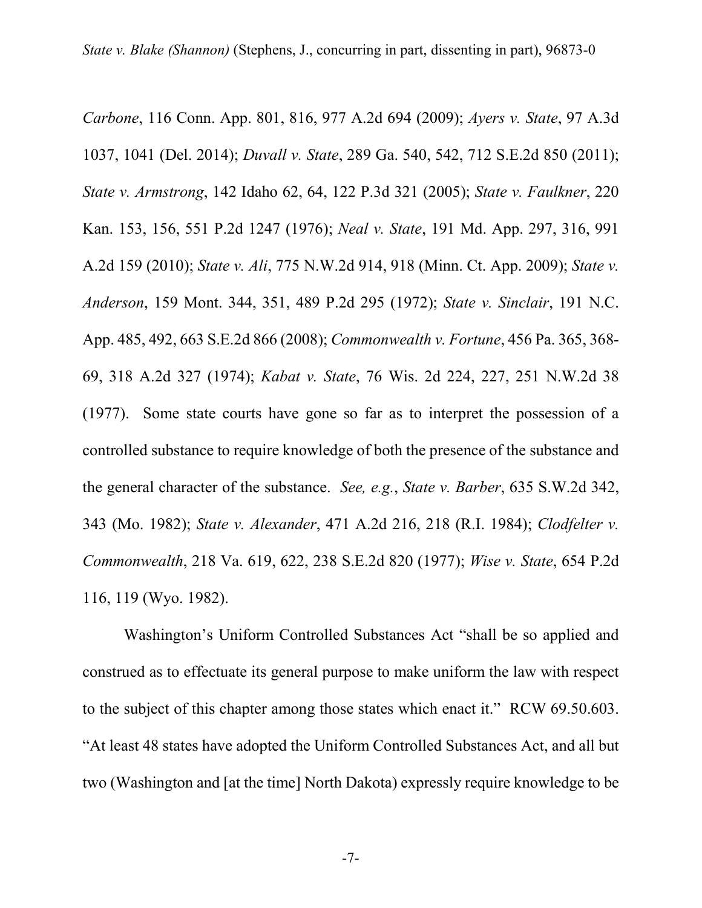*Carbone*, 116 Conn. App. 801, 816, 977 A.2d 694 (2009); *Ayers v. State*, 97 A.3d 1037, 1041 (Del. 2014); *Duvall v. State*, 289 Ga. 540, 542, 712 S.E.2d 850 (2011); *State v. Armstrong*, 142 Idaho 62, 64, 122 P.3d 321 (2005); *State v. Faulkner*, 220 Kan. 153, 156, 551 P.2d 1247 (1976); *Neal v. State*, 191 Md. App. 297, 316, 991 A.2d 159 (2010); *State v. Ali*, 775 N.W.2d 914, 918 (Minn. Ct. App. 2009); *State v. Anderson*, 159 Mont. 344, 351, 489 P.2d 295 (1972); *State v. Sinclair*, 191 N.C. App. 485, 492, 663 S.E.2d 866 (2008); *Commonwealth v. Fortune*, 456 Pa. 365, 368-69, 318 A.2d 327 (1974); *Kabat v. State*, 76 Wis. 2d 224, 227, 251 N.W.2d 38 (1977). Some state courts have gone so far as to interpret the possession of a controlled substance to require knowledge of both the presence of the substance and the general character of the substance. *See, e.g.*, *State v. Barber*, 635 S.W.2d 342, 343 (Mo. 1982); *State v. Alexander*, 471 A.2d 216, 218 (R.I. 1984); *Clodfelter v. Commonwealth*, 218 Va. 619, 622, 238 S.E.2d 820 (1977); *Wise v. State*, 654 P.2d 116, 119 (Wyo. 1982).

Washington's Uniform Controlled Substances Act "shall be so applied and construed as to effectuate its general purpose to make uniform the law with respect to the subject of this chapter among those states which enact it." RCW 69.50.603. "At least 48 states have adopted the Uniform Controlled Substances Act, and all but two (Washington and [at the time] North Dakota) expressly require knowledge to be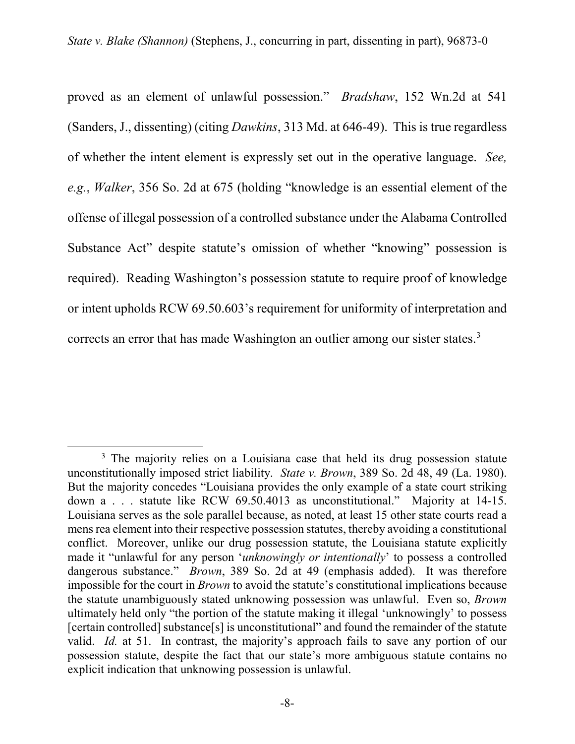proved as an element of unlawful possession." *Bradshaw*, 152 Wn.2d at 541 (Sanders, J., dissenting) (citing *Dawkins*, 313 Md. at 646-49). This is true regardless of whether the intent element is expressly set out in the operative language. *See, e.g.*, *Walker*, 356 So. 2d at 675 (holding "knowledge is an essential element of the offense of illegal possession of a controlled substance under the Alabama Controlled Substance Act" despite statute's omission of whether "knowing" possession is required). Reading Washington's possession statute to require proof of knowledge or intent upholds RCW 69.50.603's requirement for uniformity of interpretation and corrects an error that has made Washington an outlier among our sister states.[3]

---

[3] The majority relies on a Louisiana case that held its drug possession statute unconstitutionally imposed strict liability. *State v. Brown*, 389 So. 2d 48, 49 (La. 1980). But the majority concedes "Louisiana provides the only example of a state court striking down a . . . statute like RCW 69.50.4013 as unconstitutional." Majority at 14-15. Louisiana serves as the sole parallel because, as noted, at least 15 other state courts read a mens rea element into their respective possession statutes, thereby avoiding a constitutional conflict. Moreover, unlike our drug possession statute, the Louisiana statute explicitly made it "unlawful for any person '*unknowingly or intentionally*' to possess a controlled dangerous substance." *Brown*, 389 So. 2d at 49 (emphasis added). It was therefore impossible for the court in *Brown* to avoid the statute's constitutional implications because the statute unambiguously stated unknowing possession was unlawful. Even so, *Brown* ultimately held only "the portion of the statute making it illegal 'unknowingly' to possess [certain controlled] substance[s] is unconstitutional" and found the remainder of the statute valid. *Id.* at 51. In contrast, the majority's approach fails to save any portion of our possession statute, despite the fact that our state's more ambiguous statute contains no explicit indication that unknowing possession is unlawful.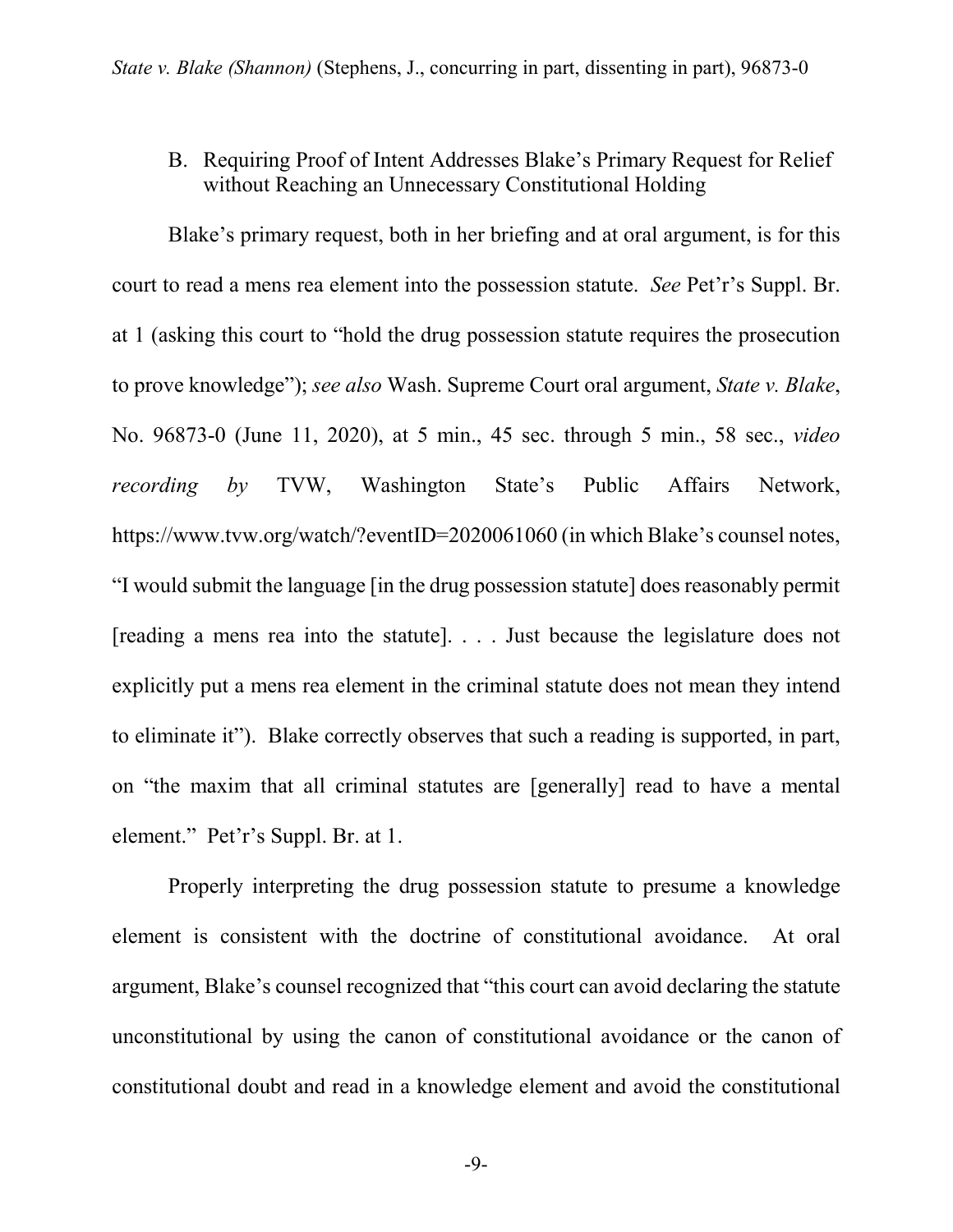### B. Requiring Proof of Intent Addresses Blake's Primary Request for Relief without Reaching an Unnecessary Constitutional Holding

Blake's primary request, both in her briefing and at oral argument, is for this court to read a mens rea element into the possession statute. *See* Pet'r's Suppl. Br. at 1 (asking this court to "hold the drug possession statute requires the prosecution to prove knowledge"); *see also* Wash. Supreme Court oral argument, *State v. Blake*, No. 96873-0 (June 11, 2020), at 5 min., 45 sec. through 5 min., 58 sec., *video recording by* TVW, Washington State's Public Affairs Network, https://www.tvw.org/watch/?eventID=2020061060 (in which Blake's counsel notes, "I would submit the language [in the drug possession statute] does reasonably permit [reading a mens rea into the statute]. . . . Just because the legislature does not explicitly put a mens rea element in the criminal statute does not mean they intend to eliminate it"). Blake correctly observes that such a reading is supported, in part, on "the maxim that all criminal statutes are [generally] read to have a mental element." Pet'r's Suppl. Br. at 1.

Properly interpreting the drug possession statute to presume a knowledge element is consistent with the doctrine of constitutional avoidance. At oral argument, Blake's counsel recognized that "this court can avoid declaring the statute unconstitutional by using the canon of constitutional avoidance or the canon of constitutional doubt and read in a knowledge element and avoid the constitutional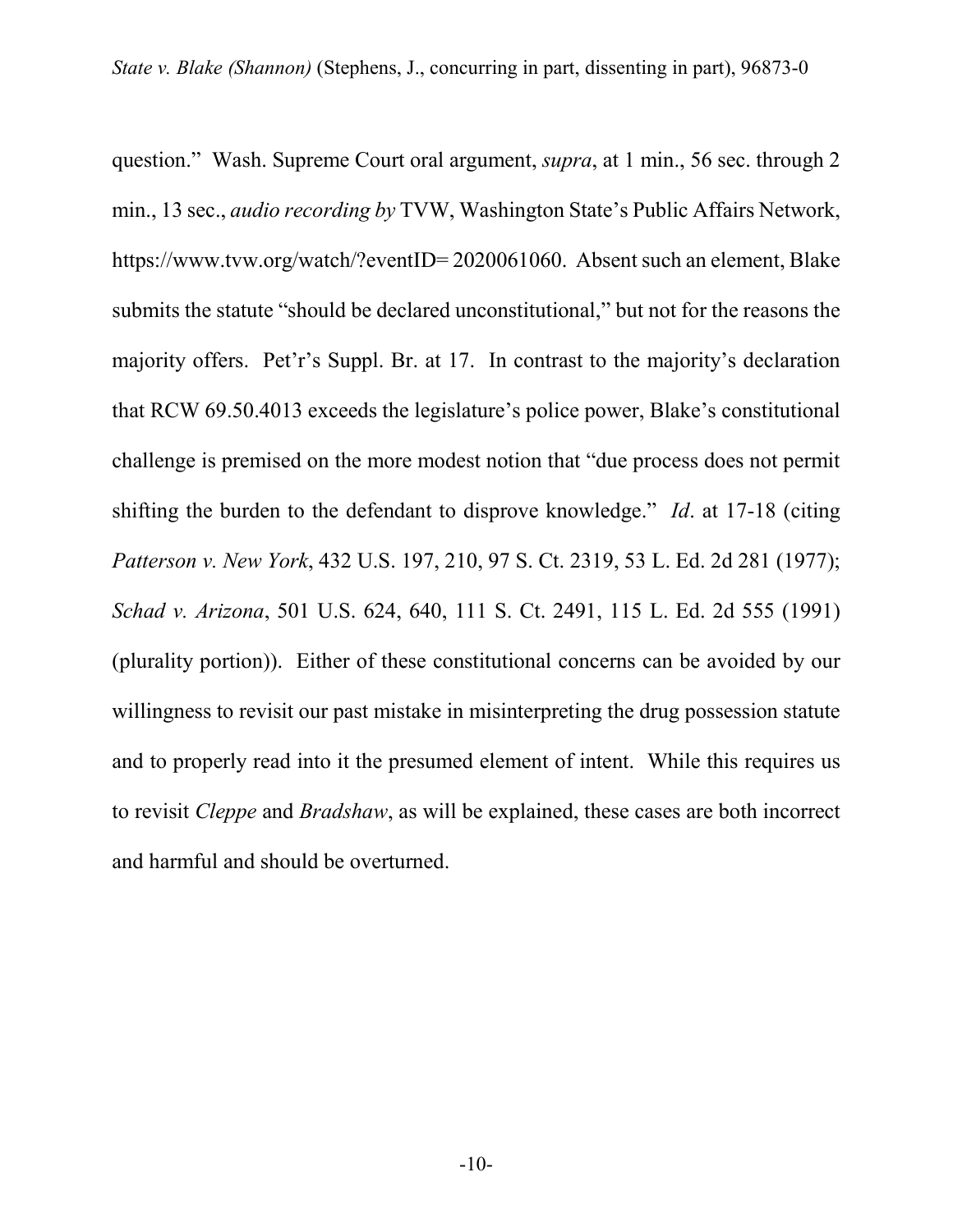question." Wash. Supreme Court oral argument, *supra*, at 1 min., 56 sec. through 2 min., 13 sec., *audio recording by* TVW, Washington State's Public Affairs Network, https://www.tvw.org/watch/?eventID= 2020061060. Absent such an element, Blake submits the statute "should be declared unconstitutional," but not for the reasons the majority offers. Pet'r's Suppl. Br. at 17. In contrast to the majority's declaration that RCW 69.50.4013 exceeds the legislature's police power, Blake's constitutional challenge is premised on the more modest notion that "due process does not permit shifting the burden to the defendant to disprove knowledge." *Id*. at 17-18 (citing *Patterson v. New York*, 432 U.S. 197, 210, 97 S. Ct. 2319, 53 L. Ed. 2d 281 (1977); *Schad v. Arizona*, 501 U.S. 624, 640, 111 S. Ct. 2491, 115 L. Ed. 2d 555 (1991) (plurality portion)). Either of these constitutional concerns can be avoided by our willingness to revisit our past mistake in misinterpreting the drug possession statute and to properly read into it the presumed element of intent. While this requires us to revisit *Cleppe* and *Bradshaw*, as will be explained, these cases are both incorrect and harmful and should be overturned.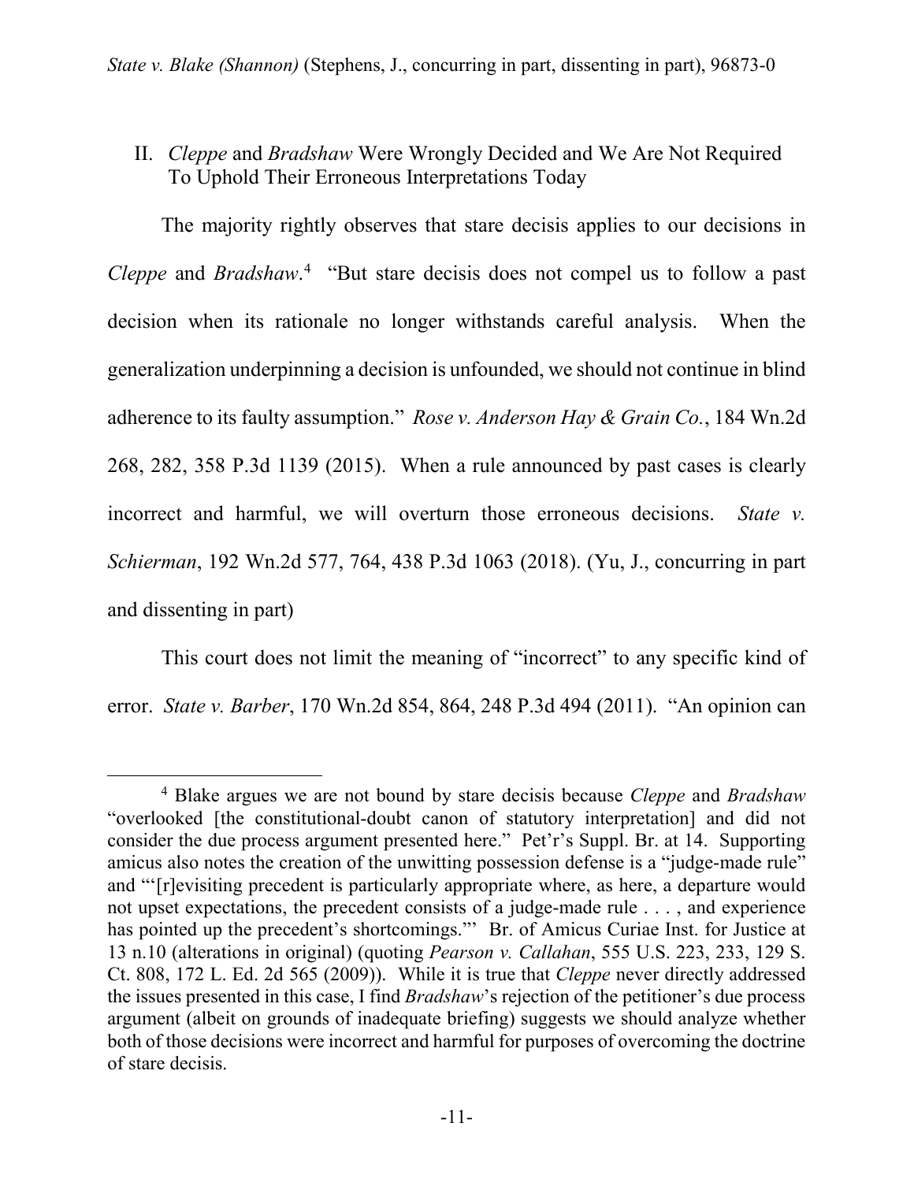## II. *Cleppe* and *Bradshaw* Were Wrongly Decided and We Are Not Required To Uphold Their Erroneous Interpretations Today

The majority rightly observes that stare decisis applies to our decisions in *Cleppe* and *Bradshaw*.[4] "But stare decisis does not compel us to follow a past decision when its rationale no longer withstands careful analysis. When the generalization underpinning a decision is unfounded, we should not continue in blind adherence to its faulty assumption." *Rose v. Anderson Hay & Grain Co.*, 184 Wn.2d 268, 282, 358 P.3d 1139 (2015). When a rule announced by past cases is clearly incorrect and harmful, we will overturn those erroneous decisions. *State v. Schierman*, 192 Wn.2d 577, 764, 438 P.3d 1063 (2018). (Yu, J., concurring in part and dissenting in part)

This court does not limit the meaning of "incorrect" to any specific kind of error. *State v. Barber*, 170 Wn.2d 854, 864, 248 P.3d 494 (2011). "An opinion can

---

[4] Blake argues we are not bound by stare decisis because *Cleppe* and *Bradshaw* "overlooked [the constitutional-doubt canon of statutory interpretation] and did not consider the due process argument presented here." Pet'r's Suppl. Br. at 14. Supporting amicus also notes the creation of the unwitting possession defense is a "judge-made rule" and "'[r]evisiting precedent is particularly appropriate where, as here, a departure would not upset expectations, the precedent consists of a judge-made rule . . . , and experience has pointed up the precedent's shortcomings.'" Br. of Amicus Curiae Inst. for Justice at 13 n.10 (alterations in original) (quoting *Pearson v. Callahan*, 555 U.S. 223, 233, 129 S. Ct. 808, 172 L. Ed. 2d 565 (2009)). While it is true that *Cleppe* never directly addressed the issues presented in this case, I find *Bradshaw*'s rejection of the petitioner's due process argument (albeit on grounds of inadequate briefing) suggests we should analyze whether both of those decisions were incorrect and harmful for purposes of overcoming the doctrine of stare decisis.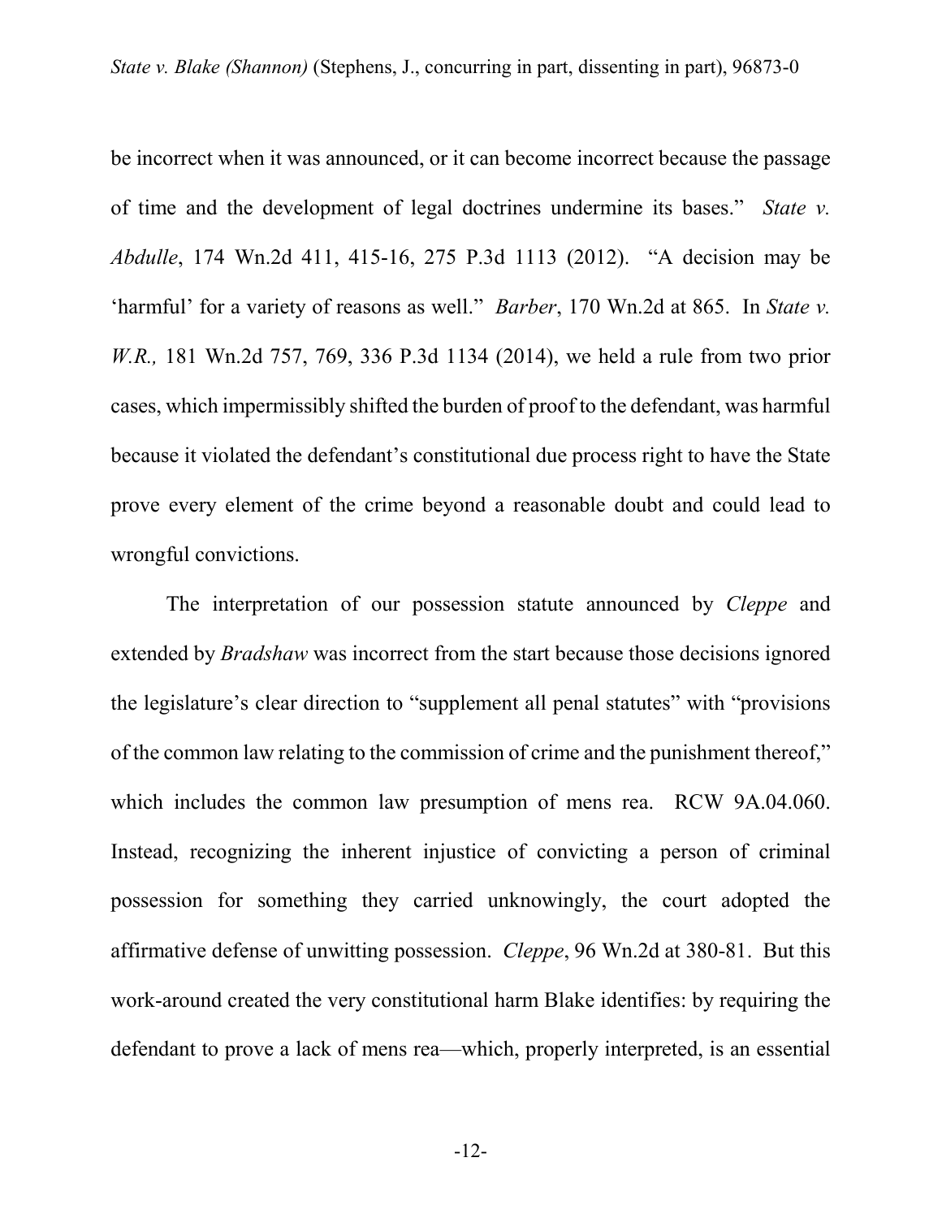be incorrect when it was announced, or it can become incorrect because the passage of time and the development of legal doctrines undermine its bases." *State v. Abdulle*, 174 Wn.2d 411, 415-16, 275 P.3d 1113 (2012). "A decision may be 'harmful' for a variety of reasons as well." *Barber*, 170 Wn.2d at 865. In *State v. W.R.,* 181 Wn.2d 757, 769, 336 P.3d 1134 (2014), we held a rule from two prior cases, which impermissibly shifted the burden of proof to the defendant, was harmful because it violated the defendant's constitutional due process right to have the State prove every element of the crime beyond a reasonable doubt and could lead to wrongful convictions.

The interpretation of our possession statute announced by *Cleppe* and extended by *Bradshaw* was incorrect from the start because those decisions ignored the legislature's clear direction to "supplement all penal statutes" with "provisions of the common law relating to the commission of crime and the punishment thereof," which includes the common law presumption of mens rea. RCW 9A.04.060. Instead, recognizing the inherent injustice of convicting a person of criminal possession for something they carried unknowingly, the court adopted the affirmative defense of unwitting possession. *Cleppe*, 96 Wn.2d at 380-81. But this work-around created the very constitutional harm Blake identifies: by requiring the defendant to prove a lack of mens rea—which, properly interpreted, is an essential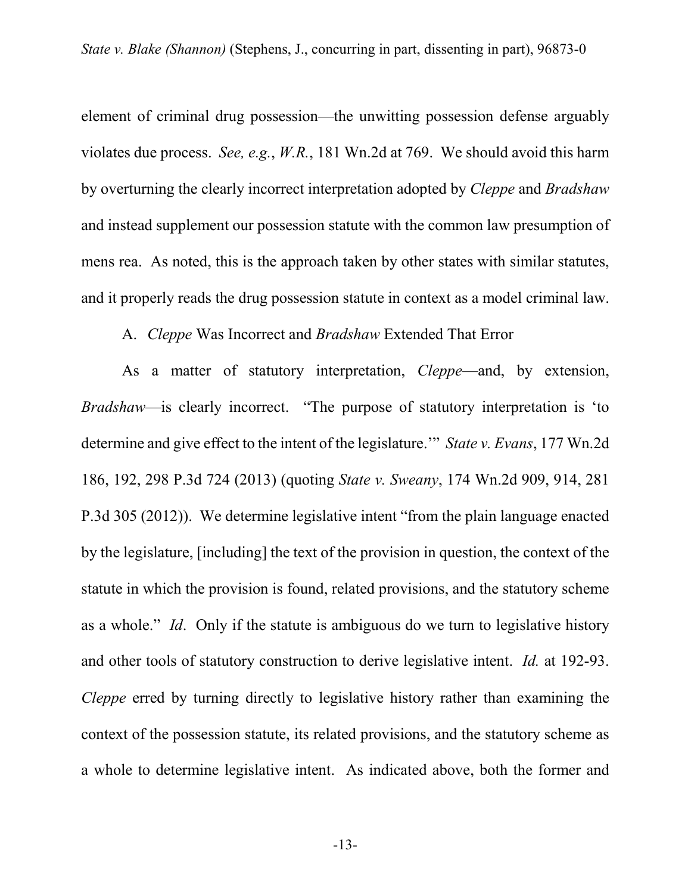element of criminal drug possession—the unwitting possession defense arguably violates due process. *See, e.g.*, *W.R.*, 181 Wn.2d at 769. We should avoid this harm by overturning the clearly incorrect interpretation adopted by *Cleppe* and *Bradshaw* and instead supplement our possession statute with the common law presumption of mens rea. As noted, this is the approach taken by other states with similar statutes, and it properly reads the drug possession statute in context as a model criminal law.

A. *Cleppe* Was Incorrect and *Bradshaw* Extended That Error

As a matter of statutory interpretation, *Cleppe*—and, by extension, *Bradshaw*—is clearly incorrect. "The purpose of statutory interpretation is 'to determine and give effect to the intent of the legislature.'" *State v. Evans*, 177 Wn.2d 186, 192, 298 P.3d 724 (2013) (quoting *State v. Sweany*, 174 Wn.2d 909, 914, 281 P.3d 305 (2012)). We determine legislative intent "from the plain language enacted by the legislature, [including] the text of the provision in question, the context of the statute in which the provision is found, related provisions, and the statutory scheme as a whole." *Id*. Only if the statute is ambiguous do we turn to legislative history and other tools of statutory construction to derive legislative intent. *Id.* at 192-93. *Cleppe* erred by turning directly to legislative history rather than examining the context of the possession statute, its related provisions, and the statutory scheme as a whole to determine legislative intent. As indicated above, both the former and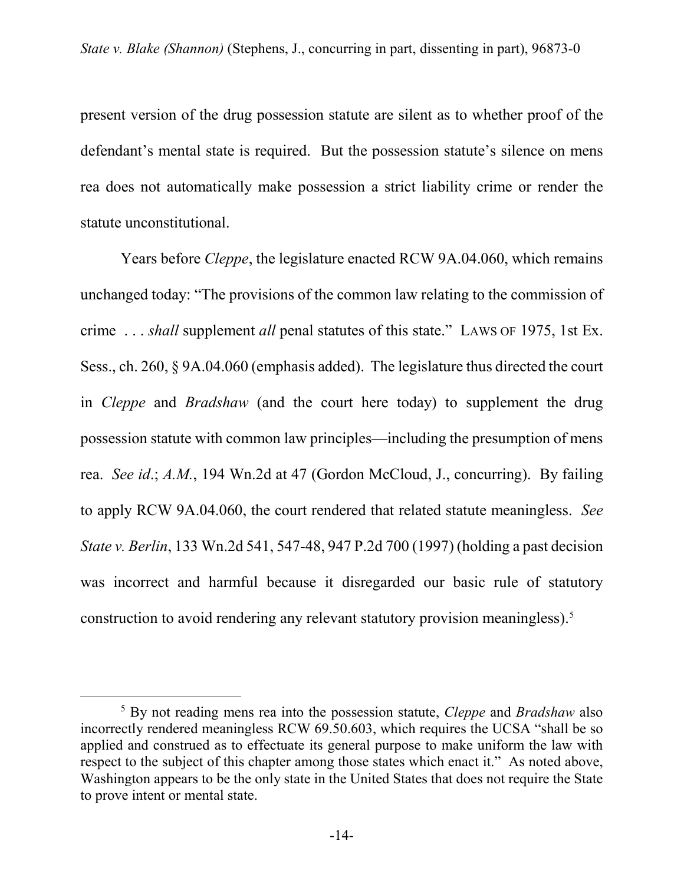present version of the drug possession statute are silent as to whether proof of the defendant's mental state is required. But the possession statute's silence on mens rea does not automatically make possession a strict liability crime or render the statute unconstitutional.

Years before *Cleppe*, the legislature enacted RCW 9A.04.060, which remains unchanged today: "The provisions of the common law relating to the commission of crime . . . *shall* supplement *all* penal statutes of this state." LAWS OF 1975, 1st Ex. Sess., ch. 260, § 9A.04.060 (emphasis added). The legislature thus directed the court in *Cleppe* and *Bradshaw* (and the court here today) to supplement the drug possession statute with common law principles—including the presumption of mens rea. *See id*.; *A.M.*, 194 Wn.2d at 47 (Gordon McCloud, J., concurring). By failing to apply RCW 9A.04.060, the court rendered that related statute meaningless. *See State v. Berlin*, 133 Wn.2d 541, 547-48, 947 P.2d 700 (1997) (holding a past decision was incorrect and harmful because it disregarded our basic rule of statutory construction to avoid rendering any relevant statutory provision meaningless).[5]

[5] By not reading mens rea into the possession statute, *Cleppe* and *Bradshaw* also incorrectly rendered meaningless RCW 69.50.603, which requires the UCSA "shall be so applied and construed as to effectuate its general purpose to make uniform the law with respect to the subject of this chapter among those states which enact it." As noted above, Washington appears to be the only state in the United States that does not require the State to prove intent or mental state.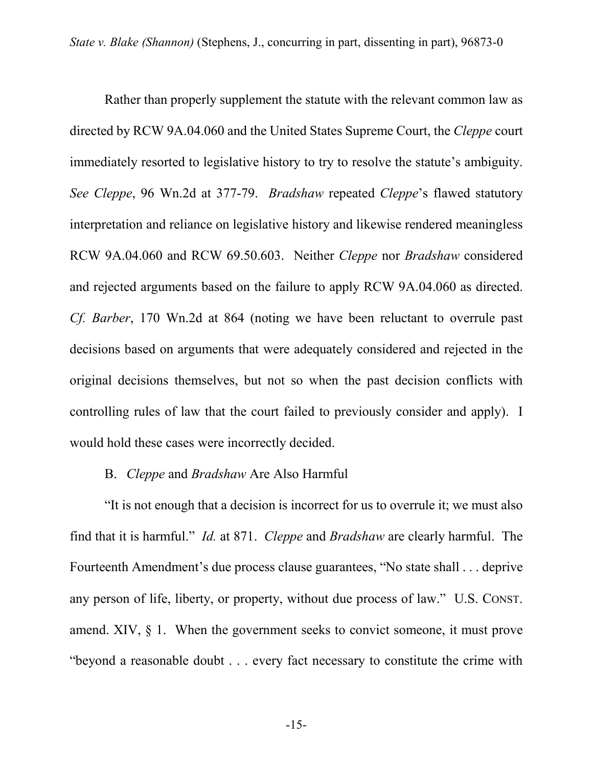Rather than properly supplement the statute with the relevant common law as directed by RCW 9A.04.060 and the United States Supreme Court, the *Cleppe* court immediately resorted to legislative history to try to resolve the statute's ambiguity. *See Cleppe*, 96 Wn.2d at 377-79. *Bradshaw* repeated *Cleppe*'s flawed statutory interpretation and reliance on legislative history and likewise rendered meaningless RCW 9A.04.060 and RCW 69.50.603. Neither *Cleppe* nor *Bradshaw* considered and rejected arguments based on the failure to apply RCW 9A.04.060 as directed. *Cf. Barber*, 170 Wn.2d at 864 (noting we have been reluctant to overrule past decisions based on arguments that were adequately considered and rejected in the original decisions themselves, but not so when the past decision conflicts with controlling rules of law that the court failed to previously consider and apply). I would hold these cases were incorrectly decided.

B. *Cleppe* and *Bradshaw* Are Also Harmful

"It is not enough that a decision is incorrect for us to overrule it; we must also find that it is harmful." *Id.* at 871. *Cleppe* and *Bradshaw* are clearly harmful. The Fourteenth Amendment's due process clause guarantees, "No state shall . . . deprive any person of life, liberty, or property, without due process of law." U.S. CONST. amend. XIV, § 1. When the government seeks to convict someone, it must prove "beyond a reasonable doubt . . . every fact necessary to constitute the crime with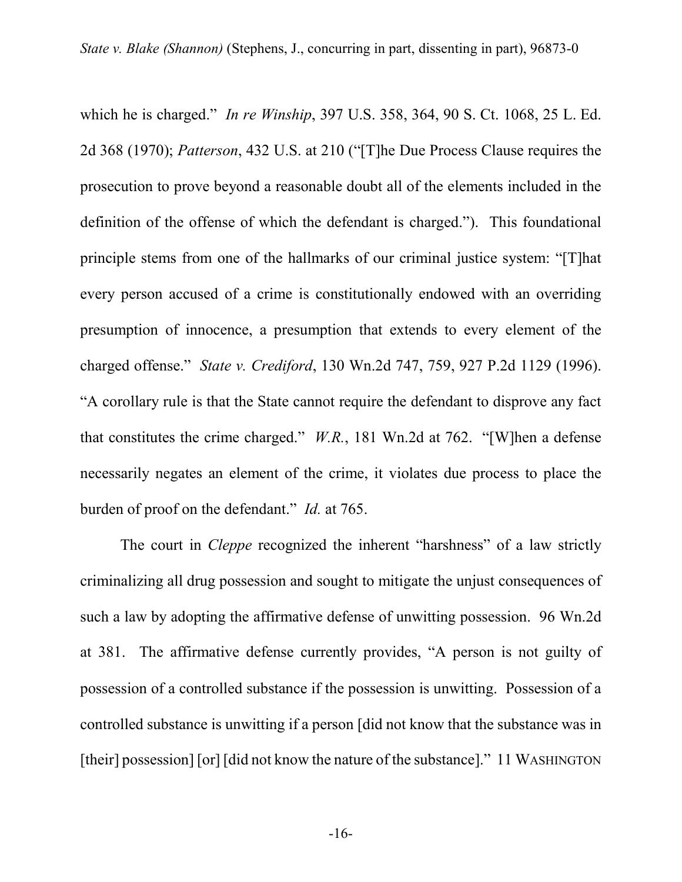which he is charged." *In re Winship*, 397 U.S. 358, 364, 90 S. Ct. 1068, 25 L. Ed. 2d 368 (1970); *Patterson*, 432 U.S. at 210 ("[T]he Due Process Clause requires the prosecution to prove beyond a reasonable doubt all of the elements included in the definition of the offense of which the defendant is charged."). This foundational principle stems from one of the hallmarks of our criminal justice system: "[T]hat every person accused of a crime is constitutionally endowed with an overriding presumption of innocence, a presumption that extends to every element of the charged offense." *State v. Crediford*, 130 Wn.2d 747, 759, 927 P.2d 1129 (1996). "A corollary rule is that the State cannot require the defendant to disprove any fact that constitutes the crime charged." *W.R.*, 181 Wn.2d at 762. "[W]hen a defense necessarily negates an element of the crime, it violates due process to place the burden of proof on the defendant." *Id.* at 765.

The court in *Cleppe* recognized the inherent "harshness" of a law strictly criminalizing all drug possession and sought to mitigate the unjust consequences of such a law by adopting the affirmative defense of unwitting possession. 96 Wn.2d at 381. The affirmative defense currently provides, "A person is not guilty of possession of a controlled substance if the possession is unwitting. Possession of a controlled substance is unwitting if a person [did not know that the substance was in [their] possession] [or] [did not know the nature of the substance]." 11 WASHINGTON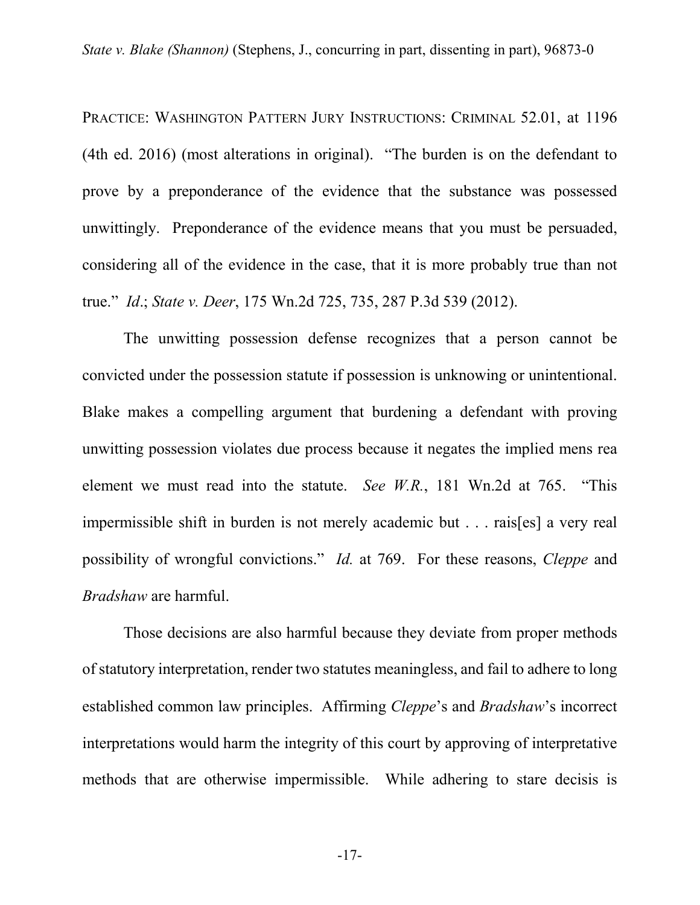PRACTICE: WASHINGTON PATTERN JURY INSTRUCTIONS: CRIMINAL 52.01, at 1196 (4th ed. 2016) (most alterations in original). "The burden is on the defendant to prove by a preponderance of the evidence that the substance was possessed unwittingly. Preponderance of the evidence means that you must be persuaded, considering all of the evidence in the case, that it is more probably true than not true." *Id*.; *State v. Deer*, 175 Wn.2d 725, 735, 287 P.3d 539 (2012).

The unwitting possession defense recognizes that a person cannot be convicted under the possession statute if possession is unknowing or unintentional. Blake makes a compelling argument that burdening a defendant with proving unwitting possession violates due process because it negates the implied mens rea element we must read into the statute. *See W.R.*, 181 Wn.2d at 765. "This impermissible shift in burden is not merely academic but . . . rais[es] a very real possibility of wrongful convictions." *Id.* at 769. For these reasons, *Cleppe* and *Bradshaw* are harmful.

Those decisions are also harmful because they deviate from proper methods of statutory interpretation, render two statutes meaningless, and fail to adhere to long established common law principles. Affirming *Cleppe*'s and *Bradshaw*'s incorrect interpretations would harm the integrity of this court by approving of interpretative methods that are otherwise impermissible. While adhering to stare decisis is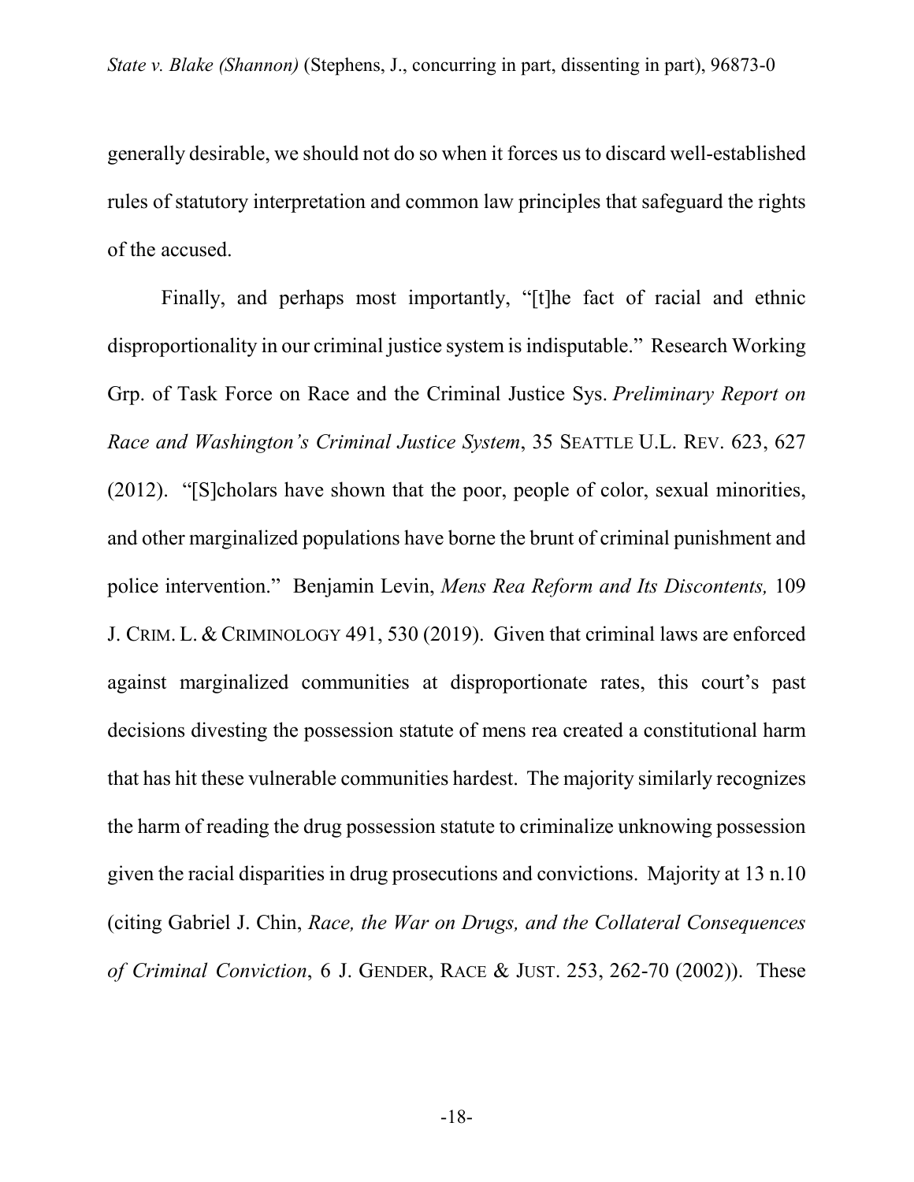generally desirable, we should not do so when it forces us to discard well-established rules of statutory interpretation and common law principles that safeguard the rights of the accused.

Finally, and perhaps most importantly, "[t]he fact of racial and ethnic disproportionality in our criminal justice system is indisputable." Research Working Grp. of Task Force on Race and the Criminal Justice Sys. *Preliminary Report on Race and Washington's Criminal Justice System*, 35 SEATTLE U.L. REV. 623, 627 (2012). "[S]cholars have shown that the poor, people of color, sexual minorities, and other marginalized populations have borne the brunt of criminal punishment and police intervention." Benjamin Levin, *Mens Rea Reform and Its Discontents,* 109 J. CRIM. L. & CRIMINOLOGY 491, 530 (2019). Given that criminal laws are enforced against marginalized communities at disproportionate rates, this court's past decisions divesting the possession statute of mens rea created a constitutional harm that has hit these vulnerable communities hardest. The majority similarly recognizes the harm of reading the drug possession statute to criminalize unknowing possession given the racial disparities in drug prosecutions and convictions. Majority at 13 n.10 (citing Gabriel J. Chin, *Race, the War on Drugs, and the Collateral Consequences of Criminal Conviction*, 6 J. GENDER, RACE & JUST. 253, 262-70 (2002)). These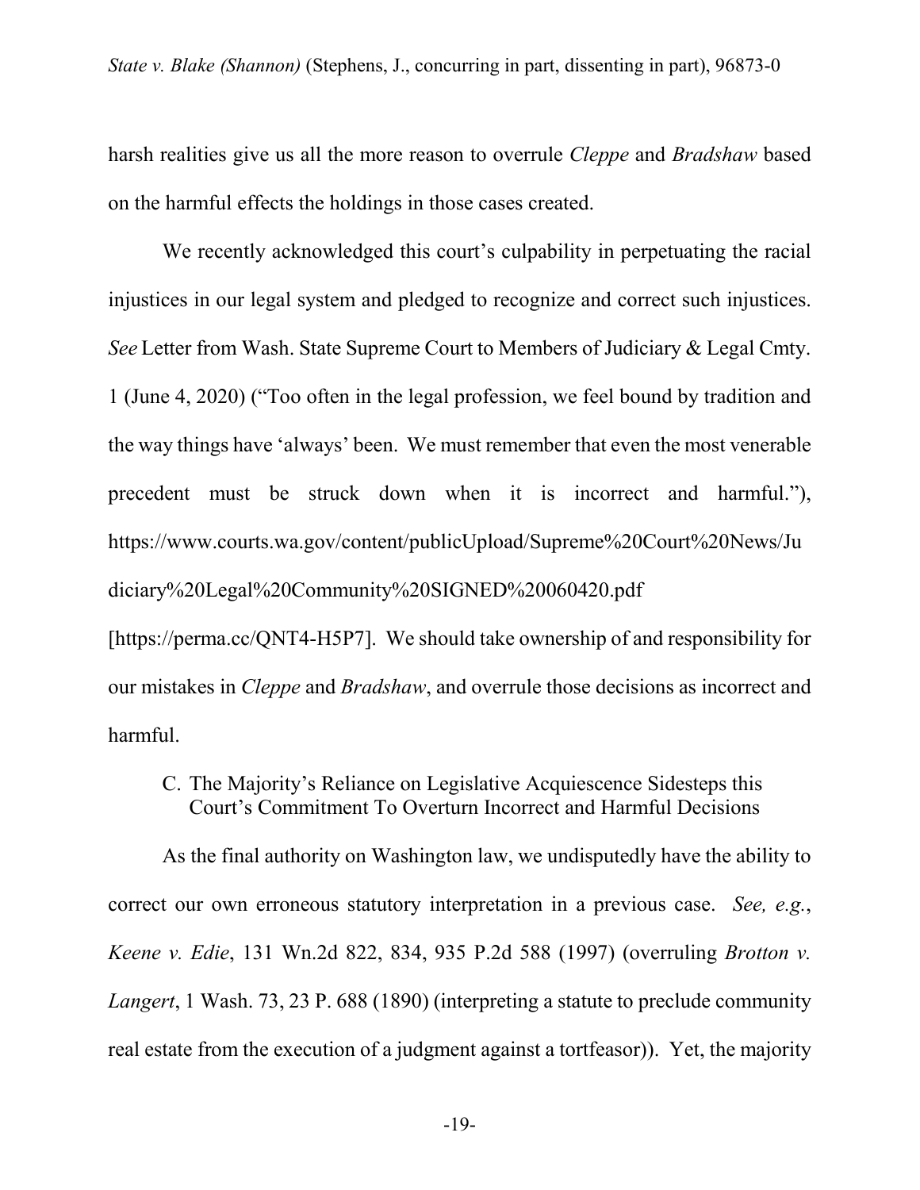harsh realities give us all the more reason to overrule *Cleppe* and *Bradshaw* based on the harmful effects the holdings in those cases created.

We recently acknowledged this court's culpability in perpetuating the racial injustices in our legal system and pledged to recognize and correct such injustices. *See* Letter from Wash. State Supreme Court to Members of Judiciary & Legal Cmty. 1 (June 4, 2020) ("Too often in the legal profession, we feel bound by tradition and the way things have 'always' been. We must remember that even the most venerable precedent must be struck down when it is incorrect and harmful."), https://www.courts.wa.gov/content/publicUpload/Supreme%20Court%20News/Judiciary%20Legal%20Community%20SIGNED%20060420.pdf [https://perma.cc/QNT4-H5P7]. We should take ownership of and responsibility for our mistakes in *Cleppe* and *Bradshaw*, and overrule those decisions as incorrect and harmful.

### C. The Majority's Reliance on Legislative Acquiescence Sidesteps this Court's Commitment To Overturn Incorrect and Harmful Decisions

As the final authority on Washington law, we undisputedly have the ability to correct our own erroneous statutory interpretation in a previous case. *See, e.g.*, *Keene v. Edie*, 131 Wn.2d 822, 834, 935 P.2d 588 (1997) (overruling *Brotton v. Langert*, 1 Wash. 73, 23 P. 688 (1890) (interpreting a statute to preclude community real estate from the execution of a judgment against a tortfeasor)). Yet, the majority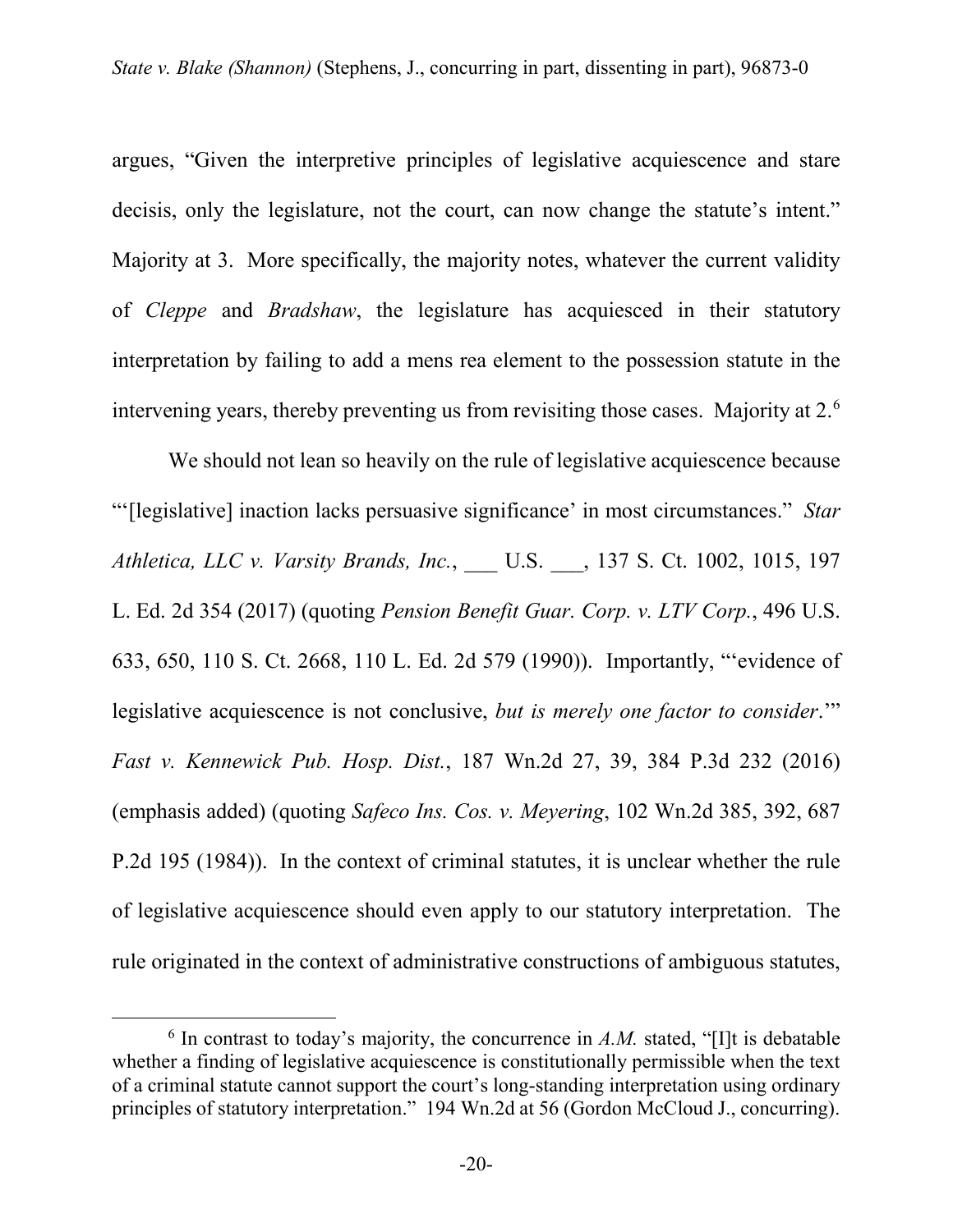argues, "Given the interpretive principles of legislative acquiescence and stare decisis, only the legislature, not the court, can now change the statute's intent." Majority at 3. More specifically, the majority notes, whatever the current validity of *Cleppe* and *Bradshaw*, the legislature has acquiesced in their statutory interpretation by failing to add a mens rea element to the possession statute in the intervening years, thereby preventing us from revisiting those cases. Majority at 2.[6]

We should not lean so heavily on the rule of legislative acquiescence because "'[legislative] inaction lacks persuasive significance' in most circumstances." *Star Athletica, LLC v. Varsity Brands, Inc.*, ___ U.S. ___, 137 S. Ct. 1002, 1015, 197 L. Ed. 2d 354 (2017) (quoting *Pension Benefit Guar. Corp. v. LTV Corp.*, 496 U.S. 633, 650, 110 S. Ct. 2668, 110 L. Ed. 2d 579 (1990)). Importantly, "'evidence of legislative acquiescence is not conclusive, *but is merely one factor to consider*.'" *Fast v. Kennewick Pub. Hosp. Dist.*, 187 Wn.2d 27, 39, 384 P.3d 232 (2016) (emphasis added) (quoting *Safeco Ins. Cos. v. Meyering*, 102 Wn.2d 385, 392, 687 P.2d 195 (1984)). In the context of criminal statutes, it is unclear whether the rule of legislative acquiescence should even apply to our statutory interpretation. The rule originated in the context of administrative constructions of ambiguous statutes,

[6] In contrast to today's majority, the concurrence in *A.M.* stated, "[I]t is debatable whether a finding of legislative acquiescence is constitutionally permissible when the text of a criminal statute cannot support the court's long-standing interpretation using ordinary principles of statutory interpretation." 194 Wn.2d at 56 (Gordon McCloud J., concurring).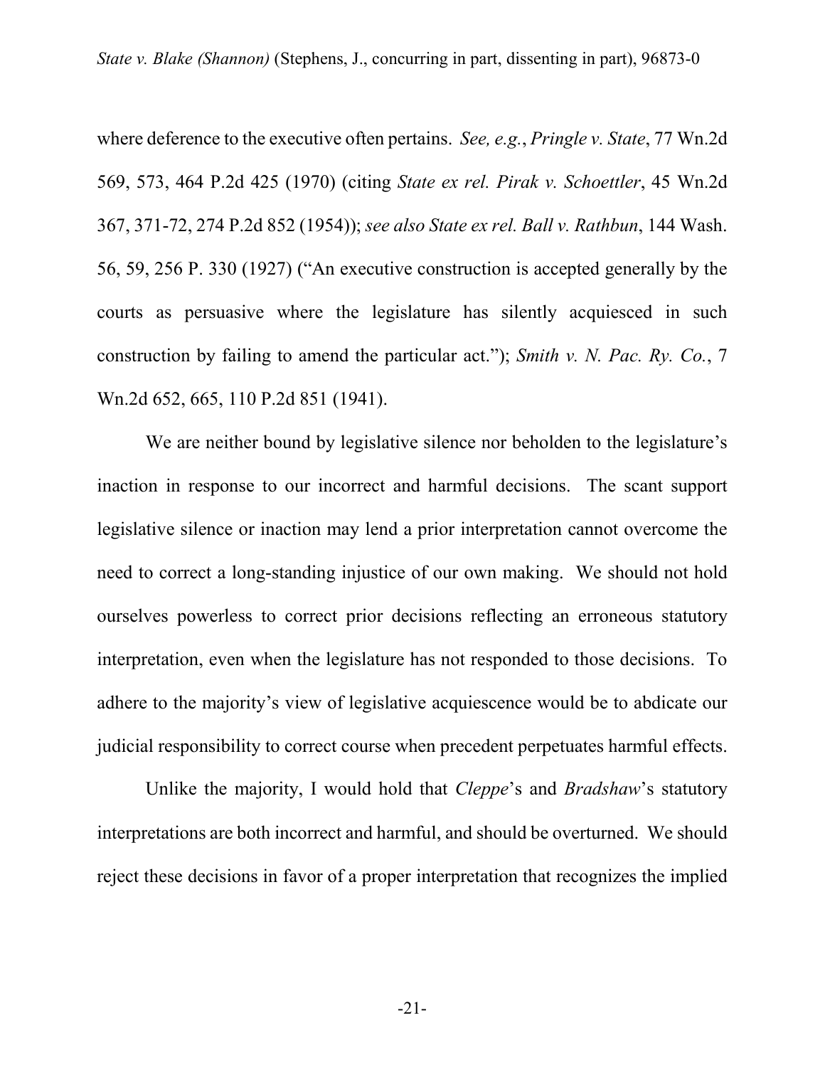where deference to the executive often pertains. *See, e.g.*, *Pringle v. State*, 77 Wn.2d 569, 573, 464 P.2d 425 (1970) (citing *State ex rel. Pirak v. Schoettler*, 45 Wn.2d 367, 371-72, 274 P.2d 852 (1954)); *see also State ex rel. Ball v. Rathbun*, 144 Wash. 56, 59, 256 P. 330 (1927) ("An executive construction is accepted generally by the courts as persuasive where the legislature has silently acquiesced in such construction by failing to amend the particular act."); *Smith v. N. Pac. Ry. Co.*, 7 Wn.2d 652, 665, 110 P.2d 851 (1941).

We are neither bound by legislative silence nor beholden to the legislature's inaction in response to our incorrect and harmful decisions. The scant support legislative silence or inaction may lend a prior interpretation cannot overcome the need to correct a long-standing injustice of our own making. We should not hold ourselves powerless to correct prior decisions reflecting an erroneous statutory interpretation, even when the legislature has not responded to those decisions. To adhere to the majority's view of legislative acquiescence would be to abdicate our judicial responsibility to correct course when precedent perpetuates harmful effects.

Unlike the majority, I would hold that *Cleppe*'s and *Bradshaw*'s statutory interpretations are both incorrect and harmful, and should be overturned. We should reject these decisions in favor of a proper interpretation that recognizes the implied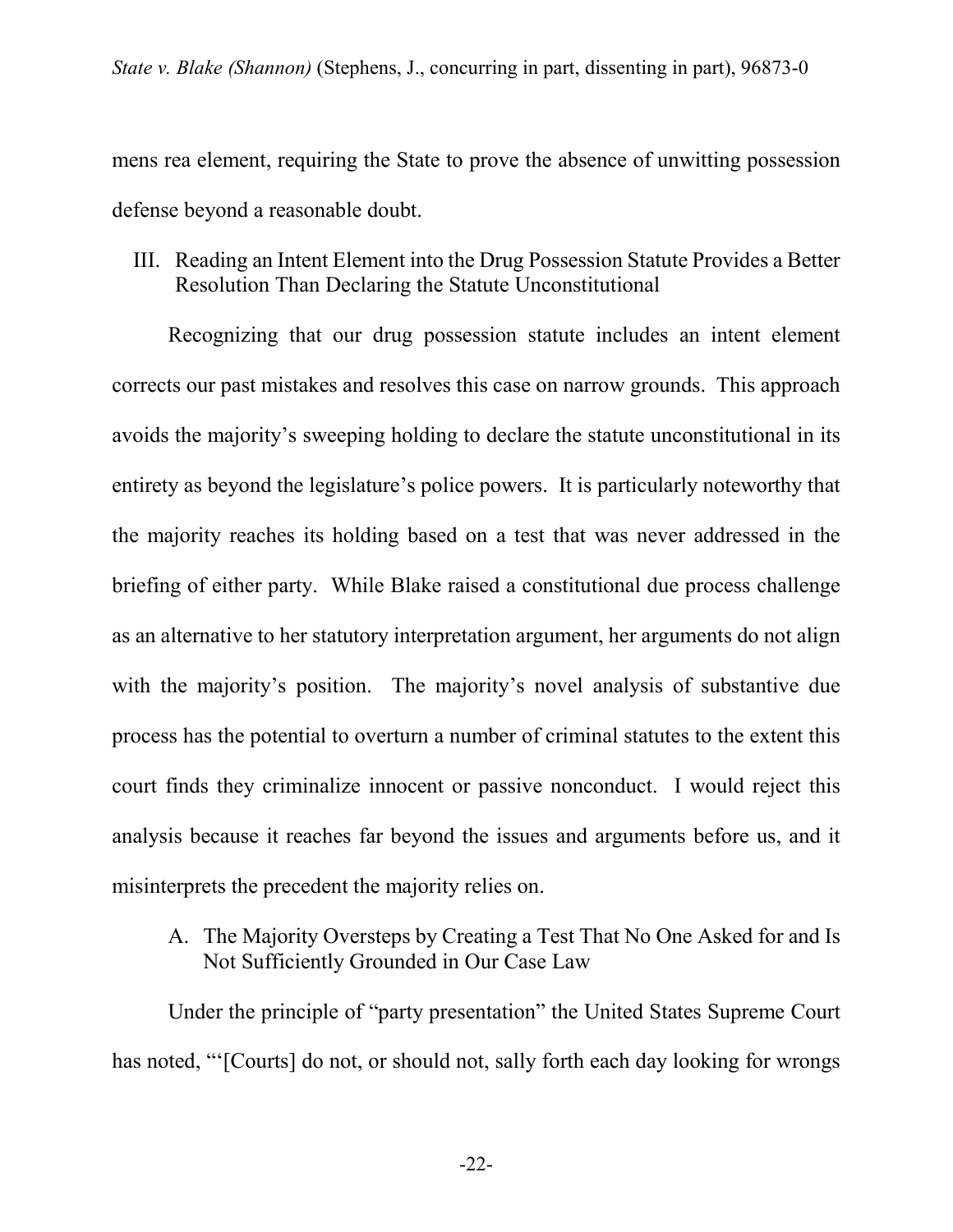mens rea element, requiring the State to prove the absence of unwitting possession defense beyond a reasonable doubt.

## III. Reading an Intent Element into the Drug Possession Statute Provides a Better Resolution Than Declaring the Statute Unconstitutional

Recognizing that our drug possession statute includes an intent element corrects our past mistakes and resolves this case on narrow grounds. This approach avoids the majority's sweeping holding to declare the statute unconstitutional in its entirety as beyond the legislature's police powers. It is particularly noteworthy that the majority reaches its holding based on a test that was never addressed in the briefing of either party. While Blake raised a constitutional due process challenge as an alternative to her statutory interpretation argument, her arguments do not align with the majority's position. The majority's novel analysis of substantive due process has the potential to overturn a number of criminal statutes to the extent this court finds they criminalize innocent or passive nonconduct. I would reject this analysis because it reaches far beyond the issues and arguments before us, and it misinterprets the precedent the majority relies on.

### A. The Majority Oversteps by Creating a Test That No One Asked for and Is Not Sufficiently Grounded in Our Case Law

Under the principle of "party presentation" the United States Supreme Court has noted, "'[Courts] do not, or should not, sally forth each day looking for wrongs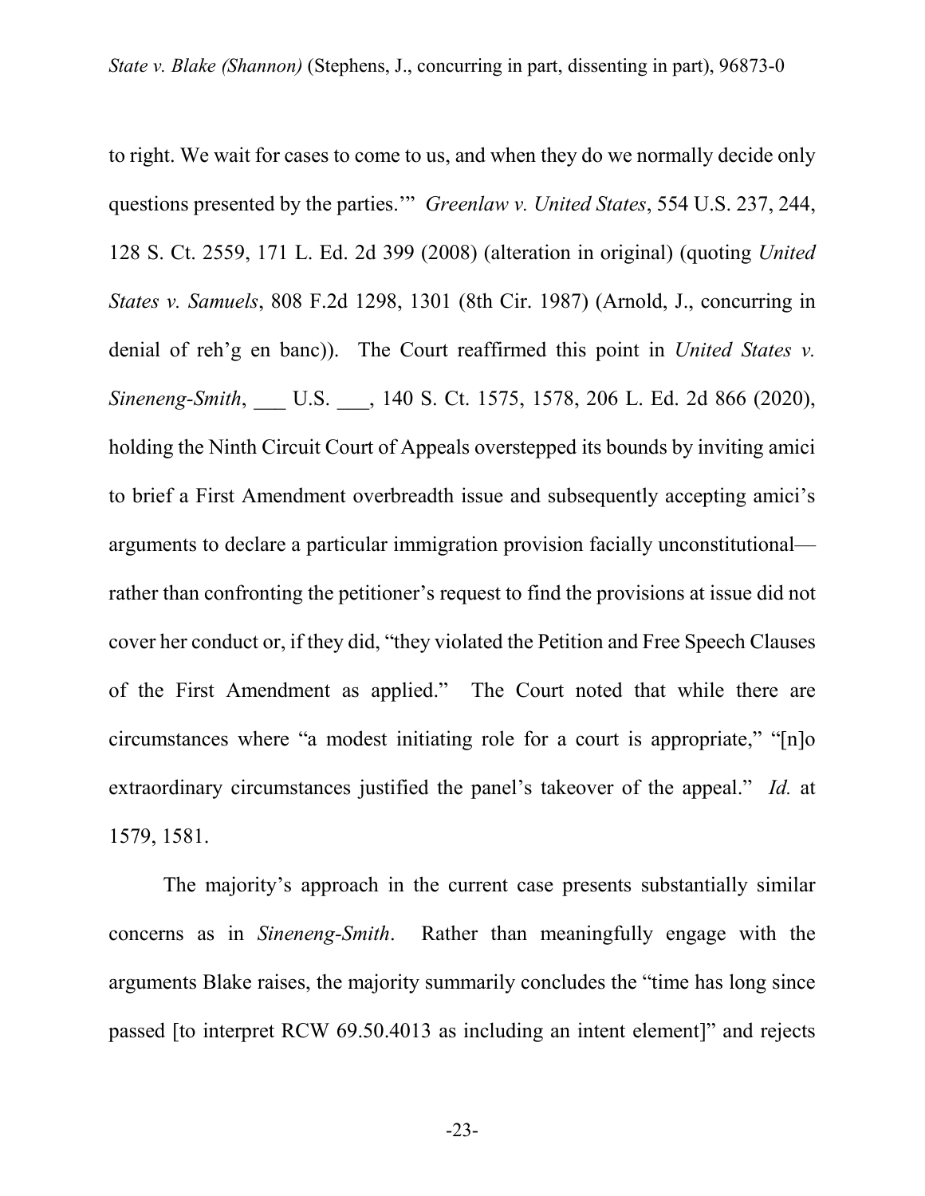to right. We wait for cases to come to us, and when they do we normally decide only questions presented by the parties.'" *Greenlaw v. United States*, 554 U.S. 237, 244, 128 S. Ct. 2559, 171 L. Ed. 2d 399 (2008) (alteration in original) (quoting *United States v. Samuels*, 808 F.2d 1298, 1301 (8th Cir. 1987) (Arnold, J., concurring in denial of reh'g en banc)). The Court reaffirmed this point in *United States v. Sineneng-Smith*, ___ U.S. ___, 140 S. Ct. 1575, 1578, 206 L. Ed. 2d 866 (2020), holding the Ninth Circuit Court of Appeals overstepped its bounds by inviting amici to brief a First Amendment overbreadth issue and subsequently accepting amici's arguments to declare a particular immigration provision facially unconstitutional—rather than confronting the petitioner's request to find the provisions at issue did not cover her conduct or, if they did, "they violated the Petition and Free Speech Clauses of the First Amendment as applied." The Court noted that while there are circumstances where "a modest initiating role for a court is appropriate," "[n]o extraordinary circumstances justified the panel's takeover of the appeal." *Id.* at 1579, 1581.

The majority's approach in the current case presents substantially similar concerns as in *Sineneng-Smith*. Rather than meaningfully engage with the arguments Blake raises, the majority summarily concludes the "time has long since passed [to interpret RCW 69.50.4013 as including an intent element]" and rejects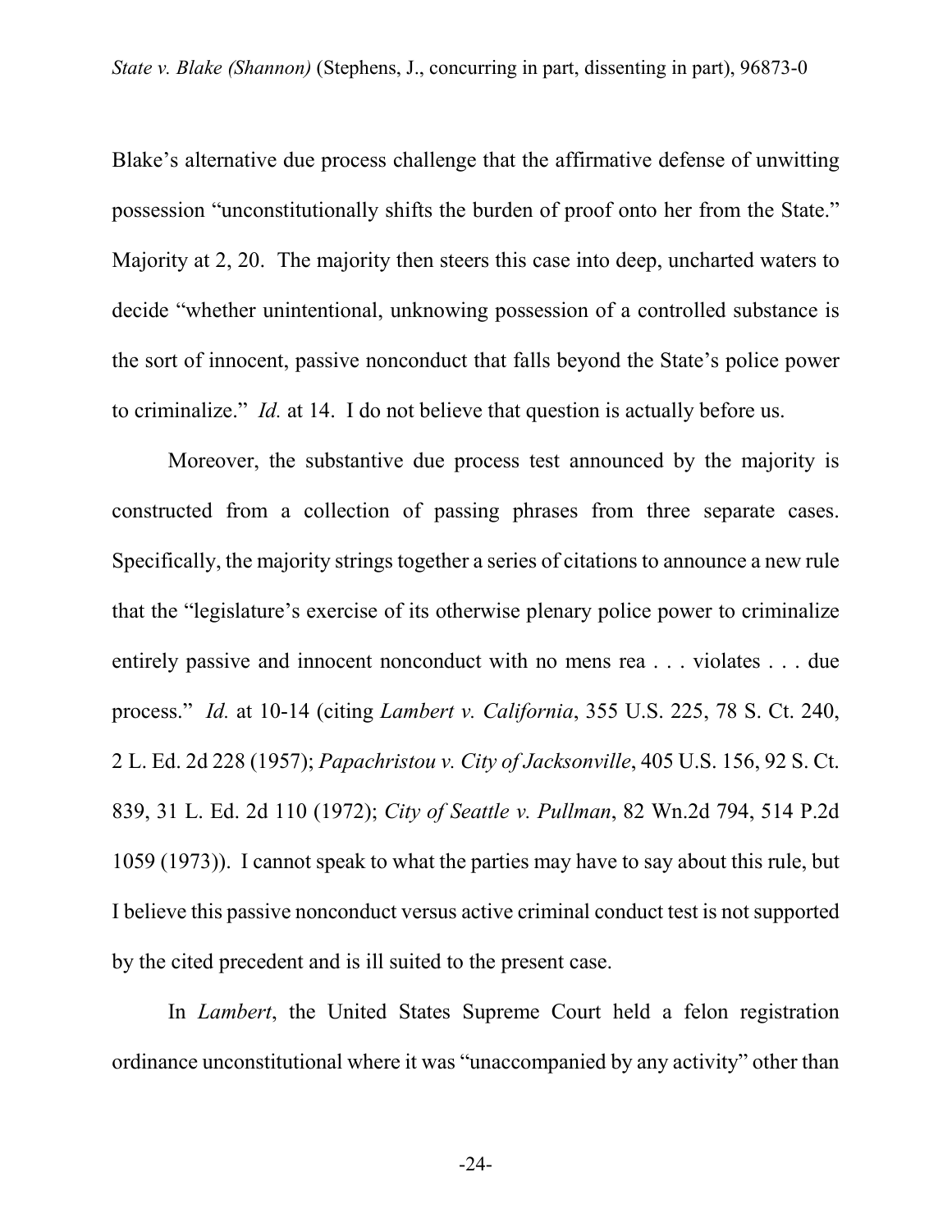Blake's alternative due process challenge that the affirmative defense of unwitting possession "unconstitutionally shifts the burden of proof onto her from the State." Majority at 2, 20. The majority then steers this case into deep, uncharted waters to decide "whether unintentional, unknowing possession of a controlled substance is the sort of innocent, passive nonconduct that falls beyond the State's police power to criminalize." *Id.* at 14. I do not believe that question is actually before us.

Moreover, the substantive due process test announced by the majority is constructed from a collection of passing phrases from three separate cases. Specifically, the majority strings together a series of citations to announce a new rule that the "legislature's exercise of its otherwise plenary police power to criminalize entirely passive and innocent nonconduct with no mens rea . . . violates . . . due process." *Id.* at 10-14 (citing *Lambert v. California*, 355 U.S. 225, 78 S. Ct. 240, 2 L. Ed. 2d 228 (1957); *Papachristou v. City of Jacksonville*, 405 U.S. 156, 92 S. Ct. 839, 31 L. Ed. 2d 110 (1972); *City of Seattle v. Pullman*, 82 Wn.2d 794, 514 P.2d 1059 (1973)). I cannot speak to what the parties may have to say about this rule, but I believe this passive nonconduct versus active criminal conduct test is not supported by the cited precedent and is ill suited to the present case.

In *Lambert*, the United States Supreme Court held a felon registration ordinance unconstitutional where it was "unaccompanied by any activity" other than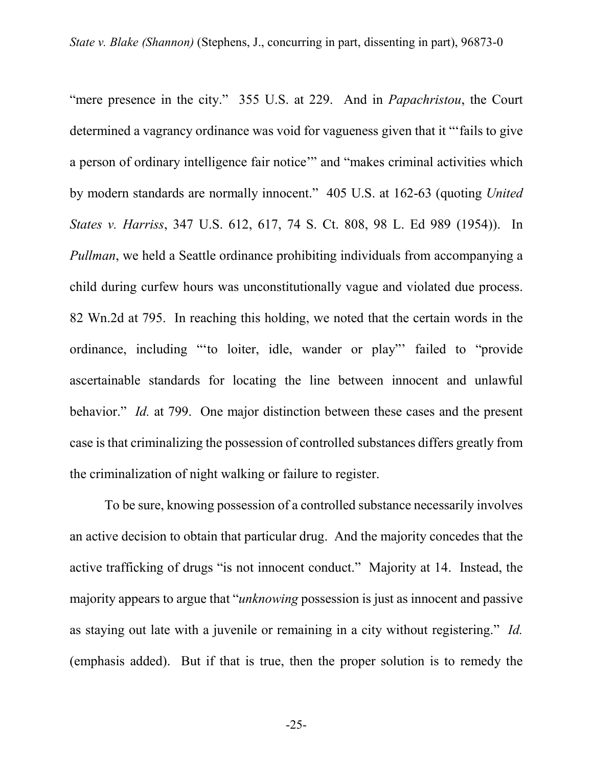"mere presence in the city." 355 U.S. at 229. And in *Papachristou*, the Court determined a vagrancy ordinance was void for vagueness given that it "'fails to give a person of ordinary intelligence fair notice'" and "makes criminal activities which by modern standards are normally innocent." 405 U.S. at 162-63 (quoting *United States v. Harriss*, 347 U.S. 612, 617, 74 S. Ct. 808, 98 L. Ed 989 (1954)). In *Pullman*, we held a Seattle ordinance prohibiting individuals from accompanying a child during curfew hours was unconstitutionally vague and violated due process. 82 Wn.2d at 795. In reaching this holding, we noted that the certain words in the ordinance, including "'to loiter, idle, wander or play'" failed to "provide ascertainable standards for locating the line between innocent and unlawful behavior." *Id.* at 799. One major distinction between these cases and the present case is that criminalizing the possession of controlled substances differs greatly from the criminalization of night walking or failure to register.

To be sure, knowing possession of a controlled substance necessarily involves an active decision to obtain that particular drug. And the majority concedes that the active trafficking of drugs "is not innocent conduct." Majority at 14. Instead, the majority appears to argue that "*unknowing* possession is just as innocent and passive as staying out late with a juvenile or remaining in a city without registering." *Id.* (emphasis added). But if that is true, then the proper solution is to remedy the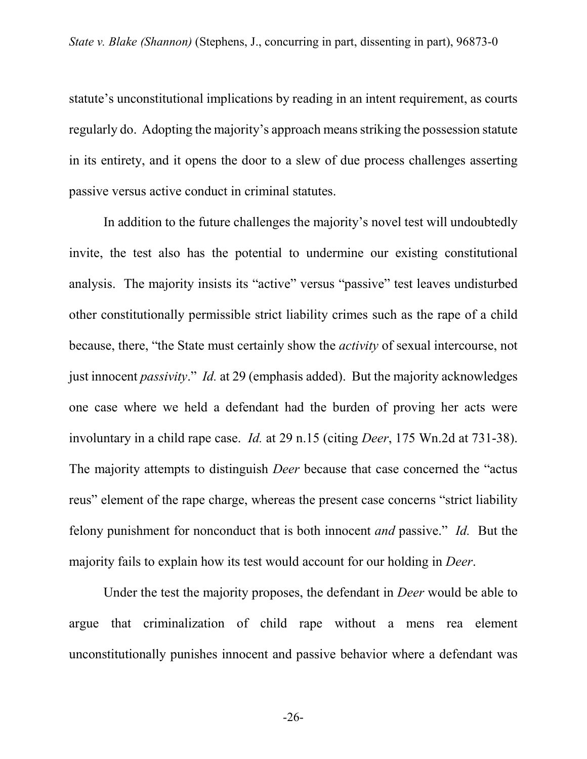statute's unconstitutional implications by reading in an intent requirement, as courts regularly do. Adopting the majority's approach means striking the possession statute in its entirety, and it opens the door to a slew of due process challenges asserting passive versus active conduct in criminal statutes.

In addition to the future challenges the majority's novel test will undoubtedly invite, the test also has the potential to undermine our existing constitutional analysis. The majority insists its "active" versus "passive" test leaves undisturbed other constitutionally permissible strict liability crimes such as the rape of a child because, there, "the State must certainly show the *activity* of sexual intercourse, not just innocent *passivity*." *Id.* at 29 (emphasis added). But the majority acknowledges one case where we held a defendant had the burden of proving her acts were involuntary in a child rape case. *Id.* at 29 n.15 (citing *Deer*, 175 Wn.2d at 731-38). The majority attempts to distinguish *Deer* because that case concerned the "actus reus" element of the rape charge, whereas the present case concerns "strict liability felony punishment for nonconduct that is both innocent *and* passive." *Id.* But the majority fails to explain how its test would account for our holding in *Deer*.

Under the test the majority proposes, the defendant in *Deer* would be able to argue that criminalization of child rape without a mens rea element unconstitutionally punishes innocent and passive behavior where a defendant was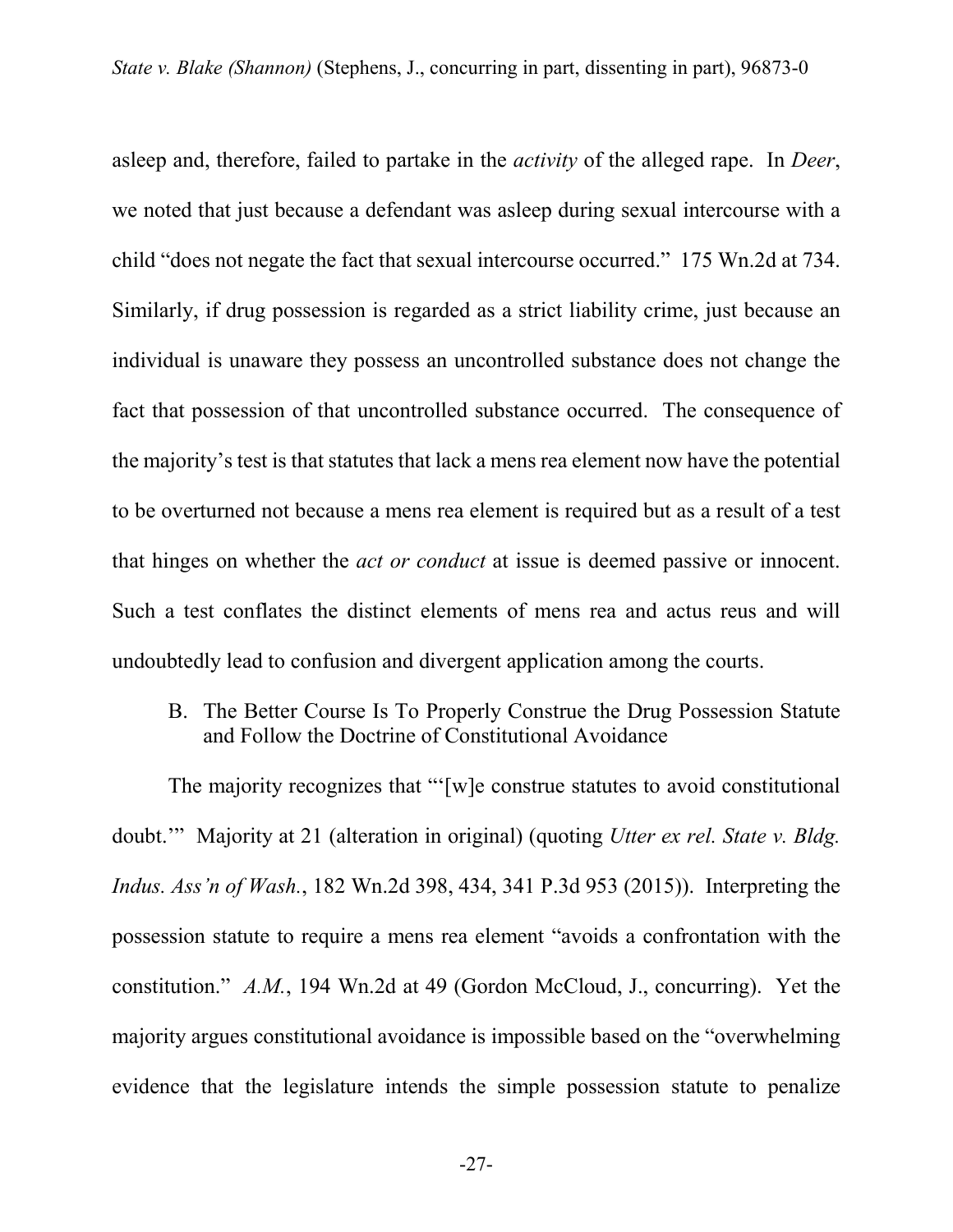asleep and, therefore, failed to partake in the *activity* of the alleged rape. In *Deer*, we noted that just because a defendant was asleep during sexual intercourse with a child "does not negate the fact that sexual intercourse occurred." 175 Wn.2d at 734. Similarly, if drug possession is regarded as a strict liability crime, just because an individual is unaware they possess an uncontrolled substance does not change the fact that possession of that uncontrolled substance occurred. The consequence of the majority's test is that statutes that lack a mens rea element now have the potential to be overturned not because a mens rea element is required but as a result of a test that hinges on whether the *act or conduct* at issue is deemed passive or innocent. Such a test conflates the distinct elements of mens rea and actus reus and will undoubtedly lead to confusion and divergent application among the courts.

### B. The Better Course Is To Properly Construe the Drug Possession Statute and Follow the Doctrine of Constitutional Avoidance

The majority recognizes that "'[w]e construe statutes to avoid constitutional doubt.'" Majority at 21 (alteration in original) (quoting *Utter ex rel. State v. Bldg. Indus. Ass'n of Wash.*, 182 Wn.2d 398, 434, 341 P.3d 953 (2015)). Interpreting the possession statute to require a mens rea element "avoids a confrontation with the constitution." *A.M.*, 194 Wn.2d at 49 (Gordon McCloud, J., concurring). Yet the majority argues constitutional avoidance is impossible based on the "overwhelming evidence that the legislature intends the simple possession statute to penalize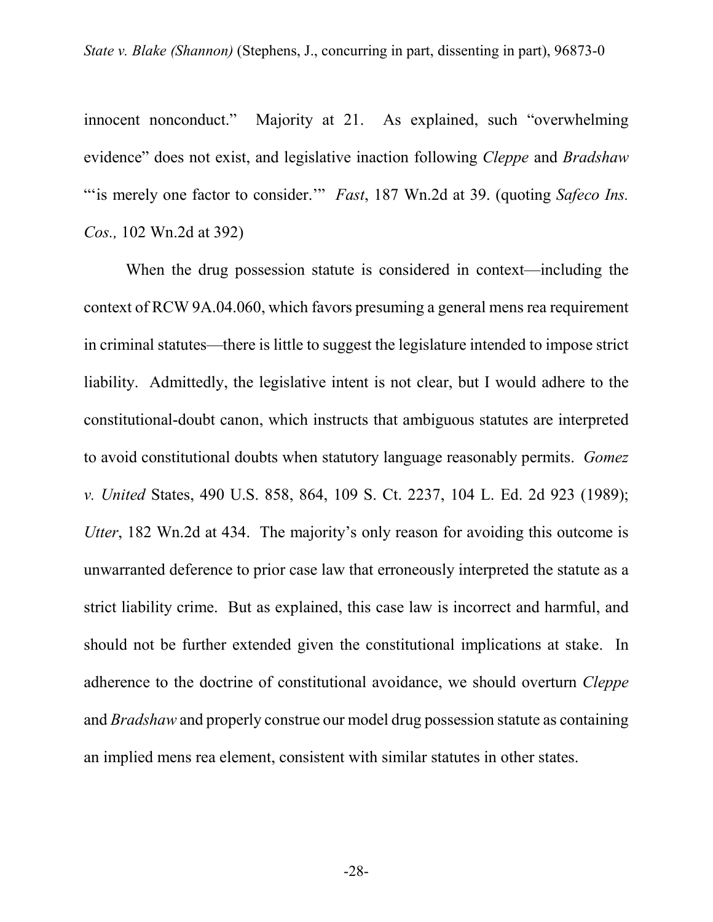innocent nonconduct." Majority at 21. As explained, such "overwhelming evidence" does not exist, and legislative inaction following *Cleppe* and *Bradshaw* "'is merely one factor to consider.'" *Fast*, 187 Wn.2d at 39. (quoting *Safeco Ins. Cos.,* 102 Wn.2d at 392)

When the drug possession statute is considered in context—including the context of RCW 9A.04.060, which favors presuming a general mens rea requirement in criminal statutes—there is little to suggest the legislature intended to impose strict liability. Admittedly, the legislative intent is not clear, but I would adhere to the constitutional-doubt canon, which instructs that ambiguous statutes are interpreted to avoid constitutional doubts when statutory language reasonably permits. *Gomez v. United* States, 490 U.S. 858, 864, 109 S. Ct. 2237, 104 L. Ed. 2d 923 (1989); *Utter*, 182 Wn.2d at 434. The majority's only reason for avoiding this outcome is unwarranted deference to prior case law that erroneously interpreted the statute as a strict liability crime. But as explained, this case law is incorrect and harmful, and should not be further extended given the constitutional implications at stake. In adherence to the doctrine of constitutional avoidance, we should overturn *Cleppe* and *Bradshaw* and properly construe our model drug possession statute as containing an implied mens rea element, consistent with similar statutes in other states.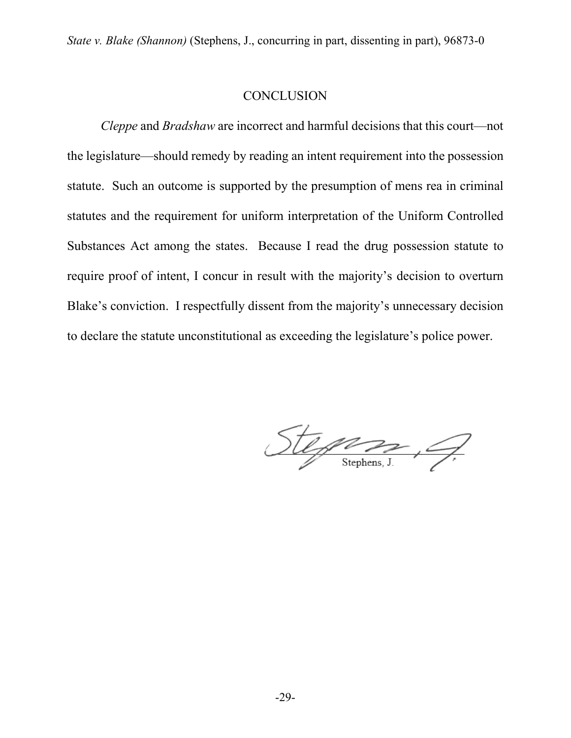## CONCLUSION

*Cleppe* and *Bradshaw* are incorrect and harmful decisions that this court—not the legislature—should remedy by reading an intent requirement into the possession statute. Such an outcome is supported by the presumption of mens rea in criminal statutes and the requirement for uniform interpretation of the Uniform Controlled Substances Act among the states. Because I read the drug possession statute to require proof of intent, I concur in result with the majority's decision to overturn Blake's conviction. I respectfully dissent from the majority's unnecessary decision to declare the statute unconstitutional as exceeding the legislature's police power.

Stephens, J.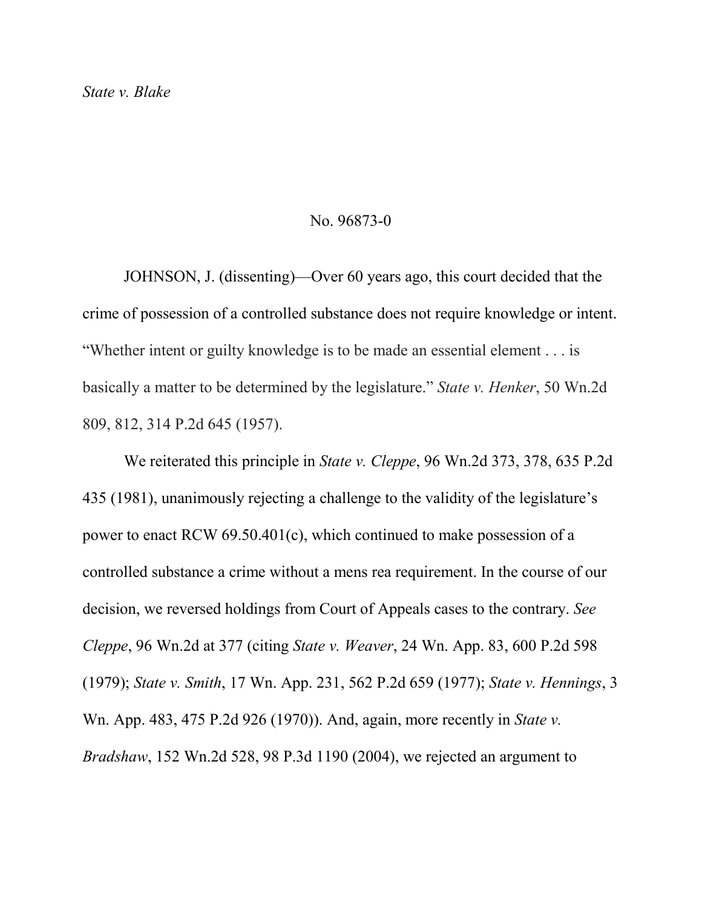*State v. Blake*

No. 96873-0

JOHNSON, J. (dissenting)—Over 60 years ago, this court decided that the crime of possession of a controlled substance does not require knowledge or intent. "Whether intent or guilty knowledge is to be made an essential element . . . is basically a matter to be determined by the legislature." *State v. Henker*, 50 Wn.2d 809, 812, 314 P.2d 645 (1957).

We reiterated this principle in *State v. Cleppe*, 96 Wn.2d 373, 378, 635 P.2d 435 (1981), unanimously rejecting a challenge to the validity of the legislature's power to enact RCW 69.50.401(c), which continued to make possession of a controlled substance a crime without a mens rea requirement. In the course of our decision, we reversed holdings from Court of Appeals cases to the contrary. *See Cleppe*, 96 Wn.2d at 377 (citing *State v. Weaver*, 24 Wn. App. 83, 600 P.2d 598 (1979); *State v. Smith*, 17 Wn. App. 231, 562 P.2d 659 (1977); *State v. Hennings*, 3 Wn. App. 483, 475 P.2d 926 (1970)). And, again, more recently in *State v. Bradshaw*, 152 Wn.2d 528, 98 P.3d 1190 (2004), we rejected an argument to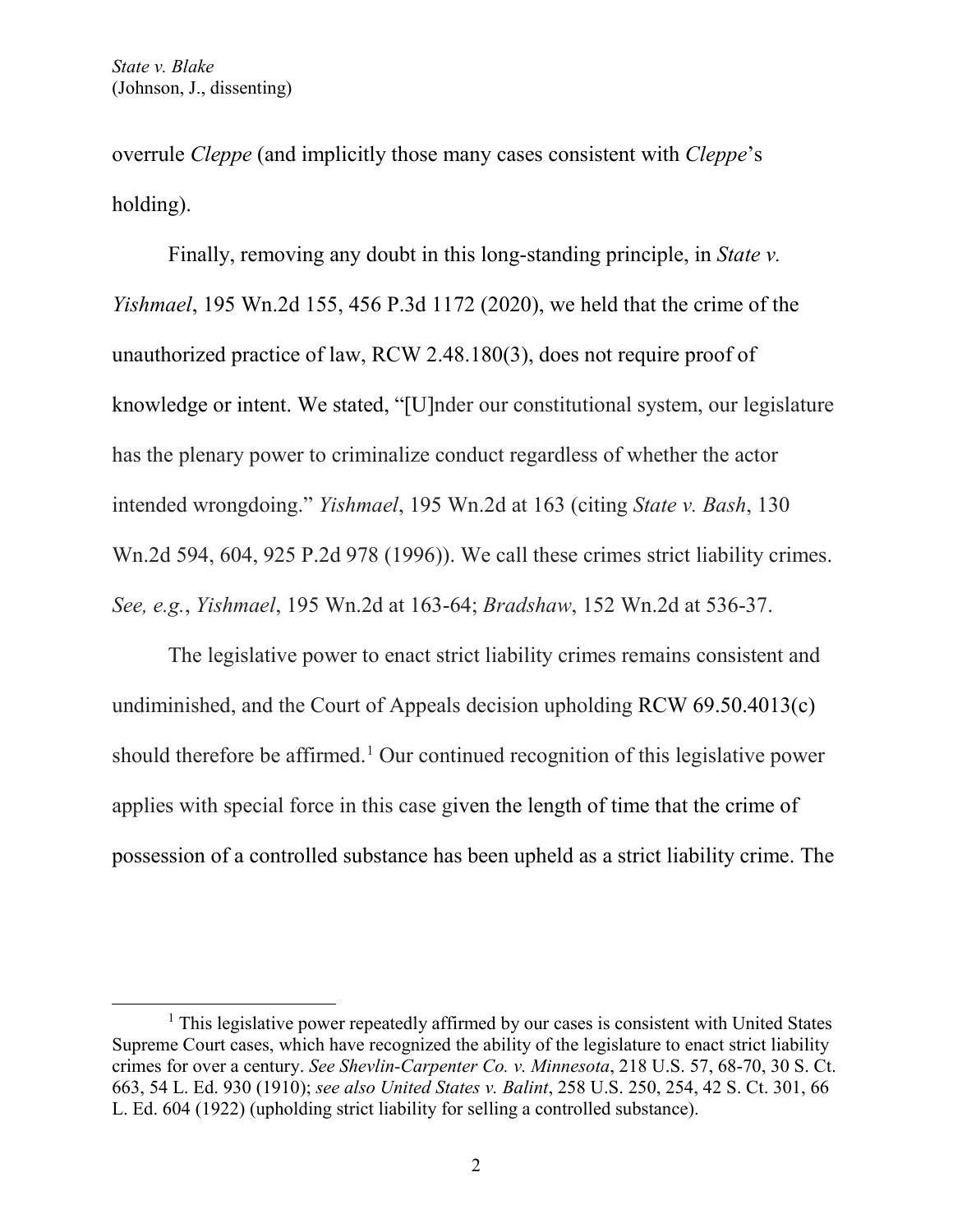overrule *Cleppe* (and implicitly those many cases consistent with *Cleppe*'s holding).

Finally, removing any doubt in this long-standing principle, in *State v. Yishmael*, 195 Wn.2d 155, 456 P.3d 1172 (2020), we held that the crime of the unauthorized practice of law, RCW 2.48.180(3), does not require proof of knowledge or intent. We stated, "[U]nder our constitutional system, our legislature has the plenary power to criminalize conduct regardless of whether the actor intended wrongdoing." *Yishmael*, 195 Wn.2d at 163 (citing *State v. Bash*, 130 Wn.2d 594, 604, 925 P.2d 978 (1996)). We call these crimes strict liability crimes. *See, e.g.*, *Yishmael*, 195 Wn.2d at 163-64; *Bradshaw*, 152 Wn.2d at 536-37.

The legislative power to enact strict liability crimes remains consistent and undiminished, and the Court of Appeals decision upholding RCW 69.50.4013(c) should therefore be affirmed.[1] Our continued recognition of this legislative power applies with special force in this case given the length of time that the crime of possession of a controlled substance has been upheld as a strict liability crime. The

---

[1] This legislative power repeatedly affirmed by our cases is consistent with United States Supreme Court cases, which have recognized the ability of the legislature to enact strict liability crimes for over a century. *See Shevlin-Carpenter Co. v. Minnesota*, 218 U.S. 57, 68-70, 30 S. Ct. 663, 54 L. Ed. 930 (1910); *see also United States v. Balint*, 258 U.S. 250, 254, 42 S. Ct. 301, 66 L. Ed. 604 (1922) (upholding strict liability for selling a controlled substance).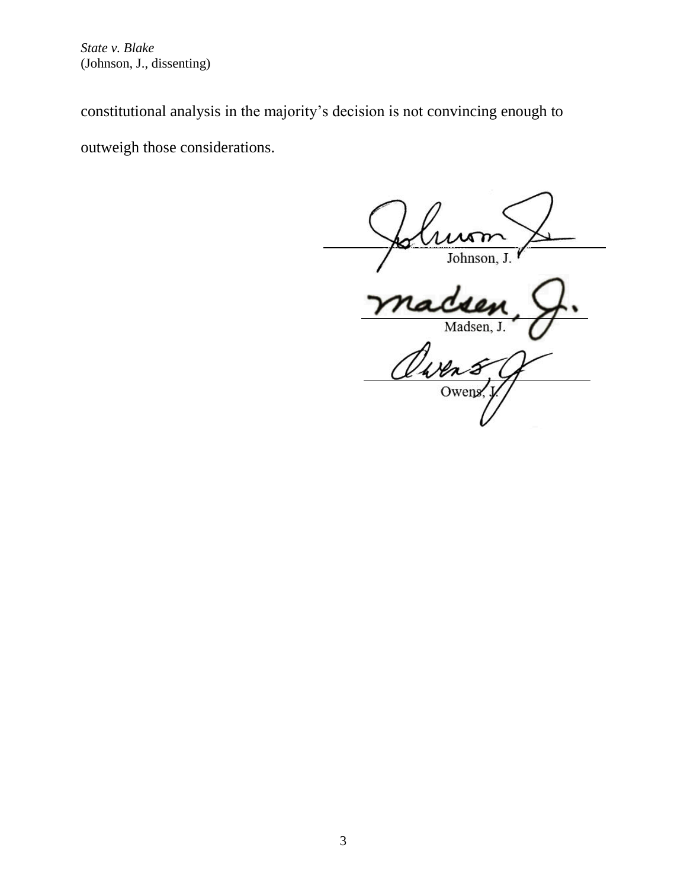constitutional analysis in the majority's decision is not convincing enough to outweigh those considerations.

Johnson, J.

Madsen, J.

Owens, J.